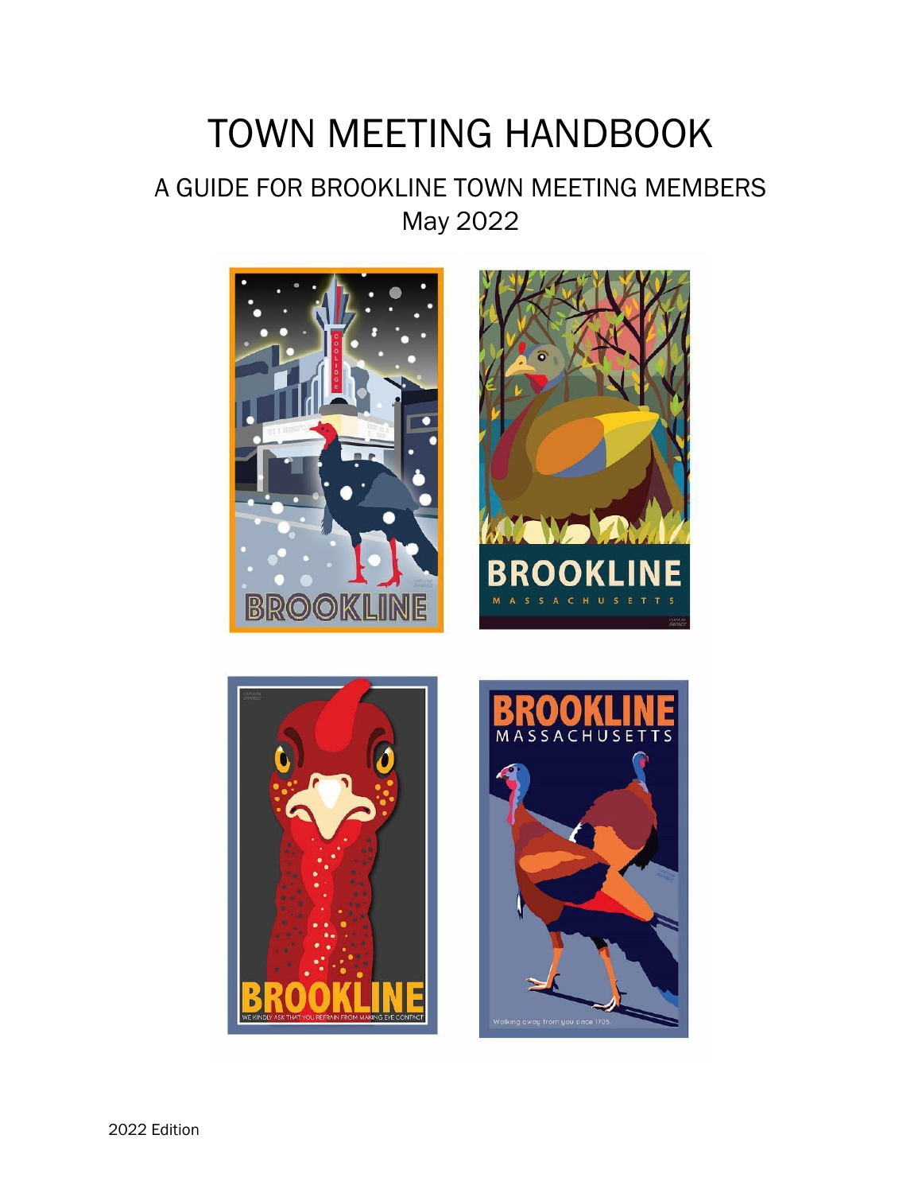# TOWN MEETING HANDBOOK

## A GUIDE FOR BROOKLINE TOWN MEETING MEMBERS
## May 2022

2022 Edition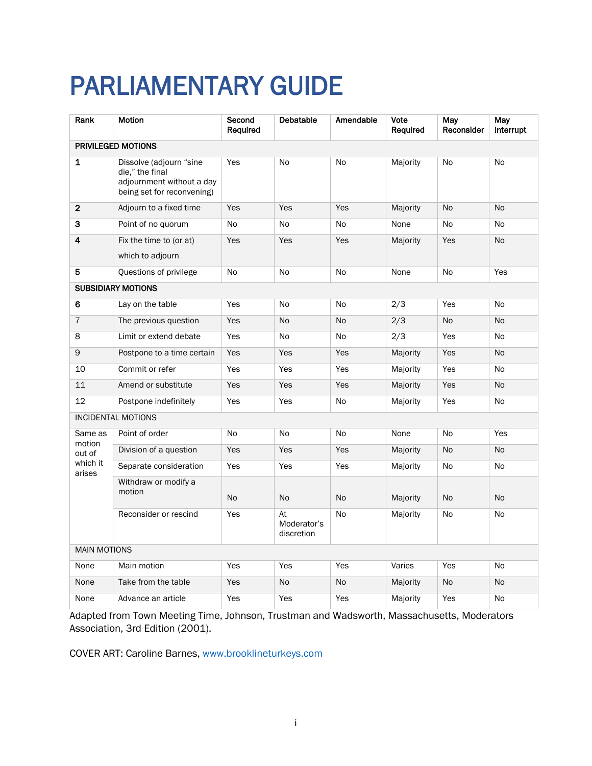# PARLIAMENTARY GUIDE

| Rank | Motion | Second Required | Debatable | Amendable | Vote Required | May Reconsider | May Interrupt |
|---|---|---|---|---|---|---|---|
| **PRIVILEGED MOTIONS** | | | | | | | |
| **1** | Dissolve (adjourn "sine die," the final adjournment without a day being set for reconvening) | Yes | No | No | Majority | No | No |
| **2** | Adjourn to a fixed time | Yes | Yes | Yes | Majority | No | No |
| **3** | Point of no quorum | No | No | No | None | No | No |
| **4** | Fix the time to (or at) which to adjourn | Yes | Yes | Yes | Majority | Yes | No |
| **5** | Questions of privilege | No | No | No | None | No | Yes |
| **SUBSIDIARY MOTIONS** | | | | | | | |
| **6** | Lay on the table | Yes | No | No | 2/3 | Yes | No |
| 7 | The previous question | Yes | No | No | 2/3 | No | No |
| 8 | Limit or extend debate | Yes | No | No | 2/3 | Yes | No |
| 9 | Postpone to a time certain | Yes | Yes | Yes | Majority | Yes | No |
| 10 | Commit or refer | Yes | Yes | Yes | Majority | Yes | No |
| 11 | Amend or substitute | Yes | Yes | Yes | Majority | Yes | No |
| 12 | Postpone indefinitely | Yes | Yes | No | Majority | Yes | No |
| INCIDENTAL MOTIONS | | | | | | | |
| Same as motion out of which it arises | Point of order | No | No | No | None | No | Yes |
| | Division of a question | Yes | Yes | Yes | Majority | No | No |
| | Separate consideration | Yes | Yes | Yes | Majority | No | No |
| | Withdraw or modify a motion | No | No | No | Majority | No | No |
| | Reconsider or rescind | Yes | At Moderator's discretion | No | Majority | No | No |
| MAIN MOTIONS | | | | | | | |
| None | Main motion | Yes | Yes | Yes | Varies | Yes | No |
| None | Take from the table | Yes | No | No | Majority | No | No |
| None | Advance an article | Yes | Yes | Yes | Majority | Yes | No |

Adapted from Town Meeting Time, Johnson, Trustman and Wadsworth, Massachusetts, Moderators Association, 3rd Edition (2001).

COVER ART: Caroline Barnes, www.brooklineturkeys.com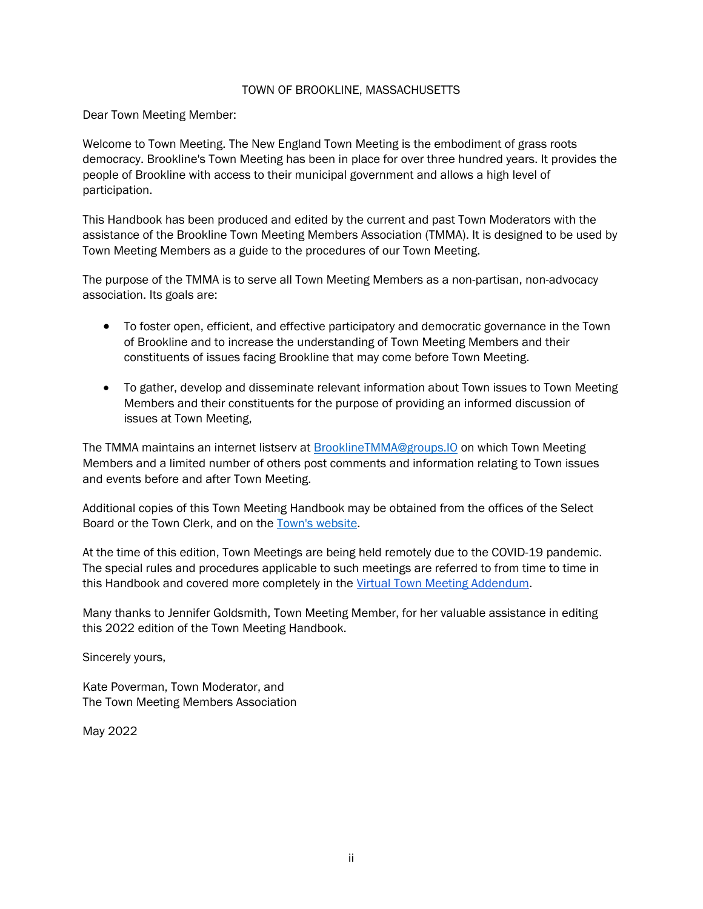TOWN OF BROOKLINE, MASSACHUSETTS

Dear Town Meeting Member:

Welcome to Town Meeting. The New England Town Meeting is the embodiment of grass roots democracy. Brookline's Town Meeting has been in place for over three hundred years. It provides the people of Brookline with access to their municipal government and allows a high level of participation.

This Handbook has been produced and edited by the current and past Town Moderators with the assistance of the Brookline Town Meeting Members Association (TMMA). It is designed to be used by Town Meeting Members as a guide to the procedures of our Town Meeting.

The purpose of the TMMA is to serve all Town Meeting Members as a non-partisan, non-advocacy association. Its goals are:

- To foster open, efficient, and effective participatory and democratic governance in the Town of Brookline and to increase the understanding of Town Meeting Members and their constituents of issues facing Brookline that may come before Town Meeting.
- To gather, develop and disseminate relevant information about Town issues to Town Meeting Members and their constituents for the purpose of providing an informed discussion of issues at Town Meeting,

The TMMA maintains an internet listserv at [BrooklineTMMA@groups.IO](mailto:BrooklineTMMA@groups.IO) on which Town Meeting Members and a limited number of others post comments and information relating to Town issues and events before and after Town Meeting.

Additional copies of this Town Meeting Handbook may be obtained from the offices of the Select Board or the Town Clerk, and on the [Town's website](#).

At the time of this edition, Town Meetings are being held remotely due to the COVID-19 pandemic. The special rules and procedures applicable to such meetings are referred to from time to time in this Handbook and covered more completely in the [Virtual Town Meeting Addendum](#).

Many thanks to Jennifer Goldsmith, Town Meeting Member, for her valuable assistance in editing this 2022 edition of the Town Meeting Handbook.

Sincerely yours,

Kate Poverman, Town Moderator, and
The Town Meeting Members Association

May 2022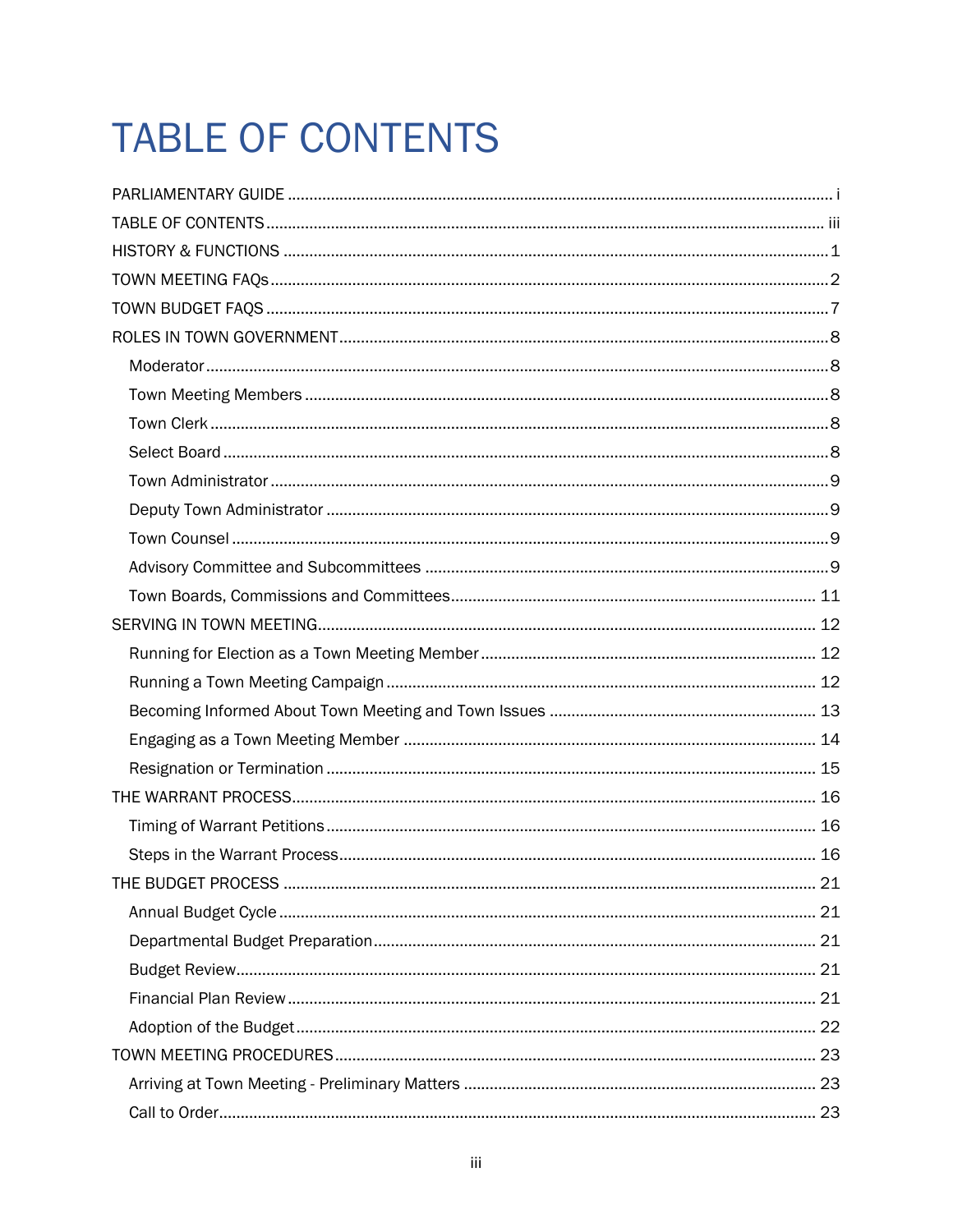# TABLE OF CONTENTS

PARLIAMENTARY GUIDE ........ i

TABLE OF CONTENTS ........ iii

HISTORY & FUNCTIONS ........ 1

TOWN MEETING FAQs ........ 2

TOWN BUDGET FAQS ........ 7

ROLES IN TOWN GOVERNMENT ........ 8

- Moderator ........ 8
- Town Meeting Members ........ 8
- Town Clerk ........ 8
- Select Board ........ 8
- Town Administrator ........ 9
- Deputy Town Administrator ........ 9
- Town Counsel ........ 9
- Advisory Committee and Subcommittees ........ 9
- Town Boards, Commissions and Committees ........ 11

SERVING IN TOWN MEETING ........ 12

- Running for Election as a Town Meeting Member ........ 12
- Running a Town Meeting Campaign ........ 12
- Becoming Informed About Town Meeting and Town Issues ........ 13
- Engaging as a Town Meeting Member ........ 14
- Resignation or Termination ........ 15

THE WARRANT PROCESS ........ 16

- Timing of Warrant Petitions ........ 16
- Steps in the Warrant Process ........ 16

THE BUDGET PROCESS ........ 21

- Annual Budget Cycle ........ 21
- Departmental Budget Preparation ........ 21
- Budget Review ........ 21
- Financial Plan Review ........ 21
- Adoption of the Budget ........ 22

TOWN MEETING PROCEDURES ........ 23

- Arriving at Town Meeting - Preliminary Matters ........ 23
- Call to Order ........ 23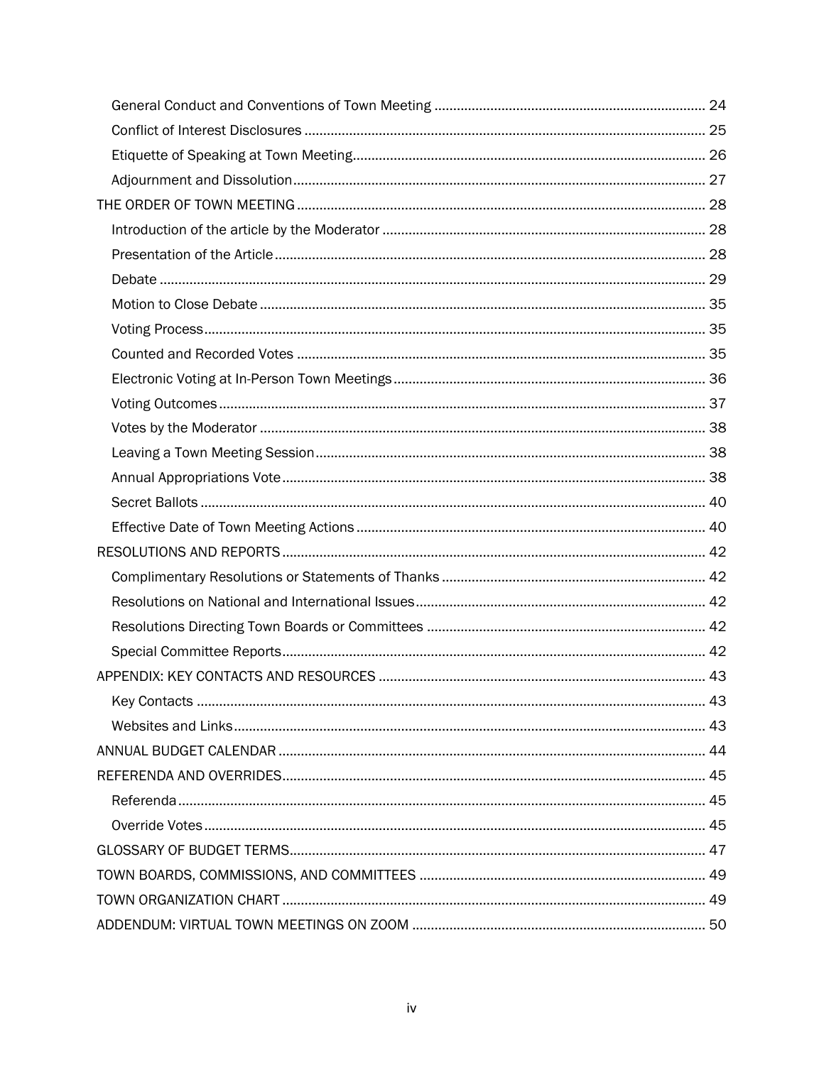- General Conduct and Conventions of Town Meeting ........ 24
- Conflict of Interest Disclosures ........ 25
- Etiquette of Speaking at Town Meeting ........ 26
- Adjournment and Dissolution ........ 27

THE ORDER OF TOWN MEETING ........ 28

- Introduction of the article by the Moderator ........ 28
- Presentation of the Article ........ 28
- Debate ........ 29
- Motion to Close Debate ........ 35
- Voting Process ........ 35
- Counted and Recorded Votes ........ 35
- Electronic Voting at In-Person Town Meetings ........ 36
- Voting Outcomes ........ 37
- Votes by the Moderator ........ 38
- Leaving a Town Meeting Session ........ 38
- Annual Appropriations Vote ........ 38
- Secret Ballots ........ 40
- Effective Date of Town Meeting Actions ........ 40

RESOLUTIONS AND REPORTS ........ 42

- Complimentary Resolutions or Statements of Thanks ........ 42
- Resolutions on National and International Issues ........ 42
- Resolutions Directing Town Boards or Committees ........ 42
- Special Committee Reports ........ 42

APPENDIX: KEY CONTACTS AND RESOURCES ........ 43

- Key Contacts ........ 43
- Websites and Links ........ 43

ANNUAL BUDGET CALENDAR ........ 44

REFERENDA AND OVERRIDES ........ 45

- Referenda ........ 45
- Override Votes ........ 45

GLOSSARY OF BUDGET TERMS ........ 47

TOWN BOARDS, COMMISSIONS, AND COMMITTEES ........ 49

TOWN ORGANIZATION CHART ........ 49

ADDENDUM: VIRTUAL TOWN MEETINGS ON ZOOM ........ 50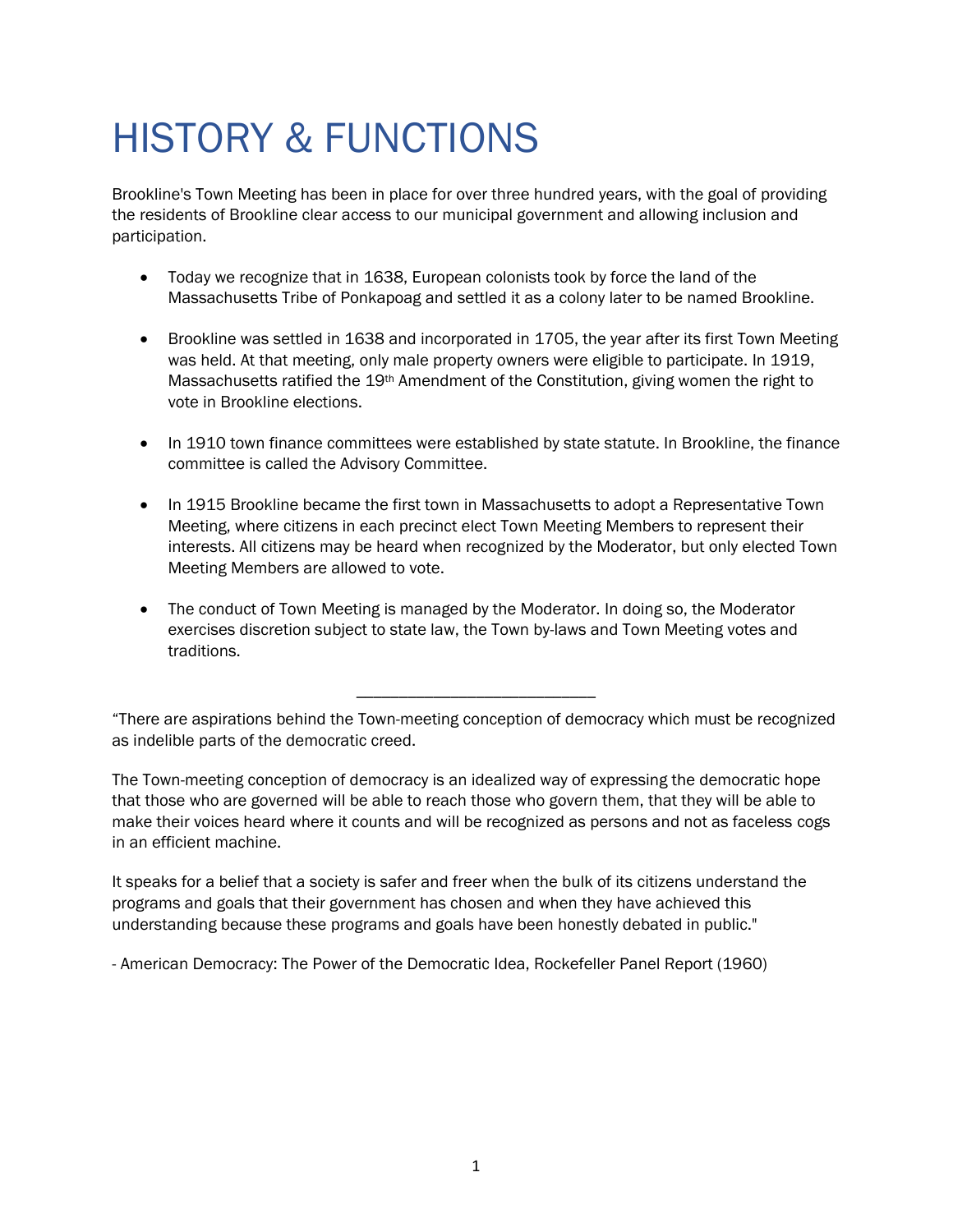# HISTORY & FUNCTIONS

Brookline's Town Meeting has been in place for over three hundred years, with the goal of providing the residents of Brookline clear access to our municipal government and allowing inclusion and participation.

- Today we recognize that in 1638, European colonists took by force the land of the Massachusetts Tribe of Ponkapoag and settled it as a colony later to be named Brookline.
- Brookline was settled in 1638 and incorporated in 1705, the year after its first Town Meeting was held. At that meeting, only male property owners were eligible to participate. In 1919, Massachusetts ratified the 19th Amendment of the Constitution, giving women the right to vote in Brookline elections.
- In 1910 town finance committees were established by state statute. In Brookline, the finance committee is called the Advisory Committee.
- In 1915 Brookline became the first town in Massachusetts to adopt a Representative Town Meeting, where citizens in each precinct elect Town Meeting Members to represent their interests. All citizens may be heard when recognized by the Moderator, but only elected Town Meeting Members are allowed to vote.
- The conduct of Town Meeting is managed by the Moderator. In doing so, the Moderator exercises discretion subject to state law, the Town by-laws and Town Meeting votes and traditions.

---

"There are aspirations behind the Town-meeting conception of democracy which must be recognized as indelible parts of the democratic creed.

The Town-meeting conception of democracy is an idealized way of expressing the democratic hope that those who are governed will be able to reach those who govern them, that they will be able to make their voices heard where it counts and will be recognized as persons and not as faceless cogs in an efficient machine.

It speaks for a belief that a society is safer and freer when the bulk of its citizens understand the programs and goals that their government has chosen and when they have achieved this understanding because these programs and goals have been honestly debated in public."

- American Democracy: The Power of the Democratic Idea, Rockefeller Panel Report (1960)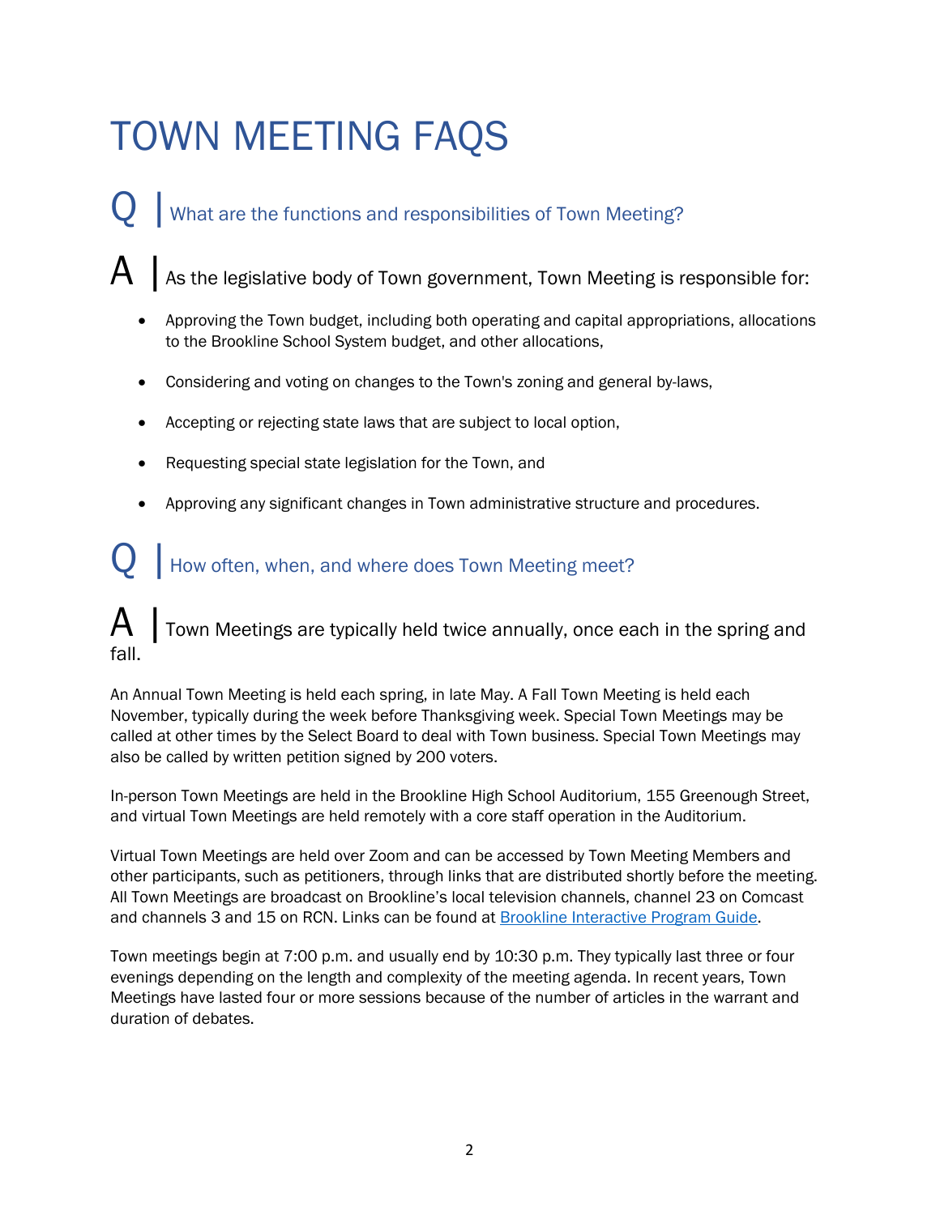# TOWN MEETING FAQS

## Q | What are the functions and responsibilities of Town Meeting?

**A |** As the legislative body of Town government, Town Meeting is responsible for:

- Approving the Town budget, including both operating and capital appropriations, allocations to the Brookline School System budget, and other allocations,
- Considering and voting on changes to the Town's zoning and general by-laws,
- Accepting or rejecting state laws that are subject to local option,
- Requesting special state legislation for the Town, and
- Approving any significant changes in Town administrative structure and procedures.

## Q | How often, when, and where does Town Meeting meet?

**A |** Town Meetings are typically held twice annually, once each in the spring and fall.

An Annual Town Meeting is held each spring, in late May. A Fall Town Meeting is held each November, typically during the week before Thanksgiving week. Special Town Meetings may be called at other times by the Select Board to deal with Town business. Special Town Meetings may also be called by written petition signed by 200 voters.

In-person Town Meetings are held in the Brookline High School Auditorium, 155 Greenough Street, and virtual Town Meetings are held remotely with a core staff operation in the Auditorium.

Virtual Town Meetings are held over Zoom and can be accessed by Town Meeting Members and other participants, such as petitioners, through links that are distributed shortly before the meeting. All Town Meetings are broadcast on Brookline's local television channels, channel 23 on Comcast and channels 3 and 15 on RCN. Links can be found at [Brookline Interactive Program Guide](#).

Town meetings begin at 7:00 p.m. and usually end by 10:30 p.m. They typically last three or four evenings depending on the length and complexity of the meeting agenda. In recent years, Town Meetings have lasted four or more sessions because of the number of articles in the warrant and duration of debates.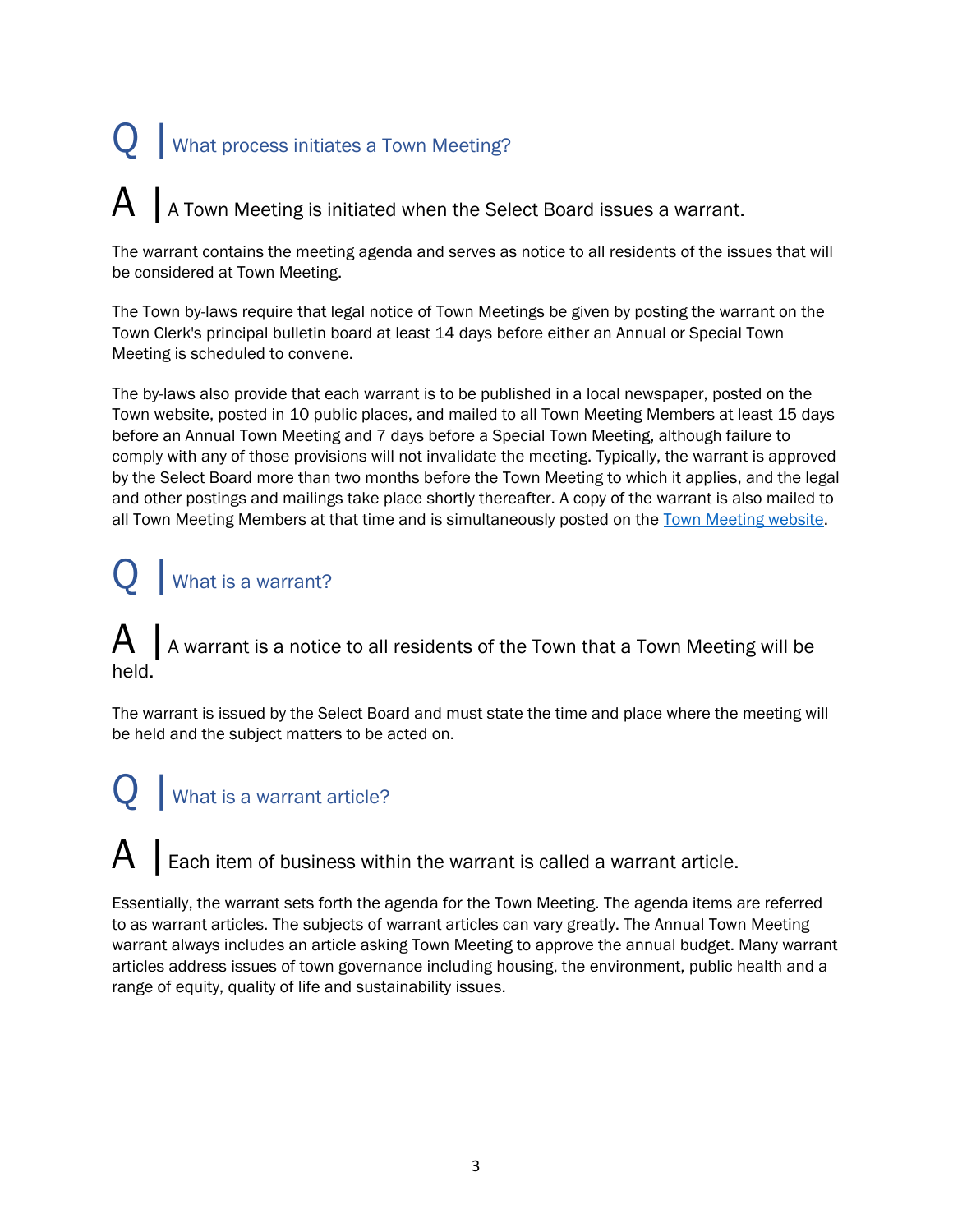## Q | What process initiates a Town Meeting?

**A | A Town Meeting is initiated when the Select Board issues a warrant.**

The warrant contains the meeting agenda and serves as notice to all residents of the issues that will be considered at Town Meeting.

The Town by-laws require that legal notice of Town Meetings be given by posting the warrant on the Town Clerk's principal bulletin board at least 14 days before either an Annual or Special Town Meeting is scheduled to convene.

The by-laws also provide that each warrant is to be published in a local newspaper, posted on the Town website, posted in 10 public places, and mailed to all Town Meeting Members at least 15 days before an Annual Town Meeting and 7 days before a Special Town Meeting, although failure to comply with any of those provisions will not invalidate the meeting. Typically, the warrant is approved by the Select Board more than two months before the Town Meeting to which it applies, and the legal and other postings and mailings take place shortly thereafter. A copy of the warrant is also mailed to all Town Meeting Members at that time and is simultaneously posted on the Town Meeting website.

## Q | What is a warrant?

**A | A warrant is a notice to all residents of the Town that a Town Meeting will be held.**

The warrant is issued by the Select Board and must state the time and place where the meeting will be held and the subject matters to be acted on.

## Q | What is a warrant article?

**A | Each item of business within the warrant is called a warrant article.**

Essentially, the warrant sets forth the agenda for the Town Meeting. The agenda items are referred to as warrant articles. The subjects of warrant articles can vary greatly. The Annual Town Meeting warrant always includes an article asking Town Meeting to approve the annual budget. Many warrant articles address issues of town governance including housing, the environment, public health and a range of equity, quality of life and sustainability issues.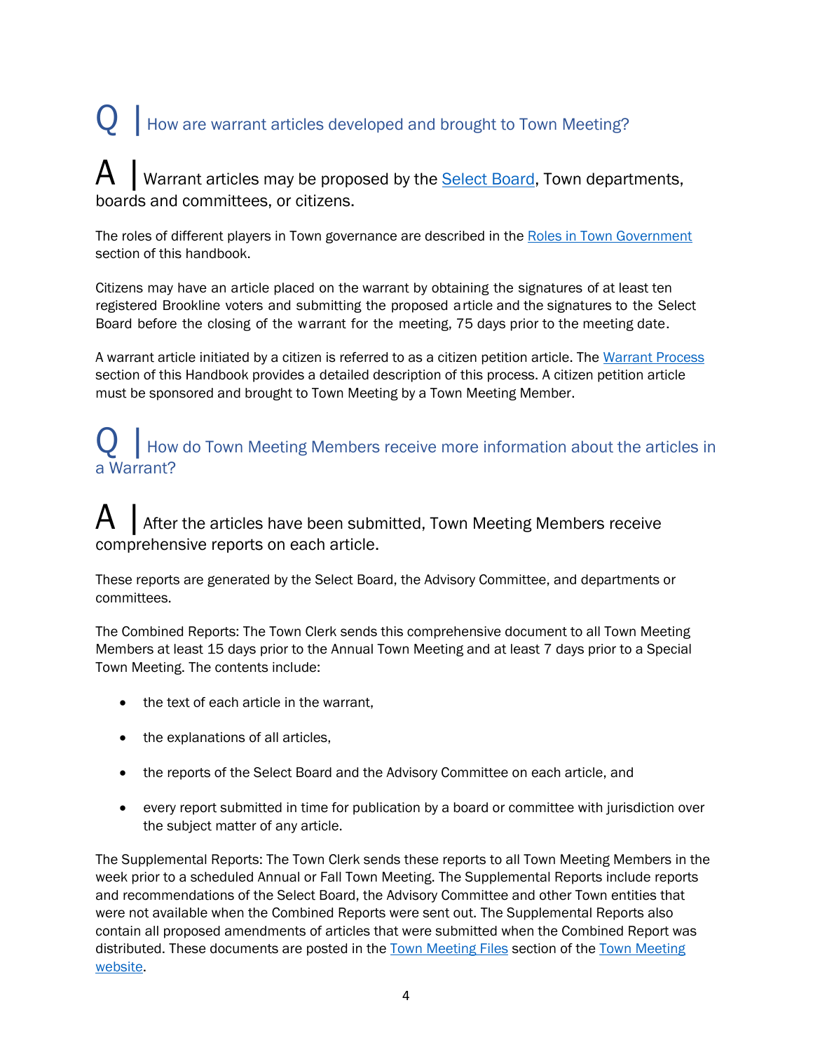## Q | How are warrant articles developed and brought to Town Meeting?

**A | Warrant articles may be proposed by the [Select Board](), Town departments, boards and committees, or citizens.**

The roles of different players in Town governance are described in the [Roles in Town Government]() section of this handbook.

Citizens may have an article placed on the warrant by obtaining the signatures of at least ten registered Brookline voters and submitting the proposed article and the signatures to the Select Board before the closing of the warrant for the meeting, 75 days prior to the meeting date.

A warrant article initiated by a citizen is referred to as a citizen petition article. The [Warrant Process]() section of this Handbook provides a detailed description of this process. A citizen petition article must be sponsored and brought to Town Meeting by a Town Meeting Member.

## Q | How do Town Meeting Members receive more information about the articles in a Warrant?

**A | After the articles have been submitted, Town Meeting Members receive comprehensive reports on each article.**

These reports are generated by the Select Board, the Advisory Committee, and departments or committees.

The Combined Reports: The Town Clerk sends this comprehensive document to all Town Meeting Members at least 15 days prior to the Annual Town Meeting and at least 7 days prior to a Special Town Meeting. The contents include:

- the text of each article in the warrant,
- the explanations of all articles,
- the reports of the Select Board and the Advisory Committee on each article, and
- every report submitted in time for publication by a board or committee with jurisdiction over the subject matter of any article.

The Supplemental Reports: The Town Clerk sends these reports to all Town Meeting Members in the week prior to a scheduled Annual or Fall Town Meeting. The Supplemental Reports include reports and recommendations of the Select Board, the Advisory Committee and other Town entities that were not available when the Combined Reports were sent out. The Supplemental Reports also contain all proposed amendments of articles that were submitted when the Combined Report was distributed. These documents are posted in the [Town Meeting Files]() section of the [Town Meeting website]().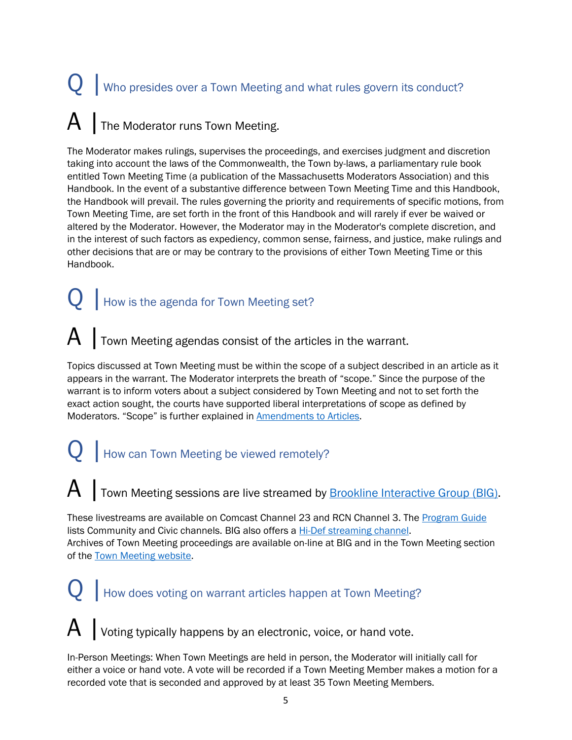## Q | Who presides over a Town Meeting and what rules govern its conduct?

### A | The Moderator runs Town Meeting.

The Moderator makes rulings, supervises the proceedings, and exercises judgment and discretion taking into account the laws of the Commonwealth, the Town by-laws, a parliamentary rule book entitled Town Meeting Time (a publication of the Massachusetts Moderators Association) and this Handbook. In the event of a substantive difference between Town Meeting Time and this Handbook, the Handbook will prevail. The rules governing the priority and requirements of specific motions, from Town Meeting Time, are set forth in the front of this Handbook and will rarely if ever be waived or altered by the Moderator. However, the Moderator may in the Moderator's complete discretion, and in the interest of such factors as expediency, common sense, fairness, and justice, make rulings and other decisions that are or may be contrary to the provisions of either Town Meeting Time or this Handbook.

## Q | How is the agenda for Town Meeting set?

### A | Town Meeting agendas consist of the articles in the warrant.

Topics discussed at Town Meeting must be within the scope of a subject described in an article as it appears in the warrant. The Moderator interprets the breath of "scope." Since the purpose of the warrant is to inform voters about a subject considered by Town Meeting and not to set forth the exact action sought, the courts have supported liberal interpretations of scope as defined by Moderators. "Scope" is further explained in [Amendments to Articles](#).

## Q | How can Town Meeting be viewed remotely?

### A | Town Meeting sessions are live streamed by [Brookline Interactive Group (BIG)](#).

These livestreams are available on Comcast Channel 23 and RCN Channel 3. The [Program Guide](#) lists Community and Civic channels. BIG also offers a [Hi-Def streaming channel](#).
Archives of Town Meeting proceedings are available on-line at BIG and in the Town Meeting section of the [Town Meeting website](#).

## Q | How does voting on warrant articles happen at Town Meeting?

### A | Voting typically happens by an electronic, voice, or hand vote.

In-Person Meetings: When Town Meetings are held in person, the Moderator will initially call for either a voice or hand vote. A vote will be recorded if a Town Meeting Member makes a motion for a recorded vote that is seconded and approved by at least 35 Town Meeting Members.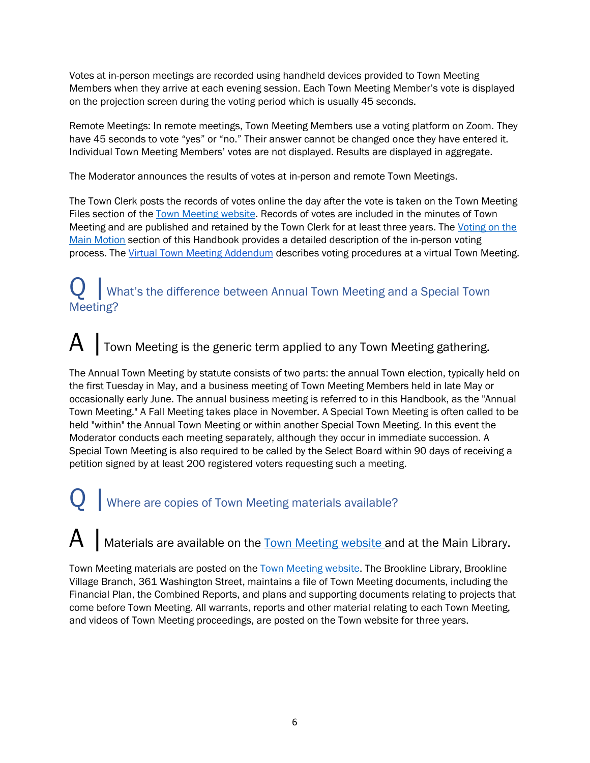Votes at in-person meetings are recorded using handheld devices provided to Town Meeting Members when they arrive at each evening session. Each Town Meeting Member's vote is displayed on the projection screen during the voting period which is usually 45 seconds.

Remote Meetings: In remote meetings, Town Meeting Members use a voting platform on Zoom. They have 45 seconds to vote "yes" or "no." Their answer cannot be changed once they have entered it. Individual Town Meeting Members' votes are not displayed. Results are displayed in aggregate.

The Moderator announces the results of votes at in-person and remote Town Meetings.

The Town Clerk posts the records of votes online the day after the vote is taken on the Town Meeting Files section of the Town Meeting website. Records of votes are included in the minutes of Town Meeting and are published and retained by the Town Clerk for at least three years. The Voting on the Main Motion section of this Handbook provides a detailed description of the in-person voting process. The Virtual Town Meeting Addendum describes voting procedures at a virtual Town Meeting.

## Q | What's the difference between Annual Town Meeting and a Special Town Meeting?

## A | Town Meeting is the generic term applied to any Town Meeting gathering.

The Annual Town Meeting by statute consists of two parts: the annual Town election, typically held on the first Tuesday in May, and a business meeting of Town Meeting Members held in late May or occasionally early June. The annual business meeting is referred to in this Handbook, as the "Annual Town Meeting." A Fall Meeting takes place in November. A Special Town Meeting is often called to be held "within" the Annual Town Meeting or within another Special Town Meeting. In this event the Moderator conducts each meeting separately, although they occur in immediate succession. A Special Town Meeting is also required to be called by the Select Board within 90 days of receiving a petition signed by at least 200 registered voters requesting such a meeting.

## Q | Where are copies of Town Meeting materials available?

## A | Materials are available on the Town Meeting website and at the Main Library.

Town Meeting materials are posted on the Town Meeting website. The Brookline Library, Brookline Village Branch, 361 Washington Street, maintains a file of Town Meeting documents, including the Financial Plan, the Combined Reports, and plans and supporting documents relating to projects that come before Town Meeting. All warrants, reports and other material relating to each Town Meeting, and videos of Town Meeting proceedings, are posted on the Town website for three years.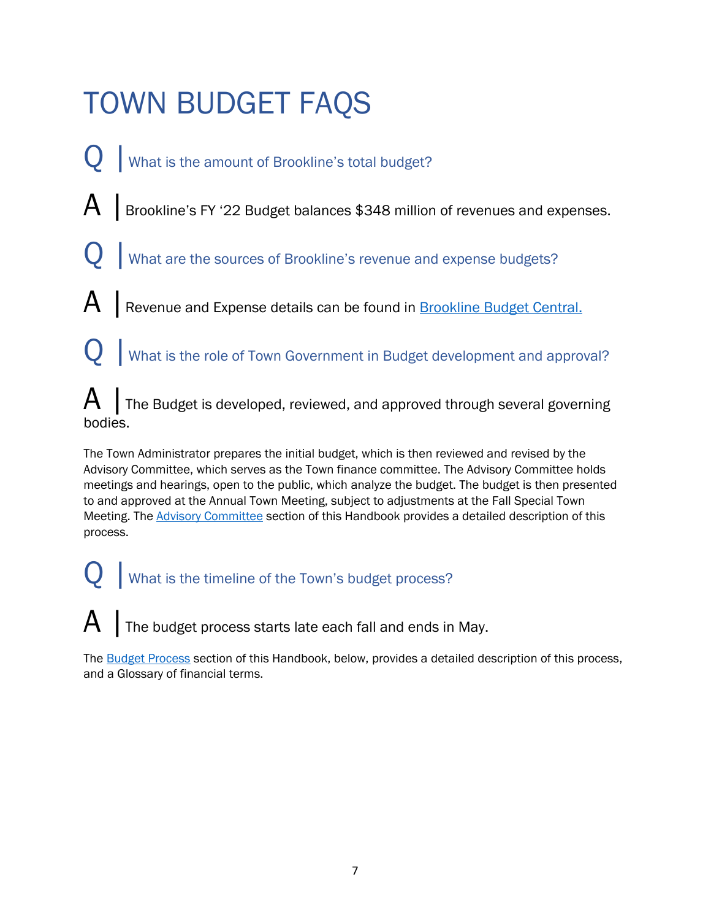# TOWN BUDGET FAQS

Q | What is the amount of Brookline's total budget?

A | Brookline's FY '22 Budget balances $348 million of revenues and expenses.

Q | What are the sources of Brookline's revenue and expense budgets?

A | Revenue and Expense details can be found in Brookline Budget Central.

Q | What is the role of Town Government in Budget development and approval?

A | The Budget is developed, reviewed, and approved through several governing bodies.

The Town Administrator prepares the initial budget, which is then reviewed and revised by the Advisory Committee, which serves as the Town finance committee. The Advisory Committee holds meetings and hearings, open to the public, which analyze the budget. The budget is then presented to and approved at the Annual Town Meeting, subject to adjustments at the Fall Special Town Meeting. The Advisory Committee section of this Handbook provides a detailed description of this process.

Q | What is the timeline of the Town's budget process?

A | The budget process starts late each fall and ends in May.

The Budget Process section of this Handbook, below, provides a detailed description of this process, and a Glossary of financial terms.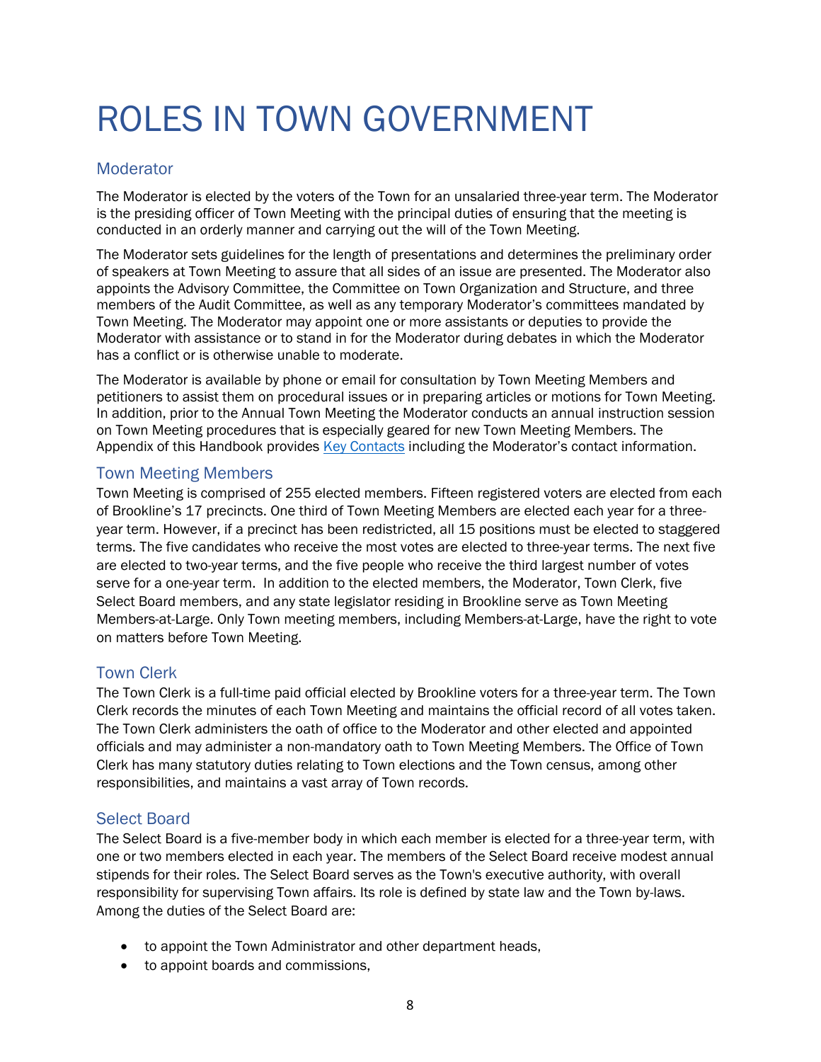# ROLES IN TOWN GOVERNMENT

## Moderator

The Moderator is elected by the voters of the Town for an unsalaried three-year term. The Moderator is the presiding officer of Town Meeting with the principal duties of ensuring that the meeting is conducted in an orderly manner and carrying out the will of the Town Meeting.

The Moderator sets guidelines for the length of presentations and determines the preliminary order of speakers at Town Meeting to assure that all sides of an issue are presented. The Moderator also appoints the Advisory Committee, the Committee on Town Organization and Structure, and three members of the Audit Committee, as well as any temporary Moderator's committees mandated by Town Meeting. The Moderator may appoint one or more assistants or deputies to provide the Moderator with assistance or to stand in for the Moderator during debates in which the Moderator has a conflict or is otherwise unable to moderate.

The Moderator is available by phone or email for consultation by Town Meeting Members and petitioners to assist them on procedural issues or in preparing articles or motions for Town Meeting. In addition, prior to the Annual Town Meeting the Moderator conducts an annual instruction session on Town Meeting procedures that is especially geared for new Town Meeting Members. The Appendix of this Handbook provides Key Contacts including the Moderator's contact information.

## Town Meeting Members

Town Meeting is comprised of 255 elected members. Fifteen registered voters are elected from each of Brookline's 17 precincts. One third of Town Meeting Members are elected each year for a three-year term. However, if a precinct has been redistricted, all 15 positions must be elected to staggered terms. The five candidates who receive the most votes are elected to three-year terms. The next five are elected to two-year terms, and the five people who receive the third largest number of votes serve for a one-year term. In addition to the elected members, the Moderator, Town Clerk, five Select Board members, and any state legislator residing in Brookline serve as Town Meeting Members-at-Large. Only Town meeting members, including Members-at-Large, have the right to vote on matters before Town Meeting.

## Town Clerk

The Town Clerk is a full-time paid official elected by Brookline voters for a three-year term. The Town Clerk records the minutes of each Town Meeting and maintains the official record of all votes taken. The Town Clerk administers the oath of office to the Moderator and other elected and appointed officials and may administer a non-mandatory oath to Town Meeting Members. The Office of Town Clerk has many statutory duties relating to Town elections and the Town census, among other responsibilities, and maintains a vast array of Town records.

## Select Board

The Select Board is a five-member body in which each member is elected for a three-year term, with one or two members elected in each year. The members of the Select Board receive modest annual stipends for their roles. The Select Board serves as the Town's executive authority, with overall responsibility for supervising Town affairs. Its role is defined by state law and the Town by-laws. Among the duties of the Select Board are:

- to appoint the Town Administrator and other department heads,
- to appoint boards and commissions,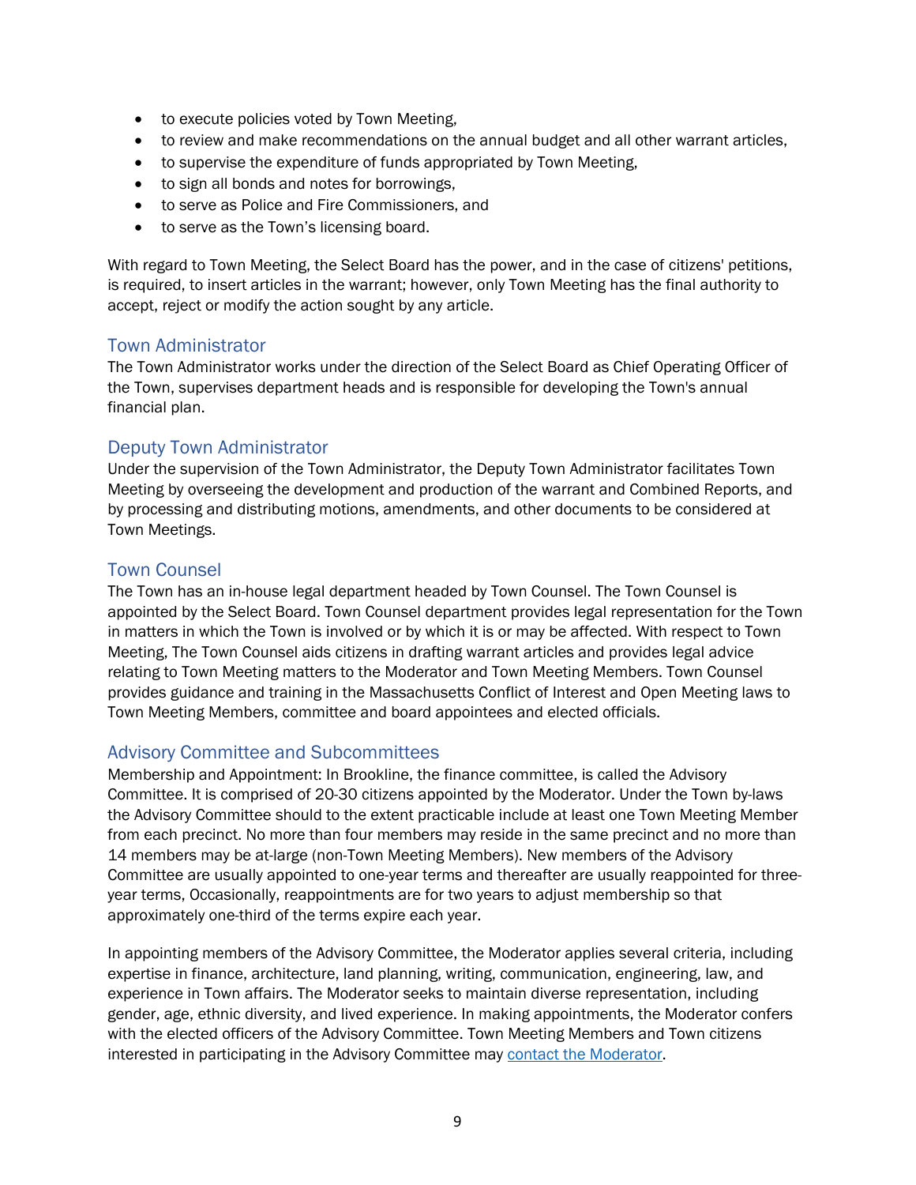- to execute policies voted by Town Meeting,
- to review and make recommendations on the annual budget and all other warrant articles,
- to supervise the expenditure of funds appropriated by Town Meeting,
- to sign all bonds and notes for borrowings,
- to serve as Police and Fire Commissioners, and
- to serve as the Town's licensing board.

With regard to Town Meeting, the Select Board has the power, and in the case of citizens' petitions, is required, to insert articles in the warrant; however, only Town Meeting has the final authority to accept, reject or modify the action sought by any article.

## Town Administrator

The Town Administrator works under the direction of the Select Board as Chief Operating Officer of the Town, supervises department heads and is responsible for developing the Town's annual financial plan.

## Deputy Town Administrator

Under the supervision of the Town Administrator, the Deputy Town Administrator facilitates Town Meeting by overseeing the development and production of the warrant and Combined Reports, and by processing and distributing motions, amendments, and other documents to be considered at Town Meetings.

## Town Counsel

The Town has an in-house legal department headed by Town Counsel. The Town Counsel is appointed by the Select Board. Town Counsel department provides legal representation for the Town in matters in which the Town is involved or by which it is or may be affected. With respect to Town Meeting, The Town Counsel aids citizens in drafting warrant articles and provides legal advice relating to Town Meeting matters to the Moderator and Town Meeting Members. Town Counsel provides guidance and training in the Massachusetts Conflict of Interest and Open Meeting laws to Town Meeting Members, committee and board appointees and elected officials.

## Advisory Committee and Subcommittees

Membership and Appointment: In Brookline, the finance committee, is called the Advisory Committee. It is comprised of 20-30 citizens appointed by the Moderator. Under the Town by-laws the Advisory Committee should to the extent practicable include at least one Town Meeting Member from each precinct. No more than four members may reside in the same precinct and no more than 14 members may be at-large (non-Town Meeting Members). New members of the Advisory Committee are usually appointed to one-year terms and thereafter are usually reappointed for three-year terms, Occasionally, reappointments are for two years to adjust membership so that approximately one-third of the terms expire each year.

In appointing members of the Advisory Committee, the Moderator applies several criteria, including expertise in finance, architecture, land planning, writing, communication, engineering, law, and experience in Town affairs. The Moderator seeks to maintain diverse representation, including gender, age, ethnic diversity, and lived experience. In making appointments, the Moderator confers with the elected officers of the Advisory Committee. Town Meeting Members and Town citizens interested in participating in the Advisory Committee may [contact the Moderator](#).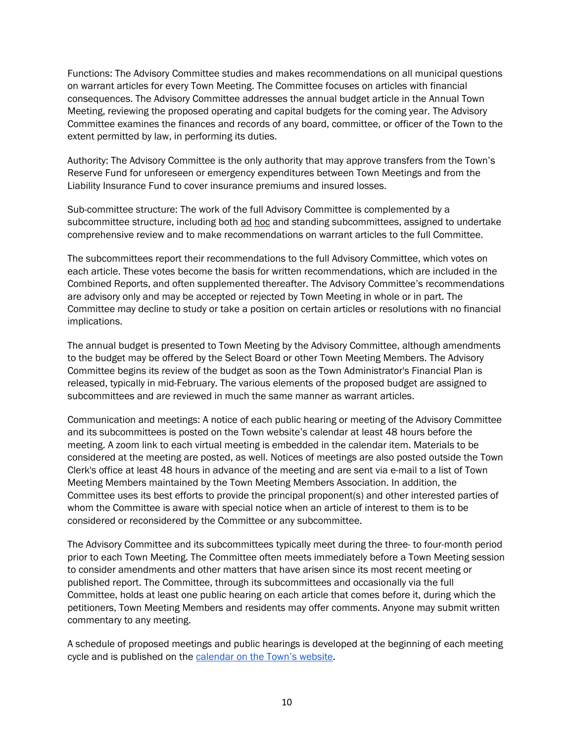Functions: The Advisory Committee studies and makes recommendations on all municipal questions on warrant articles for every Town Meeting. The Committee focuses on articles with financial consequences. The Advisory Committee addresses the annual budget article in the Annual Town Meeting, reviewing the proposed operating and capital budgets for the coming year. The Advisory Committee examines the finances and records of any board, committee, or officer of the Town to the extent permitted by law, in performing its duties.

Authority: The Advisory Committee is the only authority that may approve transfers from the Town's Reserve Fund for unforeseen or emergency expenditures between Town Meetings and from the Liability Insurance Fund to cover insurance premiums and insured losses.

Sub-committee structure: The work of the full Advisory Committee is complemented by a subcommittee structure, including both ad hoc and standing subcommittees, assigned to undertake comprehensive review and to make recommendations on warrant articles to the full Committee.

The subcommittees report their recommendations to the full Advisory Committee, which votes on each article. These votes become the basis for written recommendations, which are included in the Combined Reports, and often supplemented thereafter. The Advisory Committee's recommendations are advisory only and may be accepted or rejected by Town Meeting in whole or in part. The Committee may decline to study or take a position on certain articles or resolutions with no financial implications.

The annual budget is presented to Town Meeting by the Advisory Committee, although amendments to the budget may be offered by the Select Board or other Town Meeting Members. The Advisory Committee begins its review of the budget as soon as the Town Administrator's Financial Plan is released, typically in mid-February. The various elements of the proposed budget are assigned to subcommittees and are reviewed in much the same manner as warrant articles.

Communication and meetings: A notice of each public hearing or meeting of the Advisory Committee and its subcommittees is posted on the Town website's calendar at least 48 hours before the meeting. A zoom link to each virtual meeting is embedded in the calendar item. Materials to be considered at the meeting are posted, as well. Notices of meetings are also posted outside the Town Clerk's office at least 48 hours in advance of the meeting and are sent via e-mail to a list of Town Meeting Members maintained by the Town Meeting Members Association. In addition, the Committee uses its best efforts to provide the principal proponent(s) and other interested parties of whom the Committee is aware with special notice when an article of interest to them is to be considered or reconsidered by the Committee or any subcommittee.

The Advisory Committee and its subcommittees typically meet during the three- to four-month period prior to each Town Meeting. The Committee often meets immediately before a Town Meeting session to consider amendments and other matters that have arisen since its most recent meeting or published report. The Committee, through its subcommittees and occasionally via the full Committee, holds at least one public hearing on each article that comes before it, during which the petitioners, Town Meeting Members and residents may offer comments. Anyone may submit written commentary to any meeting.

A schedule of proposed meetings and public hearings is developed at the beginning of each meeting cycle and is published on the calendar on the Town's website.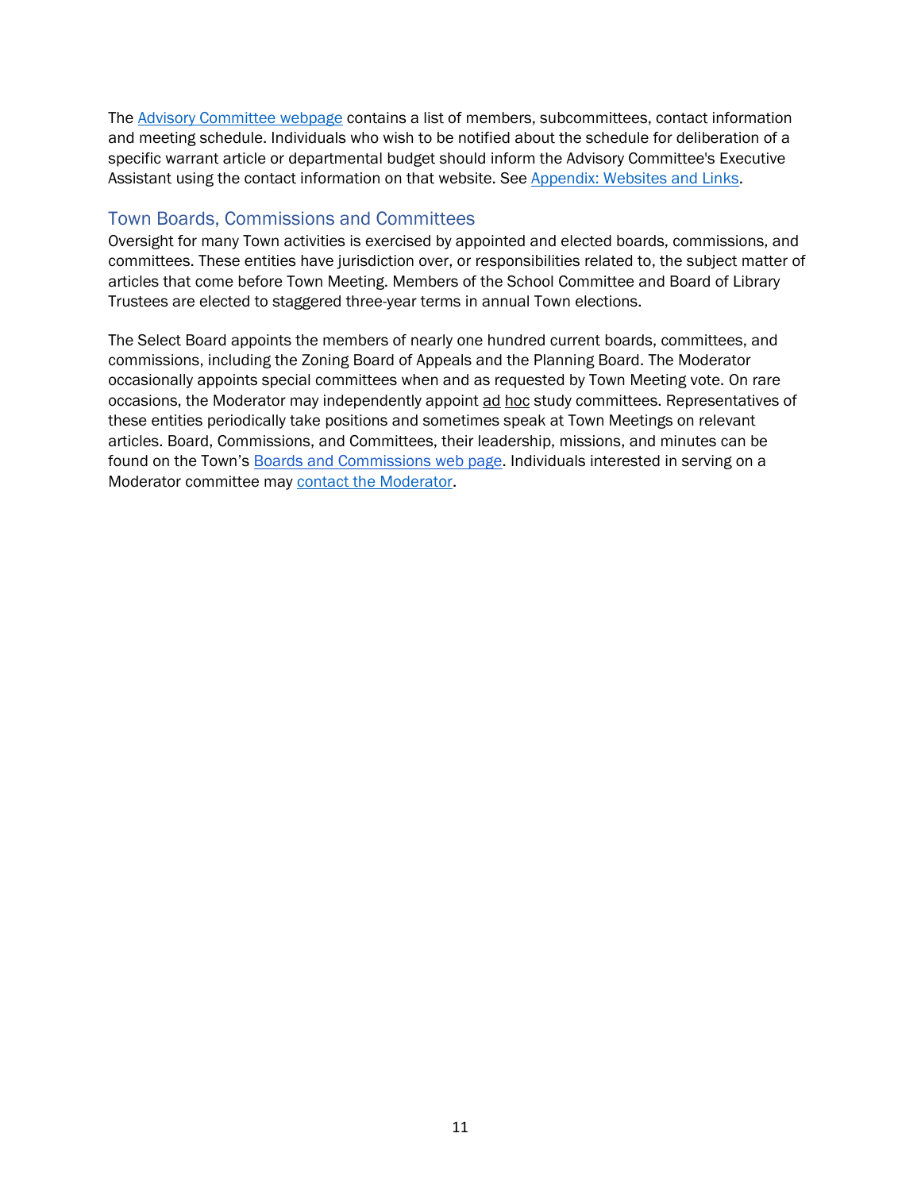The Advisory Committee webpage contains a list of members, subcommittees, contact information and meeting schedule. Individuals who wish to be notified about the schedule for deliberation of a specific warrant article or departmental budget should inform the Advisory Committee's Executive Assistant using the contact information on that website. See Appendix: Websites and Links.

## Town Boards, Commissions and Committees

Oversight for many Town activities is exercised by appointed and elected boards, commissions, and committees. These entities have jurisdiction over, or responsibilities related to, the subject matter of articles that come before Town Meeting. Members of the School Committee and Board of Library Trustees are elected to staggered three-year terms in annual Town elections.

The Select Board appoints the members of nearly one hundred current boards, committees, and commissions, including the Zoning Board of Appeals and the Planning Board. The Moderator occasionally appoints special committees when and as requested by Town Meeting vote. On rare occasions, the Moderator may independently appoint ad hoc study committees. Representatives of these entities periodically take positions and sometimes speak at Town Meetings on relevant articles. Board, Commissions, and Committees, their leadership, missions, and minutes can be found on the Town's Boards and Commissions web page. Individuals interested in serving on a Moderator committee may contact the Moderator.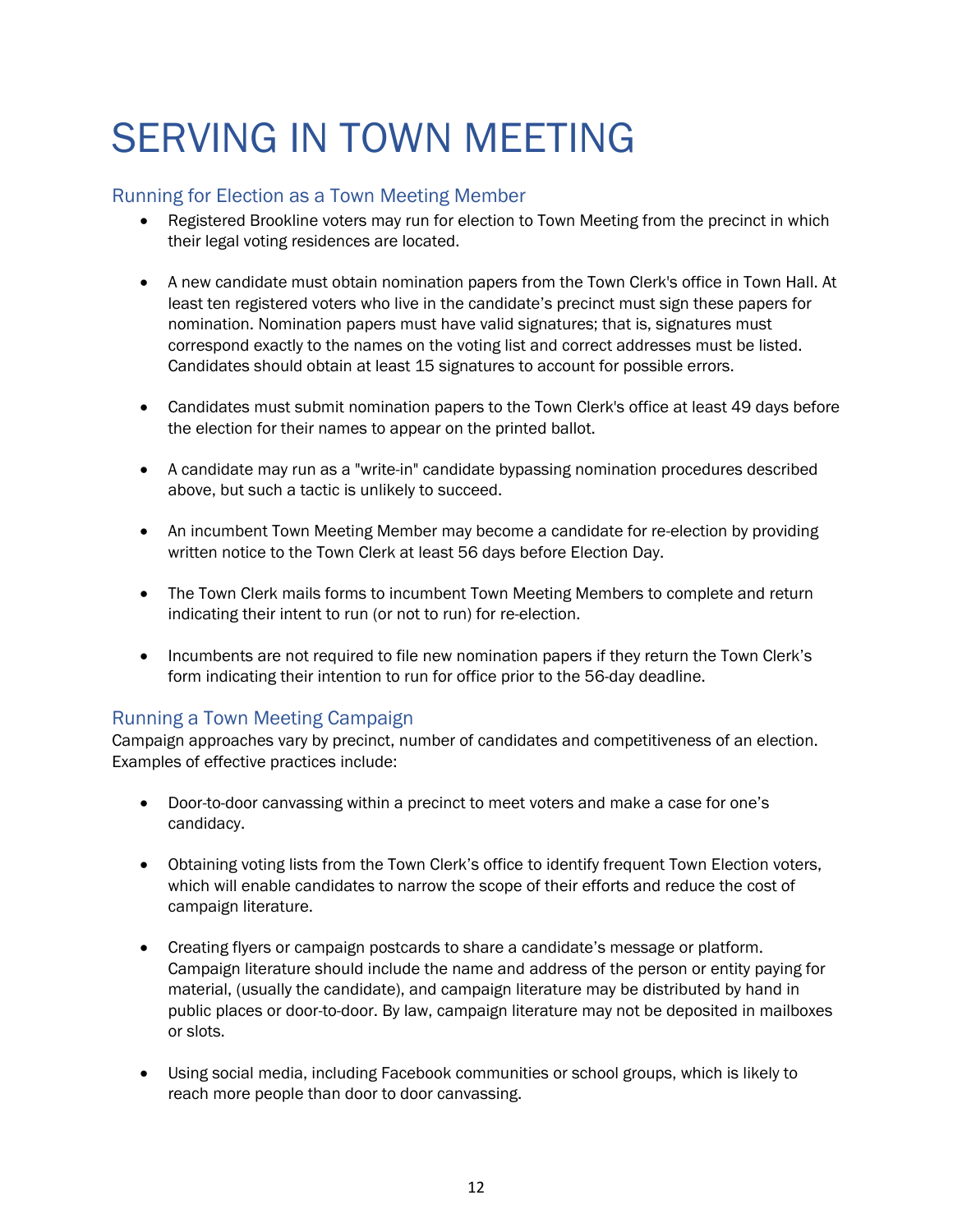# SERVING IN TOWN MEETING

## Running for Election as a Town Meeting Member

- Registered Brookline voters may run for election to Town Meeting from the precinct in which their legal voting residences are located.

- A new candidate must obtain nomination papers from the Town Clerk's office in Town Hall. At least ten registered voters who live in the candidate's precinct must sign these papers for nomination. Nomination papers must have valid signatures; that is, signatures must correspond exactly to the names on the voting list and correct addresses must be listed. Candidates should obtain at least 15 signatures to account for possible errors.

- Candidates must submit nomination papers to the Town Clerk's office at least 49 days before the election for their names to appear on the printed ballot.

- A candidate may run as a "write-in" candidate bypassing nomination procedures described above, but such a tactic is unlikely to succeed.

- An incumbent Town Meeting Member may become a candidate for re-election by providing written notice to the Town Clerk at least 56 days before Election Day.

- The Town Clerk mails forms to incumbent Town Meeting Members to complete and return indicating their intent to run (or not to run) for re-election.

- Incumbents are not required to file new nomination papers if they return the Town Clerk's form indicating their intention to run for office prior to the 56-day deadline.

## Running a Town Meeting Campaign

Campaign approaches vary by precinct, number of candidates and competitiveness of an election. Examples of effective practices include:

- Door-to-door canvassing within a precinct to meet voters and make a case for one's candidacy.

- Obtaining voting lists from the Town Clerk's office to identify frequent Town Election voters, which will enable candidates to narrow the scope of their efforts and reduce the cost of campaign literature.

- Creating flyers or campaign postcards to share a candidate's message or platform. Campaign literature should include the name and address of the person or entity paying for material, (usually the candidate), and campaign literature may be distributed by hand in public places or door-to-door. By law, campaign literature may not be deposited in mailboxes or slots.

- Using social media, including Facebook communities or school groups, which is likely to reach more people than door to door canvassing.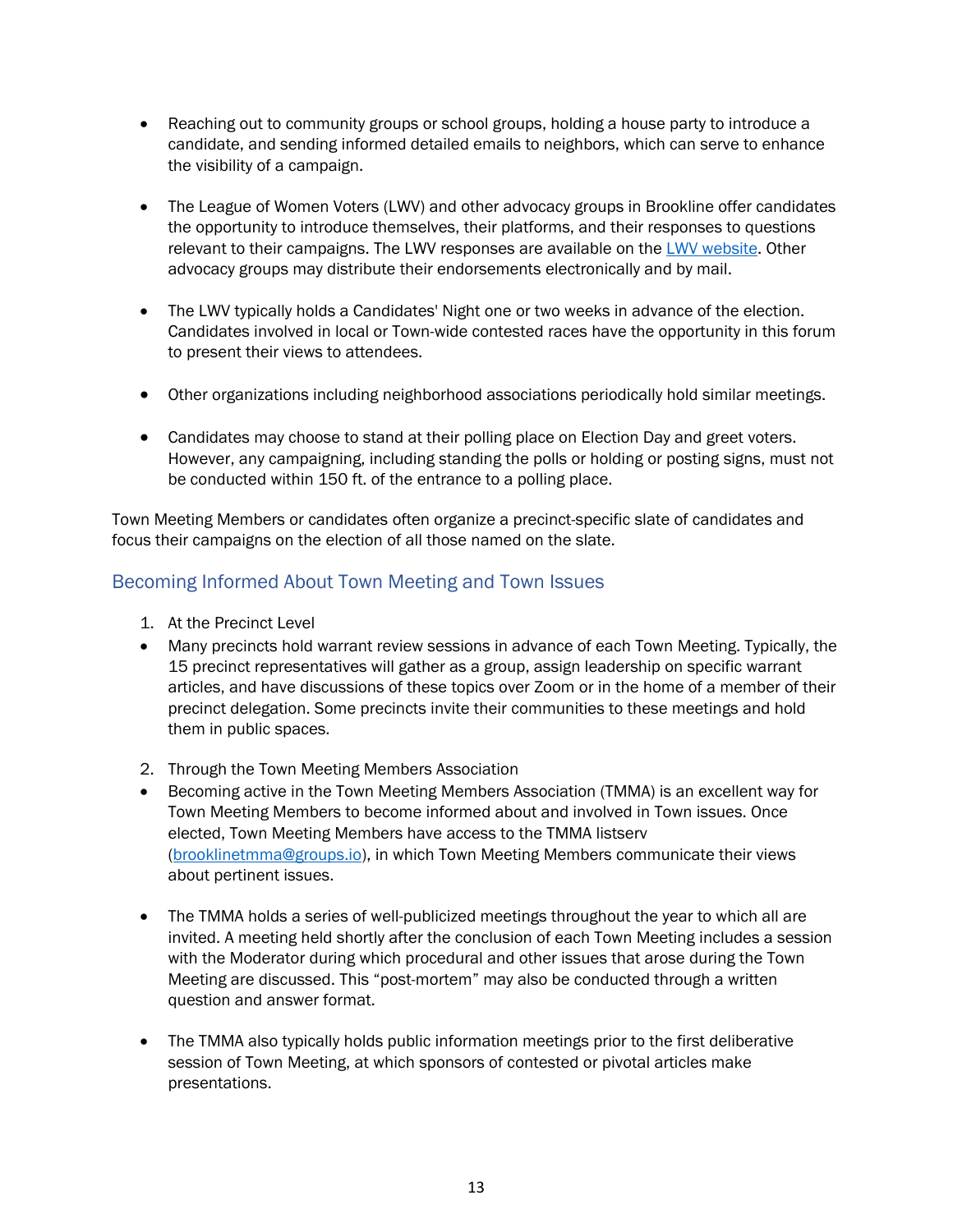- Reaching out to community groups or school groups, holding a house party to introduce a candidate, and sending informed detailed emails to neighbors, which can serve to enhance the visibility of a campaign.

- The League of Women Voters (LWV) and other advocacy groups in Brookline offer candidates the opportunity to introduce themselves, their platforms, and their responses to questions relevant to their campaigns. The LWV responses are available on the [LWV website](). Other advocacy groups may distribute their endorsements electronically and by mail.

- The LWV typically holds a Candidates' Night one or two weeks in advance of the election. Candidates involved in local or Town-wide contested races have the opportunity in this forum to present their views to attendees.

- Other organizations including neighborhood associations periodically hold similar meetings.

- Candidates may choose to stand at their polling place on Election Day and greet voters. However, any campaigning, including standing the polls or holding or posting signs, must not be conducted within 150 ft. of the entrance to a polling place.

Town Meeting Members or candidates often organize a precinct-specific slate of candidates and focus their campaigns on the election of all those named on the slate.

## Becoming Informed About Town Meeting and Town Issues

1. At the Precinct Level

- Many precincts hold warrant review sessions in advance of each Town Meeting. Typically, the 15 precinct representatives will gather as a group, assign leadership on specific warrant articles, and have discussions of these topics over Zoom or in the home of a member of their precinct delegation. Some precincts invite their communities to these meetings and hold them in public spaces.

2. Through the Town Meeting Members Association

- Becoming active in the Town Meeting Members Association (TMMA) is an excellent way for Town Meeting Members to become informed about and involved in Town issues. Once elected, Town Meeting Members have access to the TMMA listserv (brooklinetmma@groups.io), in which Town Meeting Members communicate their views about pertinent issues.

- The TMMA holds a series of well-publicized meetings throughout the year to which all are invited. A meeting held shortly after the conclusion of each Town Meeting includes a session with the Moderator during which procedural and other issues that arose during the Town Meeting are discussed. This "post-mortem" may also be conducted through a written question and answer format.

- The TMMA also typically holds public information meetings prior to the first deliberative session of Town Meeting, at which sponsors of contested or pivotal articles make presentations.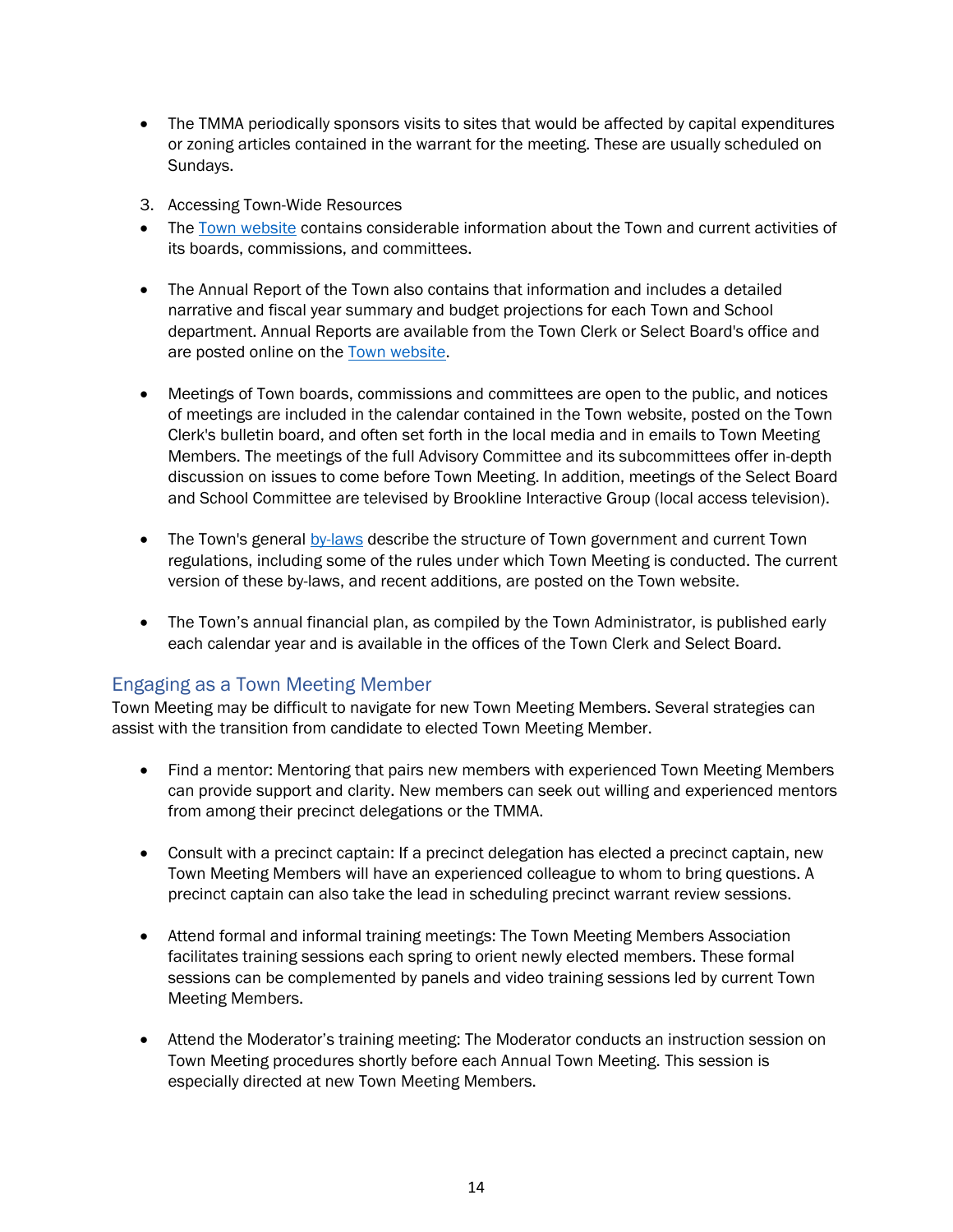- The TMMA periodically sponsors visits to sites that would be affected by capital expenditures or zoning articles contained in the warrant for the meeting. These are usually scheduled on Sundays.

3. Accessing Town-Wide Resources

- The Town website contains considerable information about the Town and current activities of its boards, commissions, and committees.

- The Annual Report of the Town also contains that information and includes a detailed narrative and fiscal year summary and budget projections for each Town and School department. Annual Reports are available from the Town Clerk or Select Board's office and are posted online on the Town website.

- Meetings of Town boards, commissions and committees are open to the public, and notices of meetings are included in the calendar contained in the Town website, posted on the Town Clerk's bulletin board, and often set forth in the local media and in emails to Town Meeting Members. The meetings of the full Advisory Committee and its subcommittees offer in-depth discussion on issues to come before Town Meeting. In addition, meetings of the Select Board and School Committee are televised by Brookline Interactive Group (local access television).

- The Town's general by-laws describe the structure of Town government and current Town regulations, including some of the rules under which Town Meeting is conducted. The current version of these by-laws, and recent additions, are posted on the Town website.

- The Town's annual financial plan, as compiled by the Town Administrator, is published early each calendar year and is available in the offices of the Town Clerk and Select Board.

## Engaging as a Town Meeting Member

Town Meeting may be difficult to navigate for new Town Meeting Members. Several strategies can assist with the transition from candidate to elected Town Meeting Member.

- Find a mentor: Mentoring that pairs new members with experienced Town Meeting Members can provide support and clarity. New members can seek out willing and experienced mentors from among their precinct delegations or the TMMA.

- Consult with a precinct captain: If a precinct delegation has elected a precinct captain, new Town Meeting Members will have an experienced colleague to whom to bring questions. A precinct captain can also take the lead in scheduling precinct warrant review sessions.

- Attend formal and informal training meetings: The Town Meeting Members Association facilitates training sessions each spring to orient newly elected members. These formal sessions can be complemented by panels and video training sessions led by current Town Meeting Members.

- Attend the Moderator's training meeting: The Moderator conducts an instruction session on Town Meeting procedures shortly before each Annual Town Meeting. This session is especially directed at new Town Meeting Members.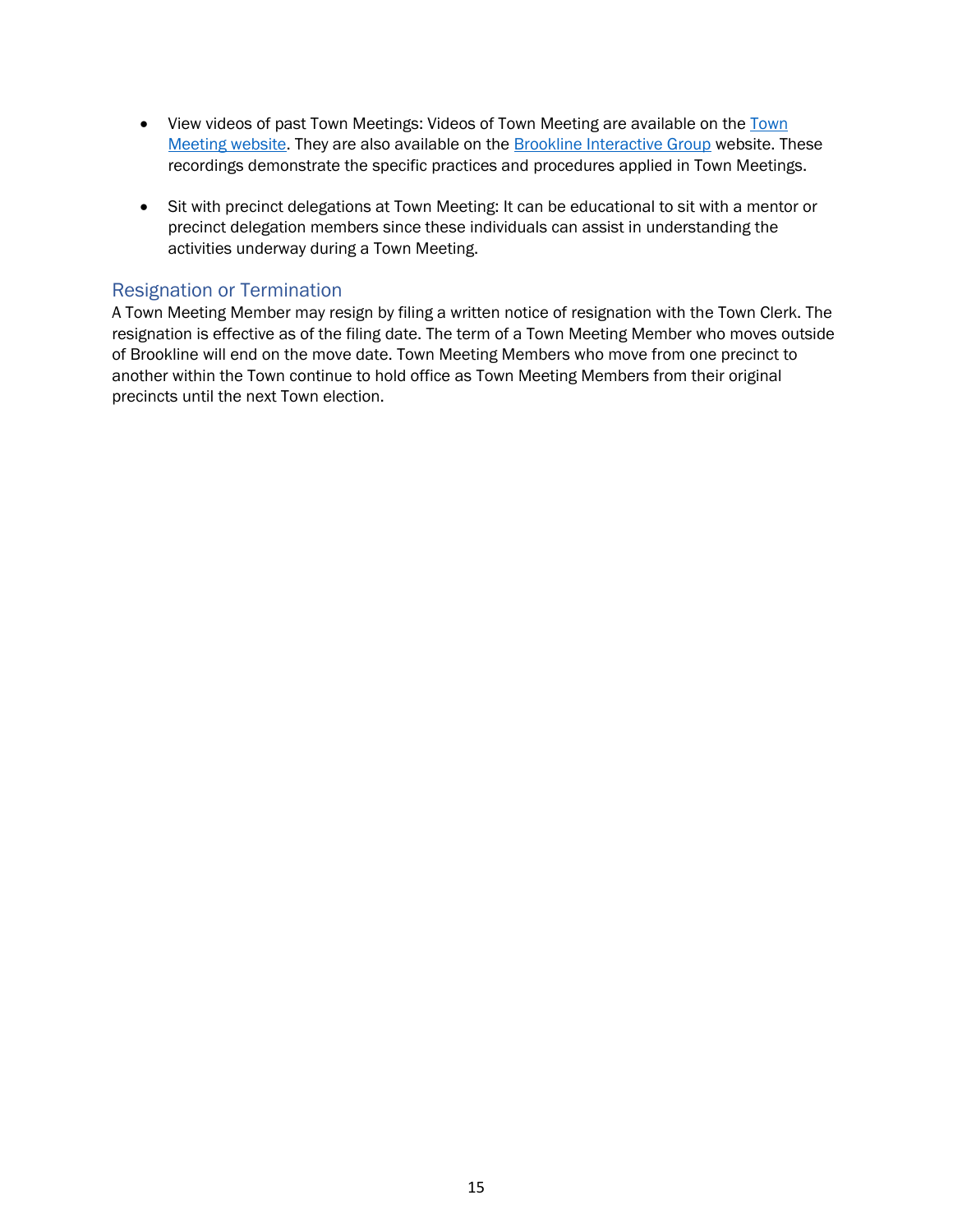- View videos of past Town Meetings: Videos of Town Meeting are available on the [Town Meeting website](). They are also available on the [Brookline Interactive Group]() website. These recordings demonstrate the specific practices and procedures applied in Town Meetings.

- Sit with precinct delegations at Town Meeting: It can be educational to sit with a mentor or precinct delegation members since these individuals can assist in understanding the activities underway during a Town Meeting.

## Resignation or Termination

A Town Meeting Member may resign by filing a written notice of resignation with the Town Clerk. The resignation is effective as of the filing date. The term of a Town Meeting Member who moves outside of Brookline will end on the move date. Town Meeting Members who move from one precinct to another within the Town continue to hold office as Town Meeting Members from their original precincts until the next Town election.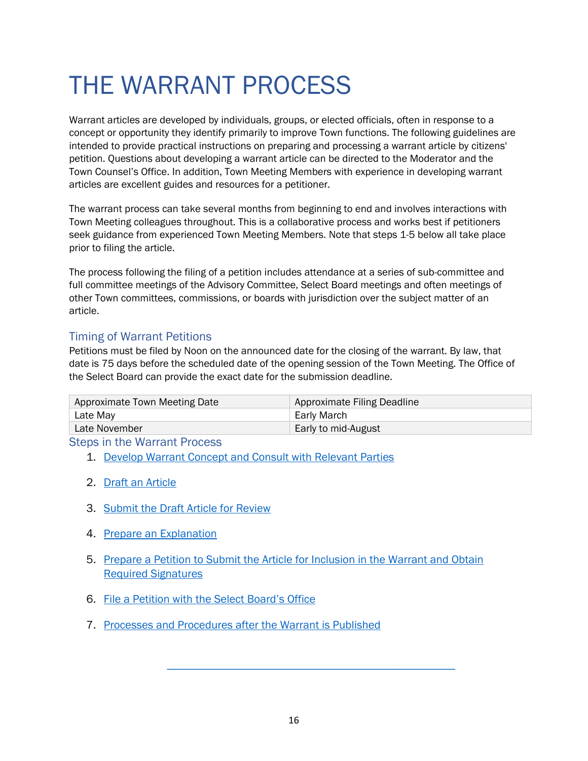# THE WARRANT PROCESS

Warrant articles are developed by individuals, groups, or elected officials, often in response to a concept or opportunity they identify primarily to improve Town functions. The following guidelines are intended to provide practical instructions on preparing and processing a warrant article by citizens' petition. Questions about developing a warrant article can be directed to the Moderator and the Town Counsel's Office. In addition, Town Meeting Members with experience in developing warrant articles are excellent guides and resources for a petitioner.

The warrant process can take several months from beginning to end and involves interactions with Town Meeting colleagues throughout. This is a collaborative process and works best if petitioners seek guidance from experienced Town Meeting Members. Note that steps 1-5 below all take place prior to filing the article.

The process following the filing of a petition includes attendance at a series of sub-committee and full committee meetings of the Advisory Committee, Select Board meetings and often meetings of other Town committees, commissions, or boards with jurisdiction over the subject matter of an article.

## Timing of Warrant Petitions

Petitions must be filed by Noon on the announced date for the closing of the warrant. By law, that date is 75 days before the scheduled date of the opening session of the Town Meeting. The Office of the Select Board can provide the exact date for the submission deadline.

| Approximate Town Meeting Date | Approximate Filing Deadline |
| --- | --- |
| Late May | Early March |
| Late November | Early to mid-August |

## Steps in the Warrant Process

1. Develop Warrant Concept and Consult with Relevant Parties
2. Draft an Article
3. Submit the Draft Article for Review
4. Prepare an Explanation
5. Prepare a Petition to Submit the Article for Inclusion in the Warrant and Obtain Required Signatures
6. File a Petition with the Select Board's Office
7. Processes and Procedures after the Warrant is Published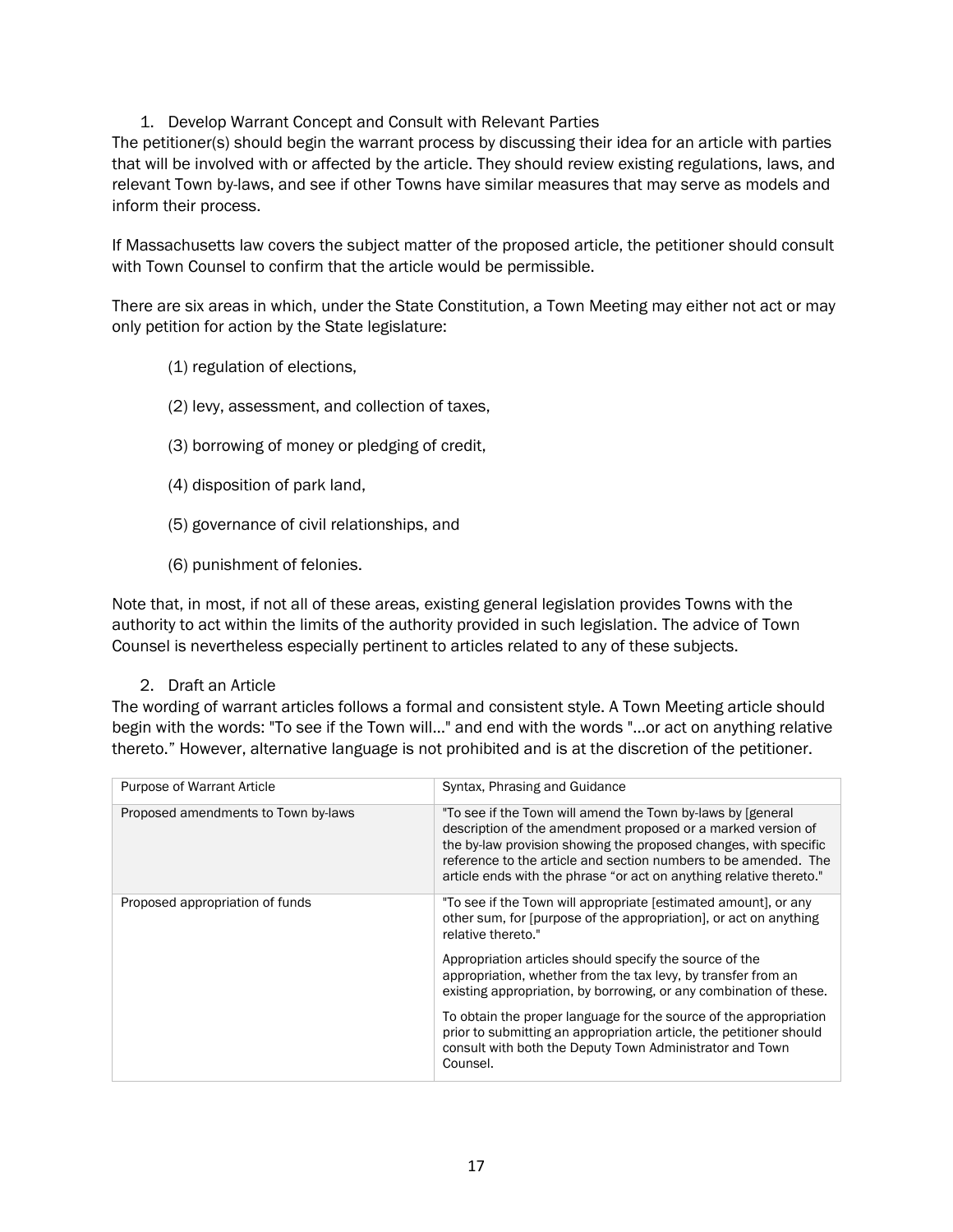1. Develop Warrant Concept and Consult with Relevant Parties

The petitioner(s) should begin the warrant process by discussing their idea for an article with parties that will be involved with or affected by the article. They should review existing regulations, laws, and relevant Town by-laws, and see if other Towns have similar measures that may serve as models and inform their process.

If Massachusetts law covers the subject matter of the proposed article, the petitioner should consult with Town Counsel to confirm that the article would be permissible.

There are six areas in which, under the State Constitution, a Town Meeting may either not act or may only petition for action by the State legislature:

(1) regulation of elections,

(2) levy, assessment, and collection of taxes,

(3) borrowing of money or pledging of credit,

(4) disposition of park land,

(5) governance of civil relationships, and

(6) punishment of felonies.

Note that, in most, if not all of these areas, existing general legislation provides Towns with the authority to act within the limits of the authority provided in such legislation. The advice of Town Counsel is nevertheless especially pertinent to articles related to any of these subjects.

2. Draft an Article

The wording of warrant articles follows a formal and consistent style. A Town Meeting article should begin with the words: "To see if the Town will…" and end with the words "…or act on anything relative thereto." However, alternative language is not prohibited and is at the discretion of the petitioner.

| Purpose of Warrant Article | Syntax, Phrasing and Guidance |
|---|---|
| Proposed amendments to Town by-laws | "To see if the Town will amend the Town by-laws by [general description of the amendment proposed or a marked version of the by-law provision showing the proposed changes, with specific reference to the article and section numbers to be amended. The article ends with the phrase "or act on anything relative thereto." |
| Proposed appropriation of funds | "To see if the Town will appropriate [estimated amount], or any other sum, for [purpose of the appropriation], or act on anything relative thereto."<br><br>Appropriation articles should specify the source of the appropriation, whether from the tax levy, by transfer from an existing appropriation, by borrowing, or any combination of these.<br><br>To obtain the proper language for the source of the appropriation prior to submitting an appropriation article, the petitioner should consult with both the Deputy Town Administrator and Town Counsel. |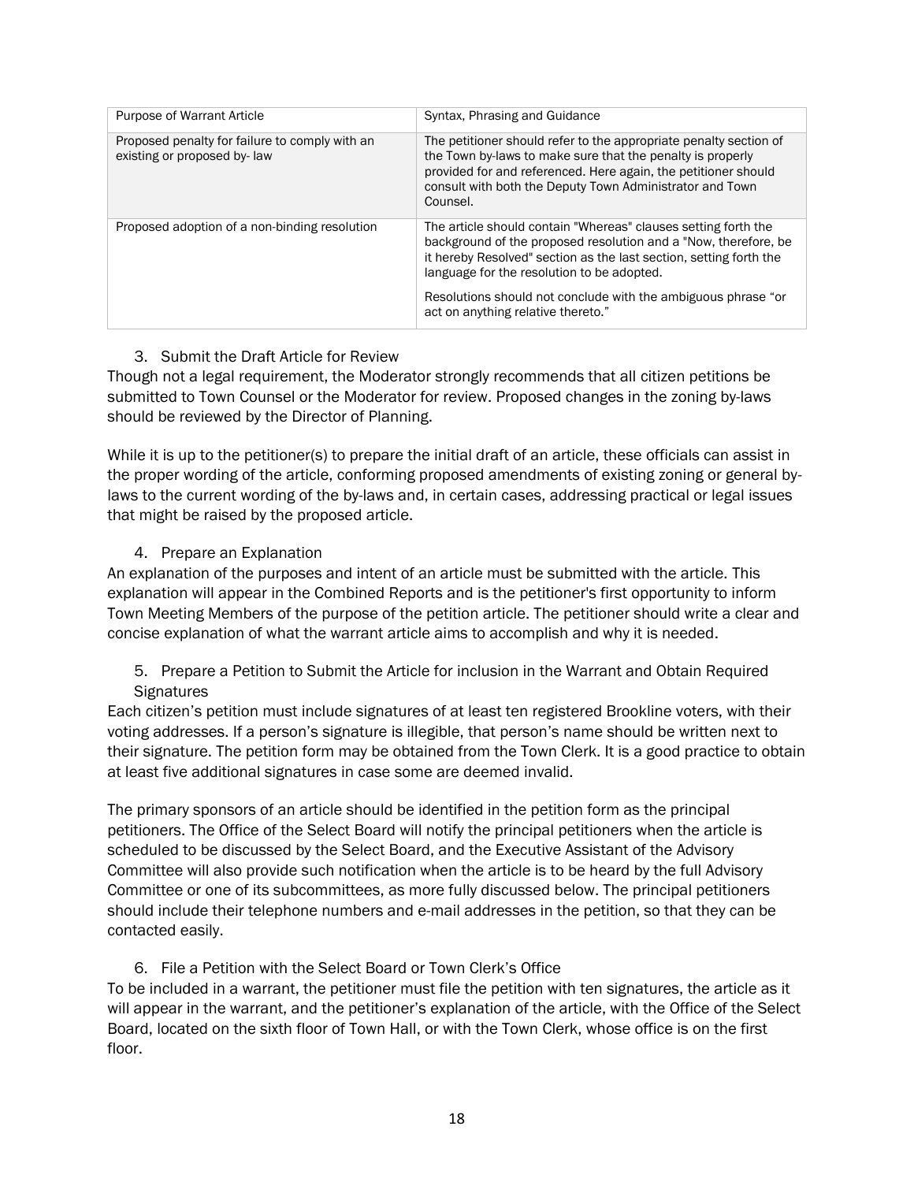| Purpose of Warrant Article | Syntax, Phrasing and Guidance |
|---|---|
| Proposed penalty for failure to comply with an existing or proposed by- law | The petitioner should refer to the appropriate penalty section of the Town by-laws to make sure that the penalty is properly provided for and referenced. Here again, the petitioner should consult with both the Deputy Town Administrator and Town Counsel. |
| Proposed adoption of a non-binding resolution | The article should contain "Whereas" clauses setting forth the background of the proposed resolution and a "Now, therefore, be it hereby Resolved" section as the last section, setting forth the language for the resolution to be adopted.<br><br>Resolutions should not conclude with the ambiguous phrase "or act on anything relative thereto." |

3. Submit the Draft Article for Review

Though not a legal requirement, the Moderator strongly recommends that all citizen petitions be submitted to Town Counsel or the Moderator for review. Proposed changes in the zoning by-laws should be reviewed by the Director of Planning.

While it is up to the petitioner(s) to prepare the initial draft of an article, these officials can assist in the proper wording of the article, conforming proposed amendments of existing zoning or general by-laws to the current wording of the by-laws and, in certain cases, addressing practical or legal issues that might be raised by the proposed article.

4. Prepare an Explanation

An explanation of the purposes and intent of an article must be submitted with the article. This explanation will appear in the Combined Reports and is the petitioner's first opportunity to inform Town Meeting Members of the purpose of the petition article. The petitioner should write a clear and concise explanation of what the warrant article aims to accomplish and why it is needed.

5. Prepare a Petition to Submit the Article for inclusion in the Warrant and Obtain Required Signatures

Each citizen's petition must include signatures of at least ten registered Brookline voters, with their voting addresses. If a person's signature is illegible, that person's name should be written next to their signature. The petition form may be obtained from the Town Clerk. It is a good practice to obtain at least five additional signatures in case some are deemed invalid.

The primary sponsors of an article should be identified in the petition form as the principal petitioners. The Office of the Select Board will notify the principal petitioners when the article is scheduled to be discussed by the Select Board, and the Executive Assistant of the Advisory Committee will also provide such notification when the article is to be heard by the full Advisory Committee or one of its subcommittees, as more fully discussed below. The principal petitioners should include their telephone numbers and e-mail addresses in the petition, so that they can be contacted easily.

6. File a Petition with the Select Board or Town Clerk's Office

To be included in a warrant, the petitioner must file the petition with ten signatures, the article as it will appear in the warrant, and the petitioner's explanation of the article, with the Office of the Select Board, located on the sixth floor of Town Hall, or with the Town Clerk, whose office is on the first floor.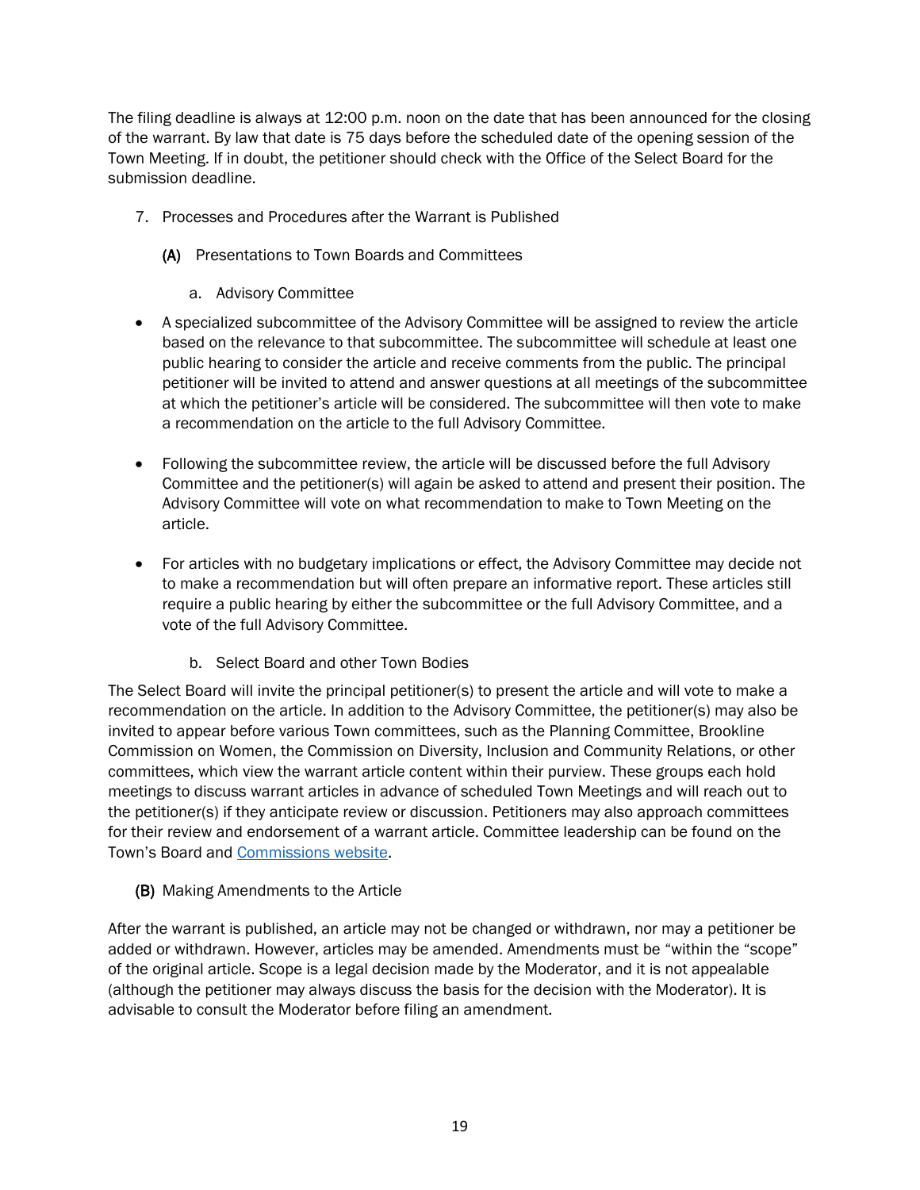The filing deadline is always at 12:00 p.m. noon on the date that has been announced for the closing of the warrant. By law that date is 75 days before the scheduled date of the opening session of the Town Meeting. If in doubt, the petitioner should check with the Office of the Select Board for the submission deadline.

7. Processes and Procedures after the Warrant is Published

   **(A)** Presentations to Town Boards and Committees

      a. Advisory Committee

- A specialized subcommittee of the Advisory Committee will be assigned to review the article based on the relevance to that subcommittee. The subcommittee will schedule at least one public hearing to consider the article and receive comments from the public. The principal petitioner will be invited to attend and answer questions at all meetings of the subcommittee at which the petitioner's article will be considered. The subcommittee will then vote to make a recommendation on the article to the full Advisory Committee.

- Following the subcommittee review, the article will be discussed before the full Advisory Committee and the petitioner(s) will again be asked to attend and present their position. The Advisory Committee will vote on what recommendation to make to Town Meeting on the article.

- For articles with no budgetary implications or effect, the Advisory Committee may decide not to make a recommendation but will often prepare an informative report. These articles still require a public hearing by either the subcommittee or the full Advisory Committee, and a vote of the full Advisory Committee.

      b. Select Board and other Town Bodies

The Select Board will invite the principal petitioner(s) to present the article and will vote to make a recommendation on the article. In addition to the Advisory Committee, the petitioner(s) may also be invited to appear before various Town committees, such as the Planning Committee, Brookline Commission on Women, the Commission on Diversity, Inclusion and Community Relations, or other committees, which view the warrant article content within their purview. These groups each hold meetings to discuss warrant articles in advance of scheduled Town Meetings and will reach out to the petitioner(s) if they anticipate review or discussion. Petitioners may also approach committees for their review and endorsement of a warrant article. Committee leadership can be found on the Town's Board and Commissions website.

   **(B)** Making Amendments to the Article

After the warrant is published, an article may not be changed or withdrawn, nor may a petitioner be added or withdrawn. However, articles may be amended. Amendments must be "within the "scope" of the original article. Scope is a legal decision made by the Moderator, and it is not appealable (although the petitioner may always discuss the basis for the decision with the Moderator). It is advisable to consult the Moderator before filing an amendment.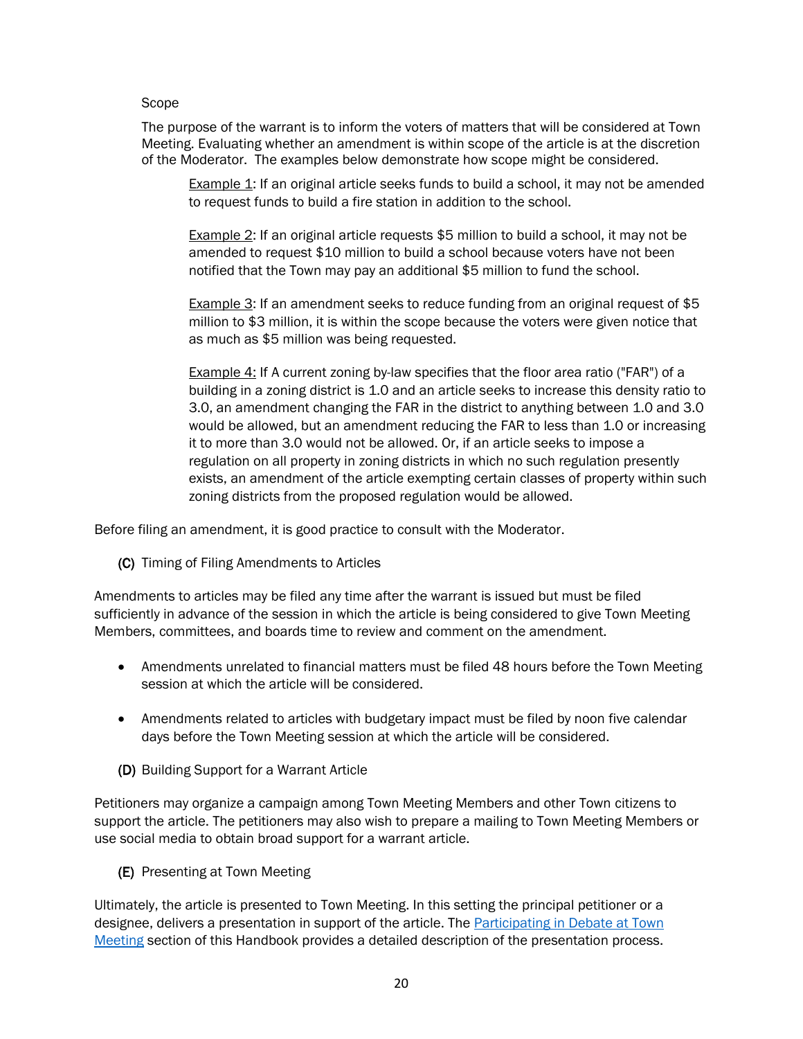Scope

The purpose of the warrant is to inform the voters of matters that will be considered at Town Meeting. Evaluating whether an amendment is within scope of the article is at the discretion of the Moderator. The examples below demonstrate how scope might be considered.

> Example 1: If an original article seeks funds to build a school, it may not be amended to request funds to build a fire station in addition to the school.
>
> Example 2: If an original article requests $5 million to build a school, it may not be amended to request $10 million to build a school because voters have not been notified that the Town may pay an additional $5 million to fund the school.
>
> Example 3: If an amendment seeks to reduce funding from an original request of $5 million to $3 million, it is within the scope because the voters were given notice that as much as $5 million was being requested.
>
> Example 4: If A current zoning by-law specifies that the floor area ratio ("FAR") of a building in a zoning district is 1.0 and an article seeks to increase this density ratio to 3.0, an amendment changing the FAR in the district to anything between 1.0 and 3.0 would be allowed, but an amendment reducing the FAR to less than 1.0 or increasing it to more than 3.0 would not be allowed. Or, if an article seeks to impose a regulation on all property in zoning districts in which no such regulation presently exists, an amendment of the article exempting certain classes of property within such zoning districts from the proposed regulation would be allowed.

Before filing an amendment, it is good practice to consult with the Moderator.

### (C) Timing of Filing Amendments to Articles

Amendments to articles may be filed any time after the warrant is issued but must be filed sufficiently in advance of the session in which the article is being considered to give Town Meeting Members, committees, and boards time to review and comment on the amendment.

- Amendments unrelated to financial matters must be filed 48 hours before the Town Meeting session at which the article will be considered.
- Amendments related to articles with budgetary impact must be filed by noon five calendar days before the Town Meeting session at which the article will be considered.

### (D) Building Support for a Warrant Article

Petitioners may organize a campaign among Town Meeting Members and other Town citizens to support the article. The petitioners may also wish to prepare a mailing to Town Meeting Members or use social media to obtain broad support for a warrant article.

### (E) Presenting at Town Meeting

Ultimately, the article is presented to Town Meeting. In this setting the principal petitioner or a designee, delivers a presentation in support of the article. The [Participating in Debate at Town Meeting] section of this Handbook provides a detailed description of the presentation process.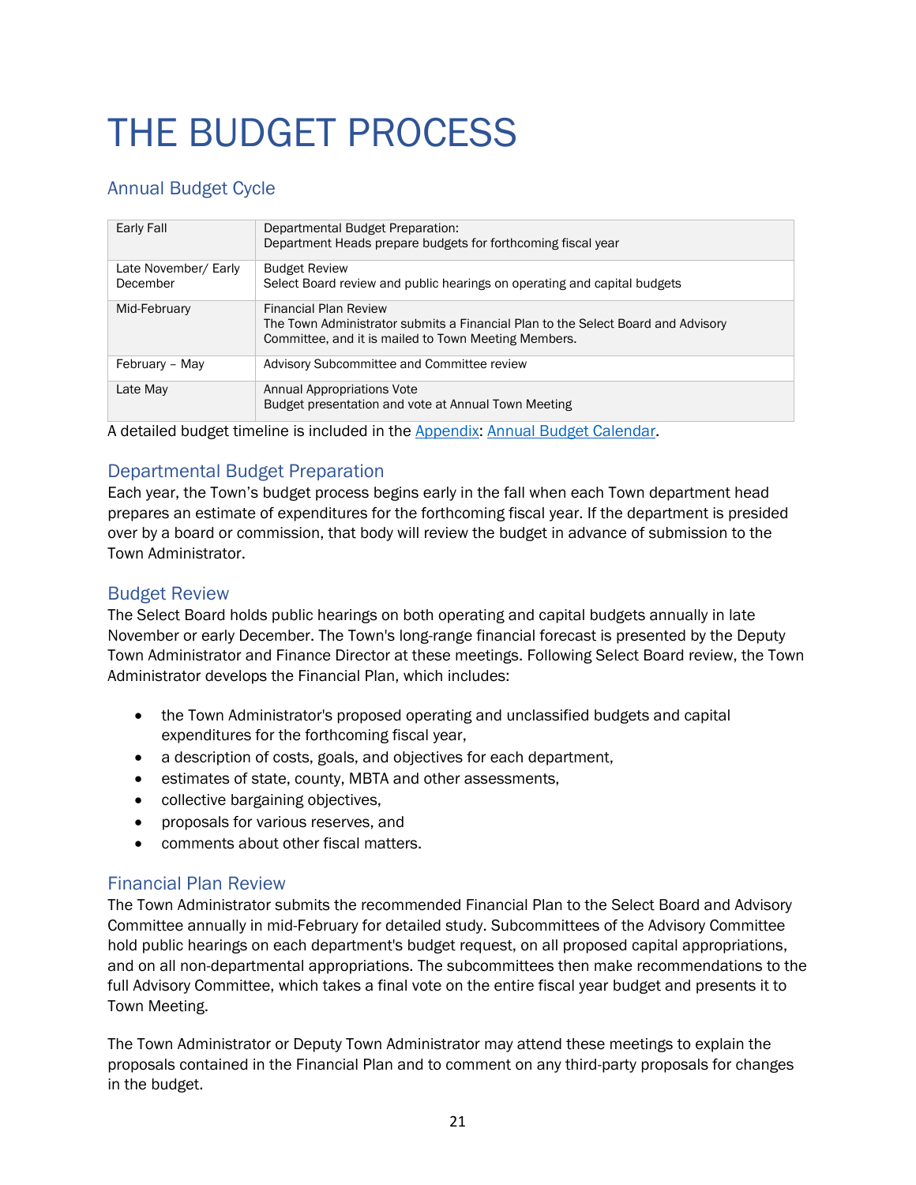# THE BUDGET PROCESS

## Annual Budget Cycle

| | |
|---|---|
| Early Fall | Departmental Budget Preparation:<br>Department Heads prepare budgets for forthcoming fiscal year |
| Late November/ Early December | Budget Review<br>Select Board review and public hearings on operating and capital budgets |
| Mid-February | Financial Plan Review<br>The Town Administrator submits a Financial Plan to the Select Board and Advisory Committee, and it is mailed to Town Meeting Members. |
| February – May | Advisory Subcommittee and Committee review |
| Late May | Annual Appropriations Vote<br>Budget presentation and vote at Annual Town Meeting |

A detailed budget timeline is included in the Appendix: Annual Budget Calendar.

## Departmental Budget Preparation

Each year, the Town's budget process begins early in the fall when each Town department head prepares an estimate of expenditures for the forthcoming fiscal year. If the department is presided over by a board or commission, that body will review the budget in advance of submission to the Town Administrator.

## Budget Review

The Select Board holds public hearings on both operating and capital budgets annually in late November or early December. The Town's long-range financial forecast is presented by the Deputy Town Administrator and Finance Director at these meetings. Following Select Board review, the Town Administrator develops the Financial Plan, which includes:

- the Town Administrator's proposed operating and unclassified budgets and capital expenditures for the forthcoming fiscal year,
- a description of costs, goals, and objectives for each department,
- estimates of state, county, MBTA and other assessments,
- collective bargaining objectives,
- proposals for various reserves, and
- comments about other fiscal matters.

## Financial Plan Review

The Town Administrator submits the recommended Financial Plan to the Select Board and Advisory Committee annually in mid-February for detailed study. Subcommittees of the Advisory Committee hold public hearings on each department's budget request, on all proposed capital appropriations, and on all non-departmental appropriations. The subcommittees then make recommendations to the full Advisory Committee, which takes a final vote on the entire fiscal year budget and presents it to Town Meeting.

The Town Administrator or Deputy Town Administrator may attend these meetings to explain the proposals contained in the Financial Plan and to comment on any third-party proposals for changes in the budget.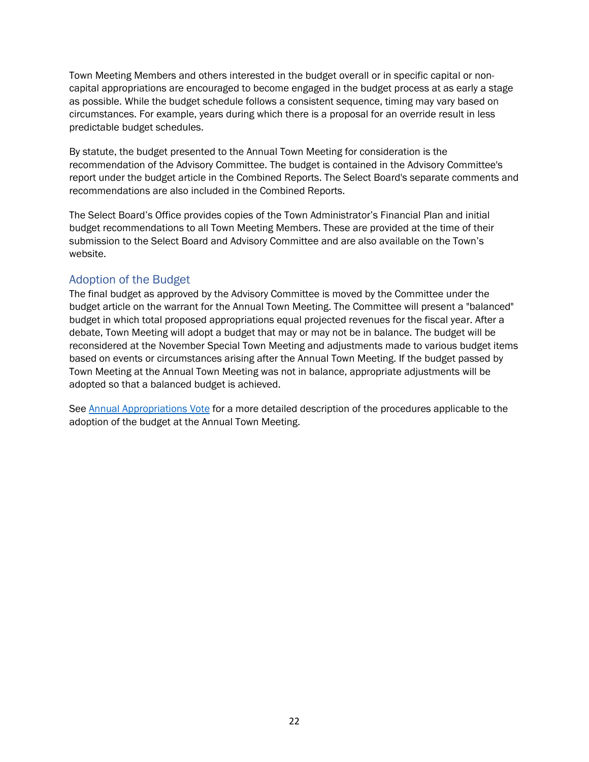Town Meeting Members and others interested in the budget overall or in specific capital or non-capital appropriations are encouraged to become engaged in the budget process at as early a stage as possible. While the budget schedule follows a consistent sequence, timing may vary based on circumstances. For example, years during which there is a proposal for an override result in less predictable budget schedules.

By statute, the budget presented to the Annual Town Meeting for consideration is the recommendation of the Advisory Committee. The budget is contained in the Advisory Committee's report under the budget article in the Combined Reports. The Select Board's separate comments and recommendations are also included in the Combined Reports.

The Select Board's Office provides copies of the Town Administrator's Financial Plan and initial budget recommendations to all Town Meeting Members. These are provided at the time of their submission to the Select Board and Advisory Committee and are also available on the Town's website.

## Adoption of the Budget

The final budget as approved by the Advisory Committee is moved by the Committee under the budget article on the warrant for the Annual Town Meeting. The Committee will present a "balanced" budget in which total proposed appropriations equal projected revenues for the fiscal year. After a debate, Town Meeting will adopt a budget that may or may not be in balance. The budget will be reconsidered at the November Special Town Meeting and adjustments made to various budget items based on events or circumstances arising after the Annual Town Meeting. If the budget passed by Town Meeting at the Annual Town Meeting was not in balance, appropriate adjustments will be adopted so that a balanced budget is achieved.

See Annual Appropriations Vote for a more detailed description of the procedures applicable to the adoption of the budget at the Annual Town Meeting.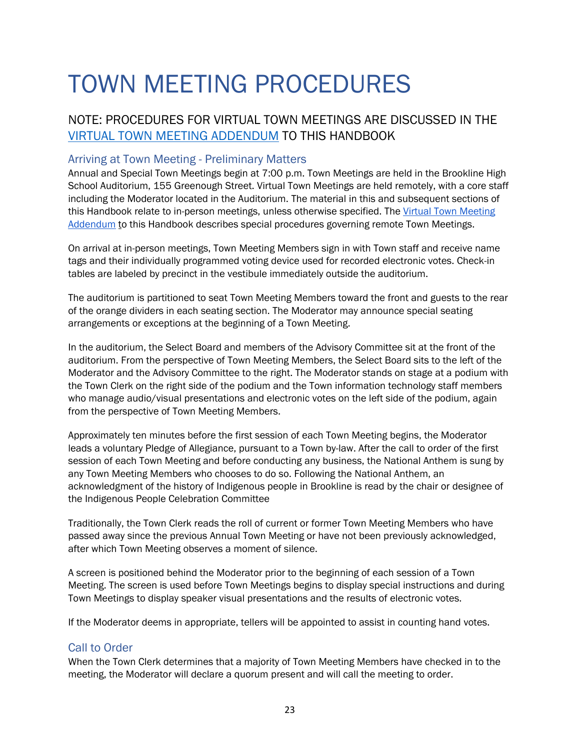# TOWN MEETING PROCEDURES

## NOTE: PROCEDURES FOR VIRTUAL TOWN MEETINGS ARE DISCUSSED IN THE VIRTUAL TOWN MEETING ADDENDUM TO THIS HANDBOOK

### Arriving at Town Meeting - Preliminary Matters

Annual and Special Town Meetings begin at 7:00 p.m. Town Meetings are held in the Brookline High School Auditorium, 155 Greenough Street. Virtual Town Meetings are held remotely, with a core staff including the Moderator located in the Auditorium. The material in this and subsequent sections of this Handbook relate to in-person meetings, unless otherwise specified. The Virtual Town Meeting Addendum to this Handbook describes special procedures governing remote Town Meetings.

On arrival at in-person meetings, Town Meeting Members sign in with Town staff and receive name tags and their individually programmed voting device used for recorded electronic votes. Check-in tables are labeled by precinct in the vestibule immediately outside the auditorium.

The auditorium is partitioned to seat Town Meeting Members toward the front and guests to the rear of the orange dividers in each seating section. The Moderator may announce special seating arrangements or exceptions at the beginning of a Town Meeting.

In the auditorium, the Select Board and members of the Advisory Committee sit at the front of the auditorium. From the perspective of Town Meeting Members, the Select Board sits to the left of the Moderator and the Advisory Committee to the right. The Moderator stands on stage at a podium with the Town Clerk on the right side of the podium and the Town information technology staff members who manage audio/visual presentations and electronic votes on the left side of the podium, again from the perspective of Town Meeting Members.

Approximately ten minutes before the first session of each Town Meeting begins, the Moderator leads a voluntary Pledge of Allegiance, pursuant to a Town by-law. After the call to order of the first session of each Town Meeting and before conducting any business, the National Anthem is sung by any Town Meeting Members who chooses to do so. Following the National Anthem, an acknowledgment of the history of Indigenous people in Brookline is read by the chair or designee of the Indigenous People Celebration Committee

Traditionally, the Town Clerk reads the roll of current or former Town Meeting Members who have passed away since the previous Annual Town Meeting or have not been previously acknowledged, after which Town Meeting observes a moment of silence.

A screen is positioned behind the Moderator prior to the beginning of each session of a Town Meeting. The screen is used before Town Meetings begins to display special instructions and during Town Meetings to display speaker visual presentations and the results of electronic votes.

If the Moderator deems in appropriate, tellers will be appointed to assist in counting hand votes.

### Call to Order

When the Town Clerk determines that a majority of Town Meeting Members have checked in to the meeting, the Moderator will declare a quorum present and will call the meeting to order.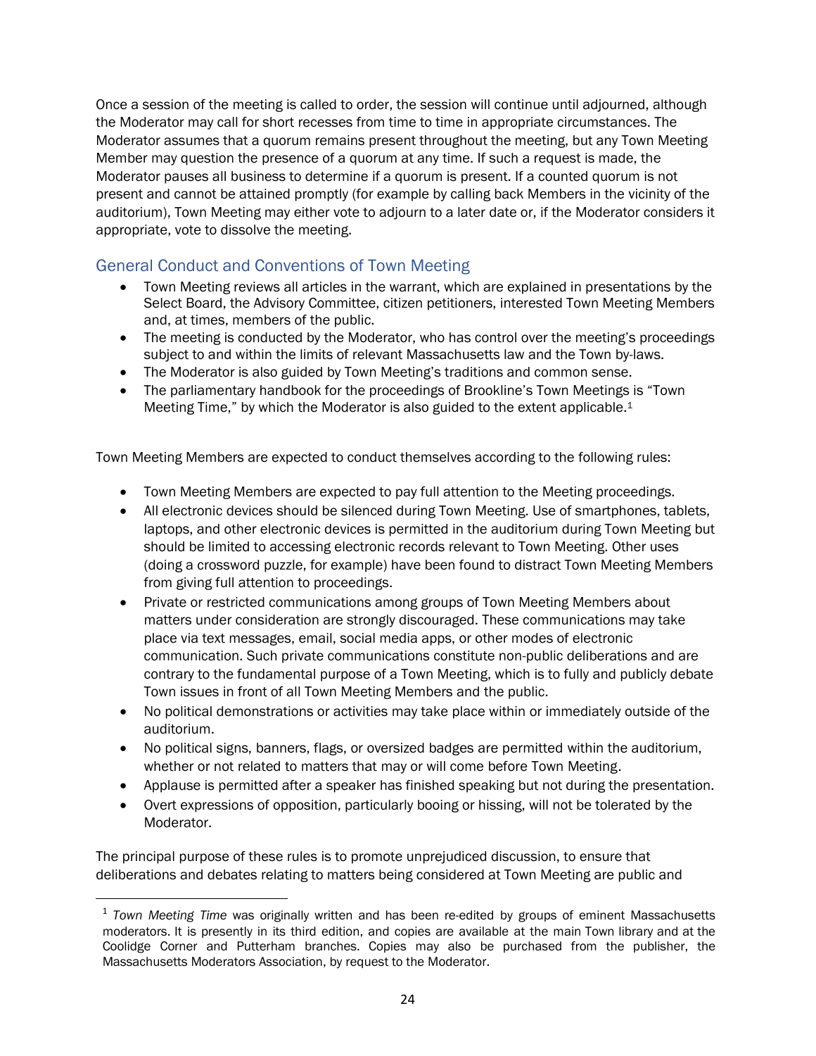Once a session of the meeting is called to order, the session will continue until adjourned, although the Moderator may call for short recesses from time to time in appropriate circumstances. The Moderator assumes that a quorum remains present throughout the meeting, but any Town Meeting Member may question the presence of a quorum at any time. If such a request is made, the Moderator pauses all business to determine if a quorum is present. If a counted quorum is not present and cannot be attained promptly (for example by calling back Members in the vicinity of the auditorium), Town Meeting may either vote to adjourn to a later date or, if the Moderator considers it appropriate, vote to dissolve the meeting.

## General Conduct and Conventions of Town Meeting

- Town Meeting reviews all articles in the warrant, which are explained in presentations by the Select Board, the Advisory Committee, citizen petitioners, interested Town Meeting Members and, at times, members of the public.
- The meeting is conducted by the Moderator, who has control over the meeting's proceedings subject to and within the limits of relevant Massachusetts law and the Town by-laws.
- The Moderator is also guided by Town Meeting's traditions and common sense.
- The parliamentary handbook for the proceedings of Brookline's Town Meetings is "Town Meeting Time," by which the Moderator is also guided to the extent applicable.[1]

Town Meeting Members are expected to conduct themselves according to the following rules:

- Town Meeting Members are expected to pay full attention to the Meeting proceedings.
- All electronic devices should be silenced during Town Meeting. Use of smartphones, tablets, laptops, and other electronic devices is permitted in the auditorium during Town Meeting but should be limited to accessing electronic records relevant to Town Meeting. Other uses (doing a crossword puzzle, for example) have been found to distract Town Meeting Members from giving full attention to proceedings.
- Private or restricted communications among groups of Town Meeting Members about matters under consideration are strongly discouraged. These communications may take place via text messages, email, social media apps, or other modes of electronic communication. Such private communications constitute non-public deliberations and are contrary to the fundamental purpose of a Town Meeting, which is to fully and publicly debate Town issues in front of all Town Meeting Members and the public.
- No political demonstrations or activities may take place within or immediately outside of the auditorium.
- No political signs, banners, flags, or oversized badges are permitted within the auditorium, whether or not related to matters that may or will come before Town Meeting.
- Applause is permitted after a speaker has finished speaking but not during the presentation.
- Overt expressions of opposition, particularly booing or hissing, will not be tolerated by the Moderator.

The principal purpose of these rules is to promote unprejudiced discussion, to ensure that deliberations and debates relating to matters being considered at Town Meeting are public and

[1] *Town Meeting Time* was originally written and has been re-edited by groups of eminent Massachusetts moderators. It is presently in its third edition, and copies are available at the main Town library and at the Coolidge Corner and Putterham branches. Copies may also be purchased from the publisher, the Massachusetts Moderators Association, by request to the Moderator.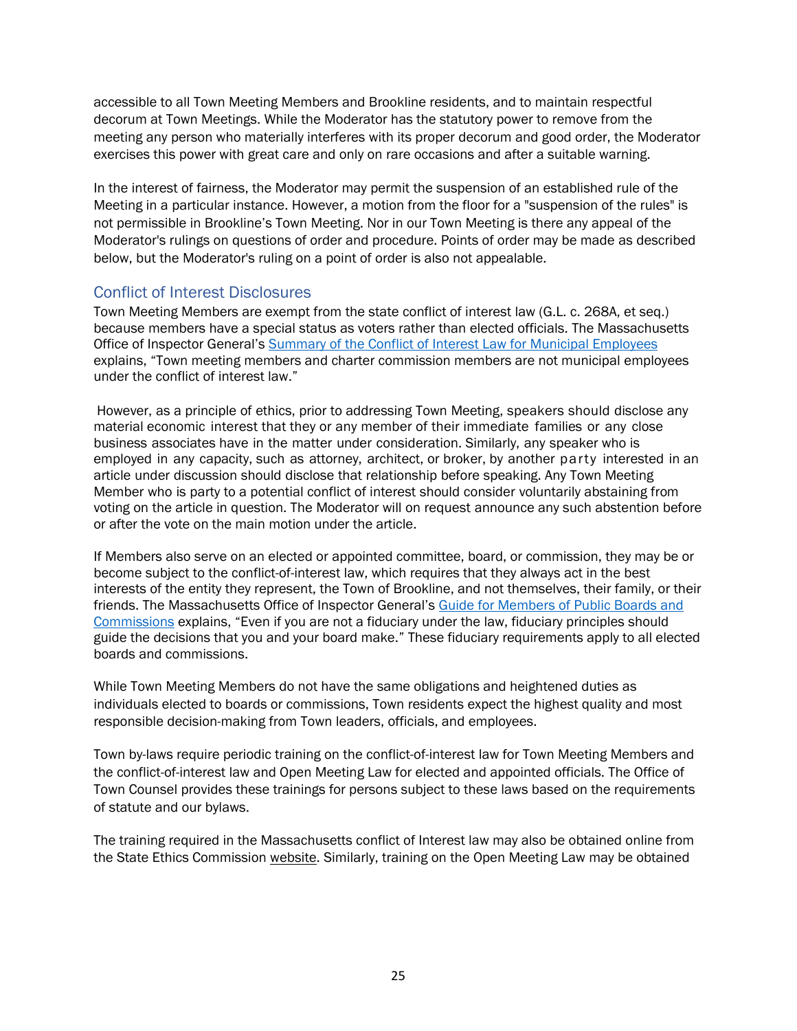accessible to all Town Meeting Members and Brookline residents, and to maintain respectful decorum at Town Meetings. While the Moderator has the statutory power to remove from the meeting any person who materially interferes with its proper decorum and good order, the Moderator exercises this power with great care and only on rare occasions and after a suitable warning.

In the interest of fairness, the Moderator may permit the suspension of an established rule of the Meeting in a particular instance. However, a motion from the floor for a "suspension of the rules" is not permissible in Brookline's Town Meeting. Nor in our Town Meeting is there any appeal of the Moderator's rulings on questions of order and procedure. Points of order may be made as described below, but the Moderator's ruling on a point of order is also not appealable.

## Conflict of Interest Disclosures

Town Meeting Members are exempt from the state conflict of interest law (G.L. c. 268A, et seq.) because members have a special status as voters rather than elected officials. The Massachusetts Office of Inspector General's [Summary of the Conflict of Interest Law for Municipal Employees] explains, "Town meeting members and charter commission members are not municipal employees under the conflict of interest law."

However, as a principle of ethics, prior to addressing Town Meeting, speakers should disclose any material economic interest that they or any member of their immediate families or any close business associates have in the matter under consideration. Similarly, any speaker who is employed in any capacity, such as attorney, architect, or broker, by another party interested in an article under discussion should disclose that relationship before speaking. Any Town Meeting Member who is party to a potential conflict of interest should consider voluntarily abstaining from voting on the article in question. The Moderator will on request announce any such abstention before or after the vote on the main motion under the article.

If Members also serve on an elected or appointed committee, board, or commission, they may be or become subject to the conflict-of-interest law, which requires that they always act in the best interests of the entity they represent, the Town of Brookline, and not themselves, their family, or their friends. The Massachusetts Office of Inspector General's [Guide for Members of Public Boards and Commissions] explains, "Even if you are not a fiduciary under the law, fiduciary principles should guide the decisions that you and your board make." These fiduciary requirements apply to all elected boards and commissions.

While Town Meeting Members do not have the same obligations and heightened duties as individuals elected to boards or commissions, Town residents expect the highest quality and most responsible decision-making from Town leaders, officials, and employees.

Town by-laws require periodic training on the conflict-of-interest law for Town Meeting Members and the conflict-of-interest law and Open Meeting Law for elected and appointed officials. The Office of Town Counsel provides these trainings for persons subject to these laws based on the requirements of statute and our bylaws.

The training required in the Massachusetts conflict of Interest law may also be obtained online from the State Ethics Commission website. Similarly, training on the Open Meeting Law may be obtained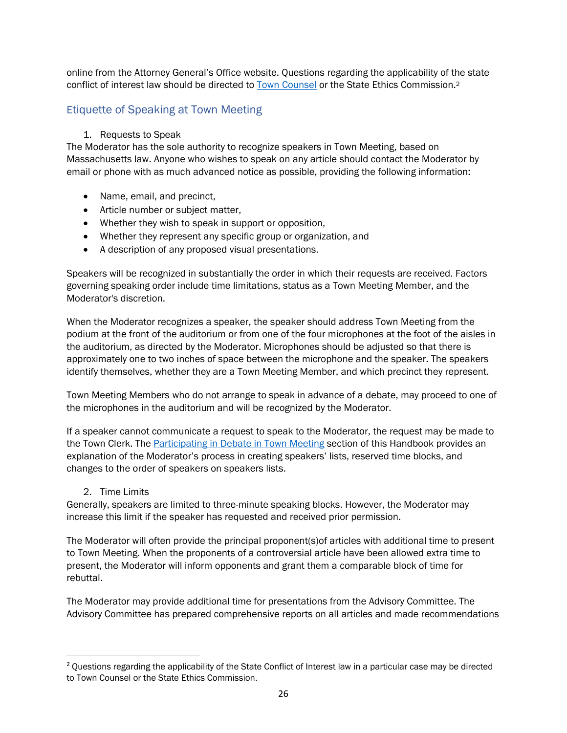online from the Attorney General's Office website. Questions regarding the applicability of the state conflict of interest law should be directed to Town Counsel or the State Ethics Commission.[2]

## Etiquette of Speaking at Town Meeting

### 1. Requests to Speak

The Moderator has the sole authority to recognize speakers in Town Meeting, based on Massachusetts law. Anyone who wishes to speak on any article should contact the Moderator by email or phone with as much advanced notice as possible, providing the following information:

- Name, email, and precinct,
- Article number or subject matter,
- Whether they wish to speak in support or opposition,
- Whether they represent any specific group or organization, and
- A description of any proposed visual presentations.

Speakers will be recognized in substantially the order in which their requests are received. Factors governing speaking order include time limitations, status as a Town Meeting Member, and the Moderator's discretion.

When the Moderator recognizes a speaker, the speaker should address Town Meeting from the podium at the front of the auditorium or from one of the four microphones at the foot of the aisles in the auditorium, as directed by the Moderator. Microphones should be adjusted so that there is approximately one to two inches of space between the microphone and the speaker. The speakers identify themselves, whether they are a Town Meeting Member, and which precinct they represent.

Town Meeting Members who do not arrange to speak in advance of a debate, may proceed to one of the microphones in the auditorium and will be recognized by the Moderator.

If a speaker cannot communicate a request to speak to the Moderator, the request may be made to the Town Clerk. The Participating in Debate in Town Meeting section of this Handbook provides an explanation of the Moderator's process in creating speakers' lists, reserved time blocks, and changes to the order of speakers on speakers lists.

### 2. Time Limits

Generally, speakers are limited to three-minute speaking blocks. However, the Moderator may increase this limit if the speaker has requested and received prior permission.

The Moderator will often provide the principal proponent(s)of articles with additional time to present to Town Meeting. When the proponents of a controversial article have been allowed extra time to present, the Moderator will inform opponents and grant them a comparable block of time for rebuttal.

The Moderator may provide additional time for presentations from the Advisory Committee. The Advisory Committee has prepared comprehensive reports on all articles and made recommendations

---

[2] Questions regarding the applicability of the State Conflict of Interest law in a particular case may be directed to Town Counsel or the State Ethics Commission.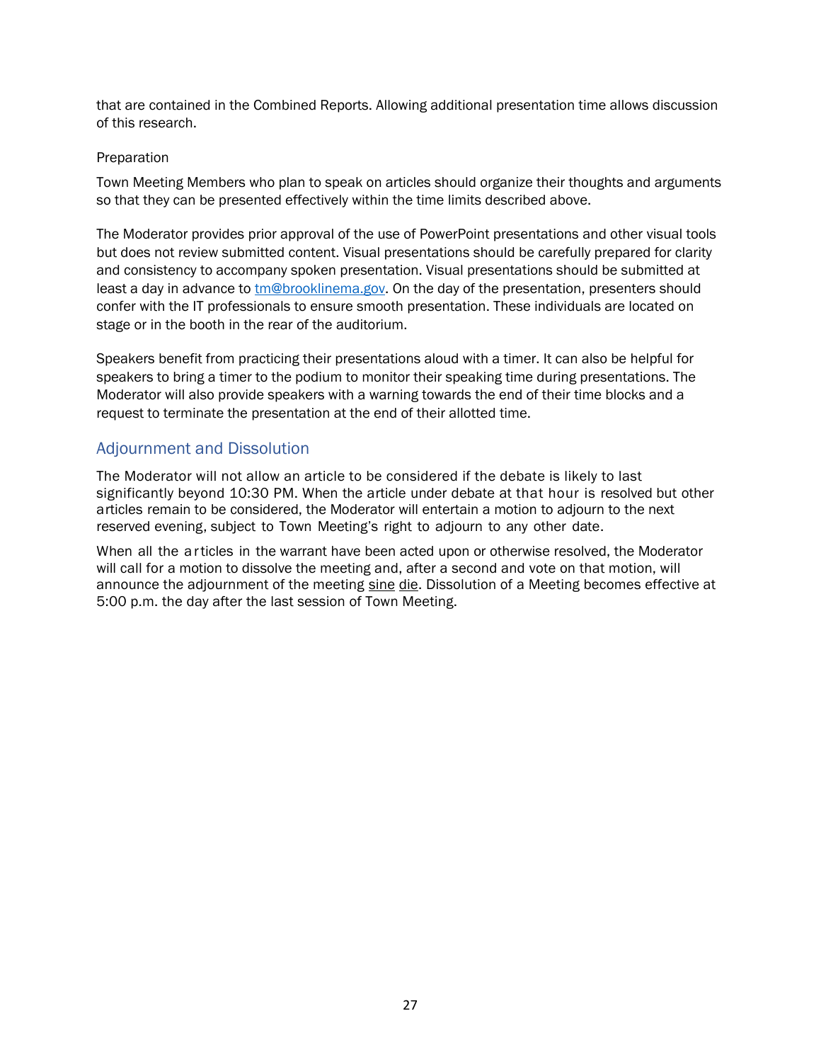that are contained in the Combined Reports. Allowing additional presentation time allows discussion of this research.

Preparation

Town Meeting Members who plan to speak on articles should organize their thoughts and arguments so that they can be presented effectively within the time limits described above.

The Moderator provides prior approval of the use of PowerPoint presentations and other visual tools but does not review submitted content. Visual presentations should be carefully prepared for clarity and consistency to accompany spoken presentation. Visual presentations should be submitted at least a day in advance to [tm@brooklinema.gov](mailto:tm@brooklinema.gov). On the day of the presentation, presenters should confer with the IT professionals to ensure smooth presentation. These individuals are located on stage or in the booth in the rear of the auditorium.

Speakers benefit from practicing their presentations aloud with a timer. It can also be helpful for speakers to bring a timer to the podium to monitor their speaking time during presentations. The Moderator will also provide speakers with a warning towards the end of their time blocks and a request to terminate the presentation at the end of their allotted time.

## Adjournment and Dissolution

The Moderator will not allow an article to be considered if the debate is likely to last significantly beyond 10:30 PM. When the article under debate at that hour is resolved but other articles remain to be considered, the Moderator will entertain a motion to adjourn to the next reserved evening, subject to Town Meeting's right to adjourn to any other date.

When all the articles in the warrant have been acted upon or otherwise resolved, the Moderator will call for a motion to dissolve the meeting and, after a second and vote on that motion, will announce the adjournment of the meeting sine die. Dissolution of a Meeting becomes effective at 5:00 p.m. the day after the last session of Town Meeting.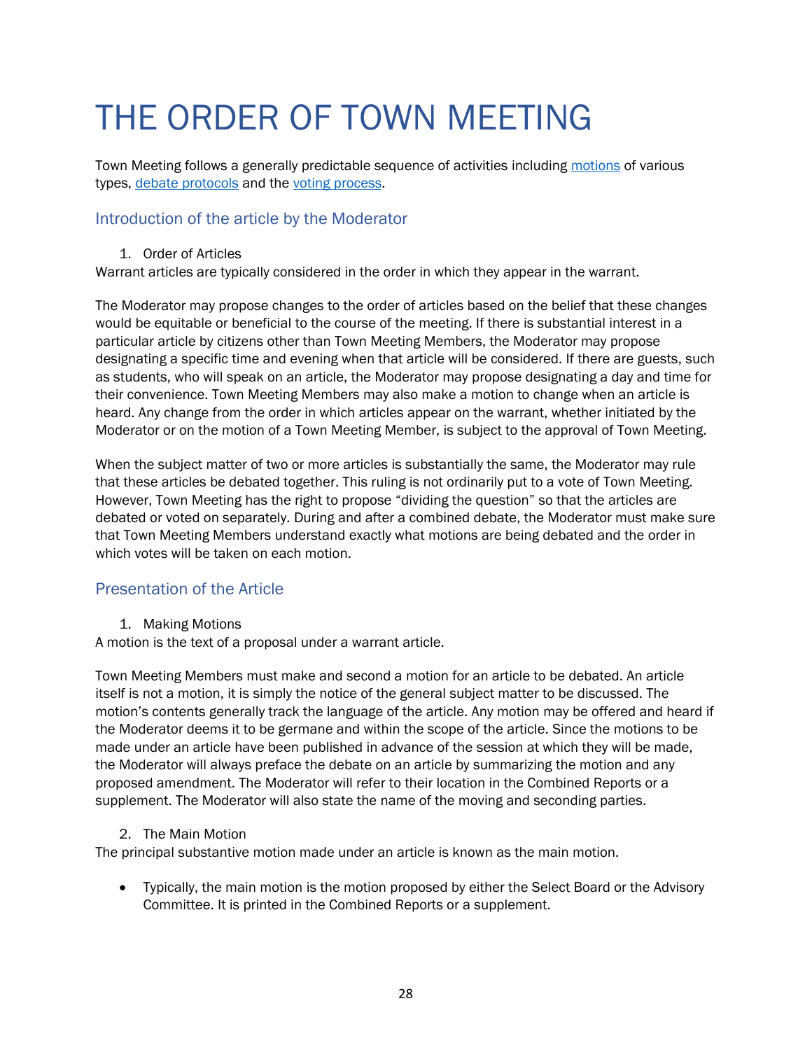# THE ORDER OF TOWN MEETING

Town Meeting follows a generally predictable sequence of activities including [motions](#) of various types, [debate protocols](#) and the [voting process](#).

## Introduction of the article by the Moderator

1. Order of Articles

Warrant articles are typically considered in the order in which they appear in the warrant.

The Moderator may propose changes to the order of articles based on the belief that these changes would be equitable or beneficial to the course of the meeting. If there is substantial interest in a particular article by citizens other than Town Meeting Members, the Moderator may propose designating a specific time and evening when that article will be considered. If there are guests, such as students, who will speak on an article, the Moderator may propose designating a day and time for their convenience. Town Meeting Members may also make a motion to change when an article is heard. Any change from the order in which articles appear on the warrant, whether initiated by the Moderator or on the motion of a Town Meeting Member, is subject to the approval of Town Meeting.

When the subject matter of two or more articles is substantially the same, the Moderator may rule that these articles be debated together. This ruling is not ordinarily put to a vote of Town Meeting. However, Town Meeting has the right to propose "dividing the question" so that the articles are debated or voted on separately. During and after a combined debate, the Moderator must make sure that Town Meeting Members understand exactly what motions are being debated and the order in which votes will be taken on each motion.

## Presentation of the Article

1. Making Motions

A motion is the text of a proposal under a warrant article.

Town Meeting Members must make and second a motion for an article to be debated. An article itself is not a motion, it is simply the notice of the general subject matter to be discussed. The motion's contents generally track the language of the article. Any motion may be offered and heard if the Moderator deems it to be germane and within the scope of the article. Since the motions to be made under an article have been published in advance of the session at which they will be made, the Moderator will always preface the debate on an article by summarizing the motion and any proposed amendment. The Moderator will refer to their location in the Combined Reports or a supplement. The Moderator will also state the name of the moving and seconding parties.

2. The Main Motion

The principal substantive motion made under an article is known as the main motion.

- Typically, the main motion is the motion proposed by either the Select Board or the Advisory Committee. It is printed in the Combined Reports or a supplement.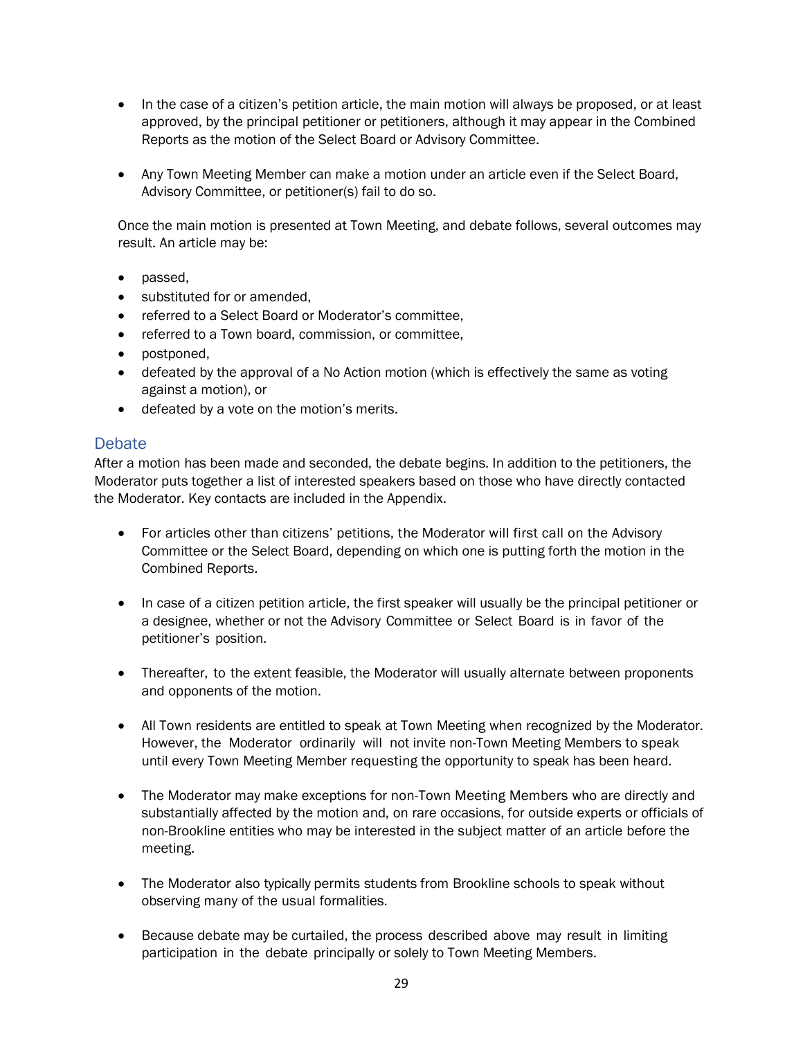- In the case of a citizen's petition article, the main motion will always be proposed, or at least approved, by the principal petitioner or petitioners, although it may appear in the Combined Reports as the motion of the Select Board or Advisory Committee.

- Any Town Meeting Member can make a motion under an article even if the Select Board, Advisory Committee, or petitioner(s) fail to do so.

Once the main motion is presented at Town Meeting, and debate follows, several outcomes may result. An article may be:

- passed,
- substituted for or amended,
- referred to a Select Board or Moderator's committee,
- referred to a Town board, commission, or committee,
- postponed,
- defeated by the approval of a No Action motion (which is effectively the same as voting against a motion), or
- defeated by a vote on the motion's merits.

## Debate

After a motion has been made and seconded, the debate begins. In addition to the petitioners, the Moderator puts together a list of interested speakers based on those who have directly contacted the Moderator. Key contacts are included in the Appendix.

- For articles other than citizens' petitions, the Moderator will first call on the Advisory Committee or the Select Board, depending on which one is putting forth the motion in the Combined Reports.

- In case of a citizen petition article, the first speaker will usually be the principal petitioner or a designee, whether or not the Advisory Committee or Select Board is in favor of the petitioner's position.

- Thereafter, to the extent feasible, the Moderator will usually alternate between proponents and opponents of the motion.

- All Town residents are entitled to speak at Town Meeting when recognized by the Moderator. However, the Moderator ordinarily will not invite non-Town Meeting Members to speak until every Town Meeting Member requesting the opportunity to speak has been heard.

- The Moderator may make exceptions for non-Town Meeting Members who are directly and substantially affected by the motion and, on rare occasions, for outside experts or officials of non-Brookline entities who may be interested in the subject matter of an article before the meeting.

- The Moderator also typically permits students from Brookline schools to speak without observing many of the usual formalities.

- Because debate may be curtailed, the process described above may result in limiting participation in the debate principally or solely to Town Meeting Members.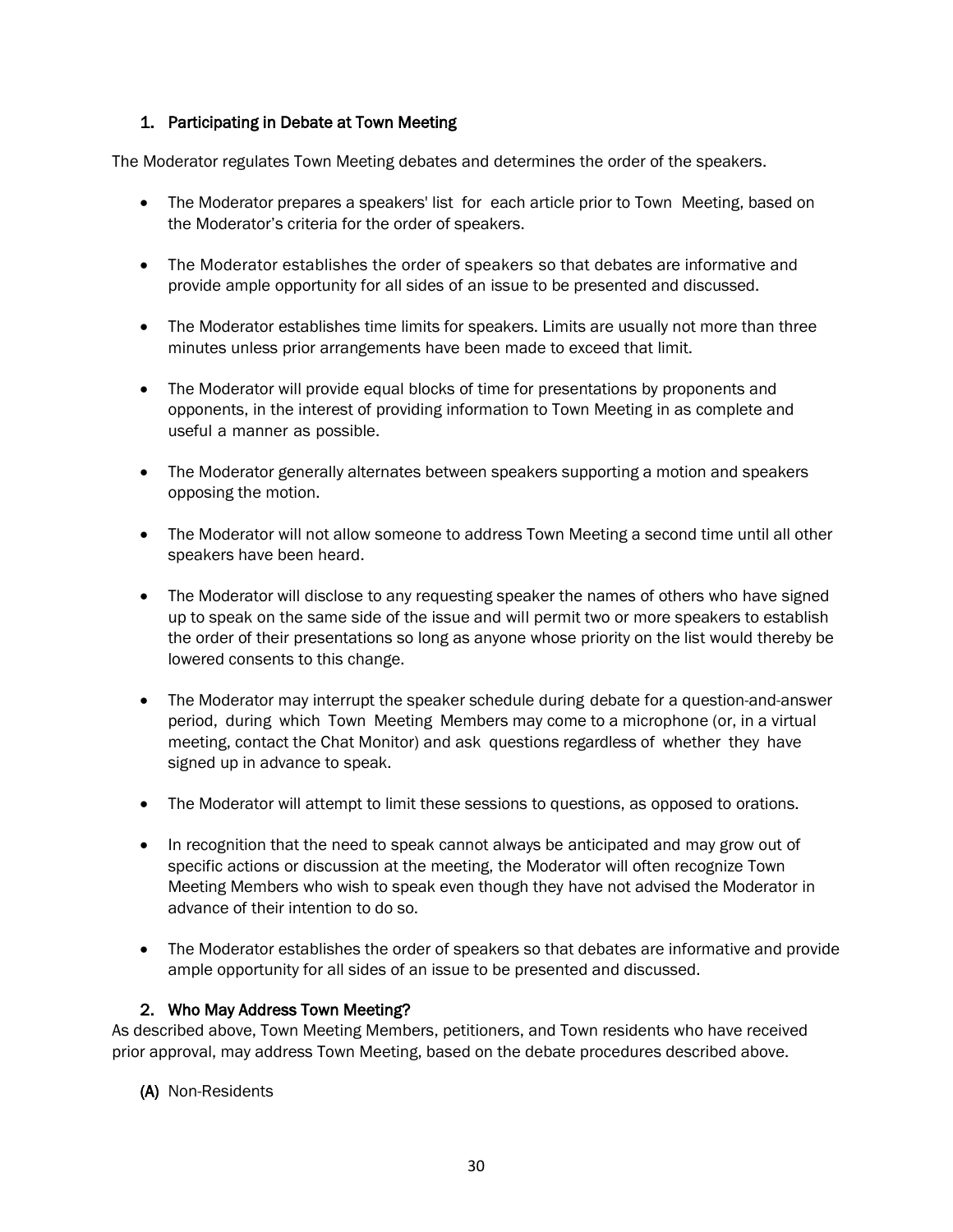## 1. Participating in Debate at Town Meeting

The Moderator regulates Town Meeting debates and determines the order of the speakers.

- The Moderator prepares a speakers' list for each article prior to Town Meeting, based on the Moderator's criteria for the order of speakers.
- The Moderator establishes the order of speakers so that debates are informative and provide ample opportunity for all sides of an issue to be presented and discussed.
- The Moderator establishes time limits for speakers. Limits are usually not more than three minutes unless prior arrangements have been made to exceed that limit.
- The Moderator will provide equal blocks of time for presentations by proponents and opponents, in the interest of providing information to Town Meeting in as complete and useful a manner as possible.
- The Moderator generally alternates between speakers supporting a motion and speakers opposing the motion.
- The Moderator will not allow someone to address Town Meeting a second time until all other speakers have been heard.
- The Moderator will disclose to any requesting speaker the names of others who have signed up to speak on the same side of the issue and will permit two or more speakers to establish the order of their presentations so long as anyone whose priority on the list would thereby be lowered consents to this change.
- The Moderator may interrupt the speaker schedule during debate for a question-and-answer period, during which Town Meeting Members may come to a microphone (or, in a virtual meeting, contact the Chat Monitor) and ask questions regardless of whether they have signed up in advance to speak.
- The Moderator will attempt to limit these sessions to questions, as opposed to orations.
- In recognition that the need to speak cannot always be anticipated and may grow out of specific actions or discussion at the meeting, the Moderator will often recognize Town Meeting Members who wish to speak even though they have not advised the Moderator in advance of their intention to do so.
- The Moderator establishes the order of speakers so that debates are informative and provide ample opportunity for all sides of an issue to be presented and discussed.

## 2. Who May Address Town Meeting?

As described above, Town Meeting Members, petitioners, and Town residents who have received prior approval, may address Town Meeting, based on the debate procedures described above.

**(A)** Non-Residents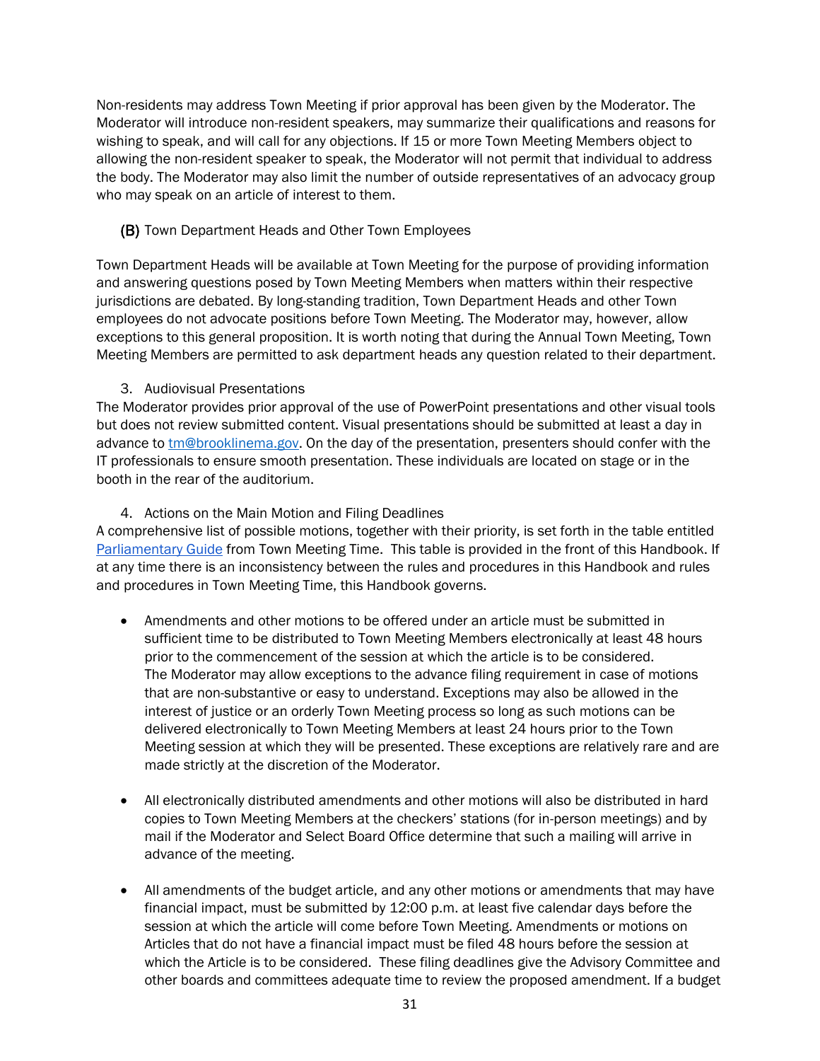Non-residents may address Town Meeting if prior approval has been given by the Moderator. The Moderator will introduce non-resident speakers, may summarize their qualifications and reasons for wishing to speak, and will call for any objections. If 15 or more Town Meeting Members object to allowing the non-resident speaker to speak, the Moderator will not permit that individual to address the body. The Moderator may also limit the number of outside representatives of an advocacy group who may speak on an article of interest to them.

(B) Town Department Heads and Other Town Employees

Town Department Heads will be available at Town Meeting for the purpose of providing information and answering questions posed by Town Meeting Members when matters within their respective jurisdictions are debated. By long-standing tradition, Town Department Heads and other Town employees do not advocate positions before Town Meeting. The Moderator may, however, allow exceptions to this general proposition. It is worth noting that during the Annual Town Meeting, Town Meeting Members are permitted to ask department heads any question related to their department.

3. Audiovisual Presentations

The Moderator provides prior approval of the use of PowerPoint presentations and other visual tools but does not review submitted content. Visual presentations should be submitted at least a day in advance to [tm@brooklinema.gov](mailto:tm@brooklinema.gov). On the day of the presentation, presenters should confer with the IT professionals to ensure smooth presentation. These individuals are located on stage or in the booth in the rear of the auditorium.

4. Actions on the Main Motion and Filing Deadlines

A comprehensive list of possible motions, together with their priority, is set forth in the table entitled [Parliamentary Guide]() from Town Meeting Time. This table is provided in the front of this Handbook. If at any time there is an inconsistency between the rules and procedures in this Handbook and rules and procedures in Town Meeting Time, this Handbook governs.

- Amendments and other motions to be offered under an article must be submitted in sufficient time to be distributed to Town Meeting Members electronically at least 48 hours prior to the commencement of the session at which the article is to be considered. The Moderator may allow exceptions to the advance filing requirement in case of motions that are non-substantive or easy to understand. Exceptions may also be allowed in the interest of justice or an orderly Town Meeting process so long as such motions can be delivered electronically to Town Meeting Members at least 24 hours prior to the Town Meeting session at which they will be presented. These exceptions are relatively rare and are made strictly at the discretion of the Moderator.

- All electronically distributed amendments and other motions will also be distributed in hard copies to Town Meeting Members at the checkers' stations (for in-person meetings) and by mail if the Moderator and Select Board Office determine that such a mailing will arrive in advance of the meeting.

- All amendments of the budget article, and any other motions or amendments that may have financial impact, must be submitted by 12:00 p.m. at least five calendar days before the session at which the article will come before Town Meeting. Amendments or motions on Articles that do not have a financial impact must be filed 48 hours before the session at which the Article is to be considered. These filing deadlines give the Advisory Committee and other boards and committees adequate time to review the proposed amendment. If a budget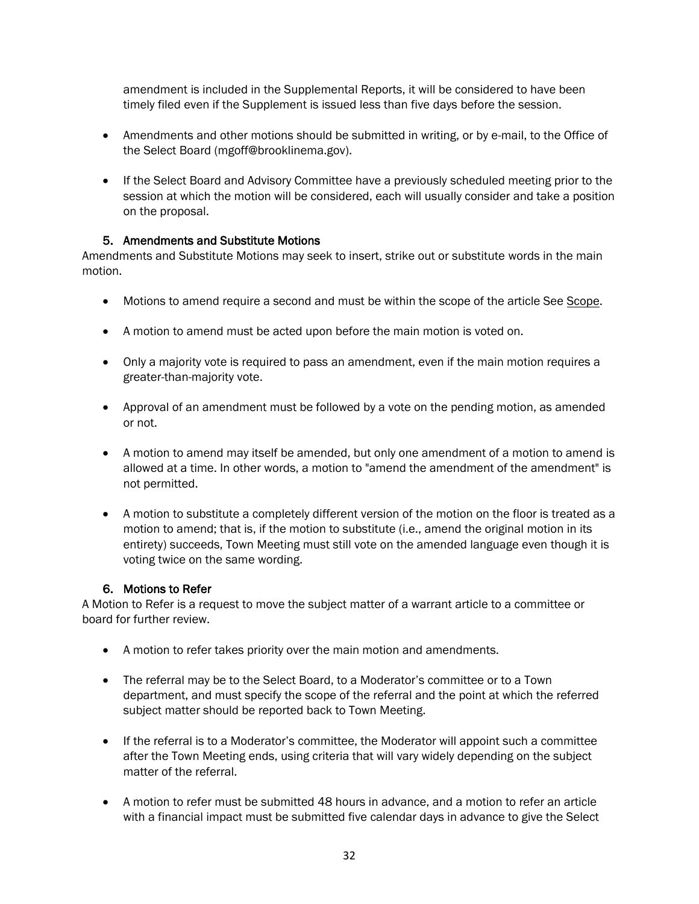amendment is included in the Supplemental Reports, it will be considered to have been timely filed even if the Supplement is issued less than five days before the session.

- Amendments and other motions should be submitted in writing, or by e-mail, to the Office of the Select Board (mgoff@brooklinema.gov).
- If the Select Board and Advisory Committee have a previously scheduled meeting prior to the session at which the motion will be considered, each will usually consider and take a position on the proposal.

### 5. Amendments and Substitute Motions

Amendments and Substitute Motions may seek to insert, strike out or substitute words in the main motion.

- Motions to amend require a second and must be within the scope of the article See Scope.
- A motion to amend must be acted upon before the main motion is voted on.
- Only a majority vote is required to pass an amendment, even if the main motion requires a greater-than-majority vote.
- Approval of an amendment must be followed by a vote on the pending motion, as amended or not.
- A motion to amend may itself be amended, but only one amendment of a motion to amend is allowed at a time. In other words, a motion to "amend the amendment of the amendment" is not permitted.
- A motion to substitute a completely different version of the motion on the floor is treated as a motion to amend; that is, if the motion to substitute (i.e., amend the original motion in its entirety) succeeds, Town Meeting must still vote on the amended language even though it is voting twice on the same wording.

### 6. Motions to Refer

A Motion to Refer is a request to move the subject matter of a warrant article to a committee or board for further review.

- A motion to refer takes priority over the main motion and amendments.
- The referral may be to the Select Board, to a Moderator's committee or to a Town department, and must specify the scope of the referral and the point at which the referred subject matter should be reported back to Town Meeting.
- If the referral is to a Moderator's committee, the Moderator will appoint such a committee after the Town Meeting ends, using criteria that will vary widely depending on the subject matter of the referral.
- A motion to refer must be submitted 48 hours in advance, and a motion to refer an article with a financial impact must be submitted five calendar days in advance to give the Select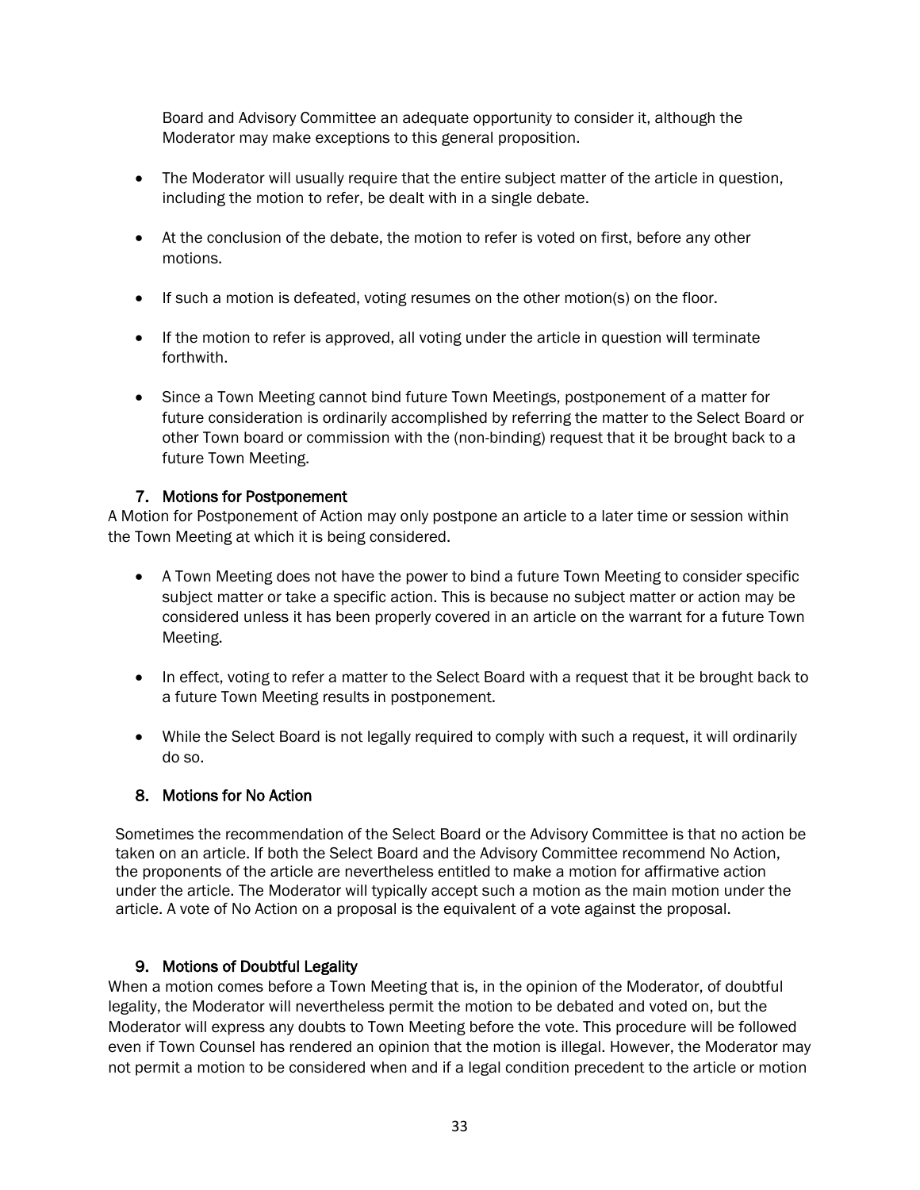Board and Advisory Committee an adequate opportunity to consider it, although the Moderator may make exceptions to this general proposition.

- The Moderator will usually require that the entire subject matter of the article in question, including the motion to refer, be dealt with in a single debate.
- At the conclusion of the debate, the motion to refer is voted on first, before any other motions.
- If such a motion is defeated, voting resumes on the other motion(s) on the floor.
- If the motion to refer is approved, all voting under the article in question will terminate forthwith.
- Since a Town Meeting cannot bind future Town Meetings, postponement of a matter for future consideration is ordinarily accomplished by referring the matter to the Select Board or other Town board or commission with the (non-binding) request that it be brought back to a future Town Meeting.

### 7. Motions for Postponement

A Motion for Postponement of Action may only postpone an article to a later time or session within the Town Meeting at which it is being considered.

- A Town Meeting does not have the power to bind a future Town Meeting to consider specific subject matter or take a specific action. This is because no subject matter or action may be considered unless it has been properly covered in an article on the warrant for a future Town Meeting.
- In effect, voting to refer a matter to the Select Board with a request that it be brought back to a future Town Meeting results in postponement.
- While the Select Board is not legally required to comply with such a request, it will ordinarily do so.

### 8. Motions for No Action

Sometimes the recommendation of the Select Board or the Advisory Committee is that no action be taken on an article. If both the Select Board and the Advisory Committee recommend No Action, the proponents of the article are nevertheless entitled to make a motion for affirmative action under the article. The Moderator will typically accept such a motion as the main motion under the article. A vote of No Action on a proposal is the equivalent of a vote against the proposal.

### 9. Motions of Doubtful Legality

When a motion comes before a Town Meeting that is, in the opinion of the Moderator, of doubtful legality, the Moderator will nevertheless permit the motion to be debated and voted on, but the Moderator will express any doubts to Town Meeting before the vote. This procedure will be followed even if Town Counsel has rendered an opinion that the motion is illegal. However, the Moderator may not permit a motion to be considered when and if a legal condition precedent to the article or motion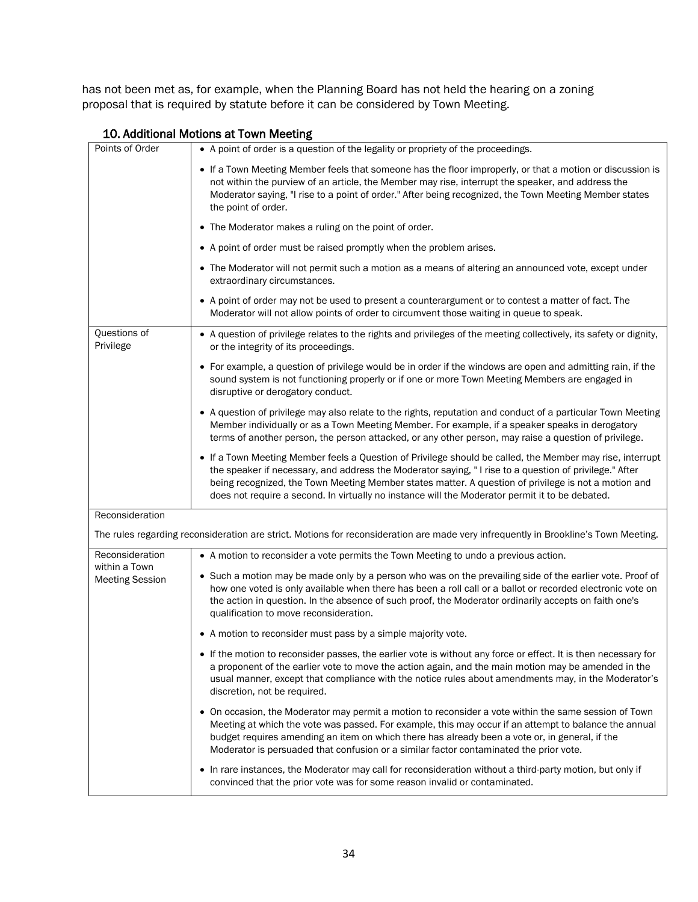has not been met as, for example, when the Planning Board has not held the hearing on a zoning proposal that is required by statute before it can be considered by Town Meeting.

## 10. Additional Motions at Town Meeting

| | |
|---|---|
| Points of Order | • A point of order is a question of the legality or propriety of the proceedings.<br>• If a Town Meeting Member feels that someone has the floor improperly, or that a motion or discussion is not within the purview of an article, the Member may rise, interrupt the speaker, and address the Moderator saying, "I rise to a point of order." After being recognized, the Town Meeting Member states the point of order.<br>• The Moderator makes a ruling on the point of order.<br>• A point of order must be raised promptly when the problem arises.<br>• The Moderator will not permit such a motion as a means of altering an announced vote, except under extraordinary circumstances.<br>• A point of order may not be used to present a counterargument or to contest a matter of fact. The Moderator will not allow points of order to circumvent those waiting in queue to speak. |
| Questions of Privilege | • A question of privilege relates to the rights and privileges of the meeting collectively, its safety or dignity, or the integrity of its proceedings.<br>• For example, a question of privilege would be in order if the windows are open and admitting rain, if the sound system is not functioning properly or if one or more Town Meeting Members are engaged in disruptive or derogatory conduct.<br>• A question of privilege may also relate to the rights, reputation and conduct of a particular Town Meeting Member individually or as a Town Meeting Member. For example, if a speaker speaks in derogatory terms of another person, the person attacked, or any other person, may raise a question of privilege.<br>• If a Town Meeting Member feels a Question of Privilege should be called, the Member may rise, interrupt the speaker if necessary, and address the Moderator saying, " I rise to a question of privilege." After being recognized, the Town Meeting Member states matter. A question of privilege is not a motion and does not require a second. In virtually no instance will the Moderator permit it to be debated. |
| Reconsideration<br><br>The rules regarding reconsideration are strict. Motions for reconsideration are made very infrequently in Brookline's Town Meeting. | |
| Reconsideration within a Town Meeting Session | • A motion to reconsider a vote permits the Town Meeting to undo a previous action.<br>• Such a motion may be made only by a person who was on the prevailing side of the earlier vote. Proof of how one voted is only available when there has been a roll call or a ballot or recorded electronic vote on the action in question. In the absence of such proof, the Moderator ordinarily accepts on faith one's qualification to move reconsideration.<br>• A motion to reconsider must pass by a simple majority vote.<br>• If the motion to reconsider passes, the earlier vote is without any force or effect. It is then necessary for a proponent of the earlier vote to move the action again, and the main motion may be amended in the usual manner, except that compliance with the notice rules about amendments may, in the Moderator's discretion, not be required.<br>• On occasion, the Moderator may permit a motion to reconsider a vote within the same session of Town Meeting at which the vote was passed. For example, this may occur if an attempt to balance the annual budget requires amending an item on which there has already been a vote or, in general, if the Moderator is persuaded that confusion or a similar factor contaminated the prior vote.<br>• In rare instances, the Moderator may call for reconsideration without a third-party motion, but only if convinced that the prior vote was for some reason invalid or contaminated. |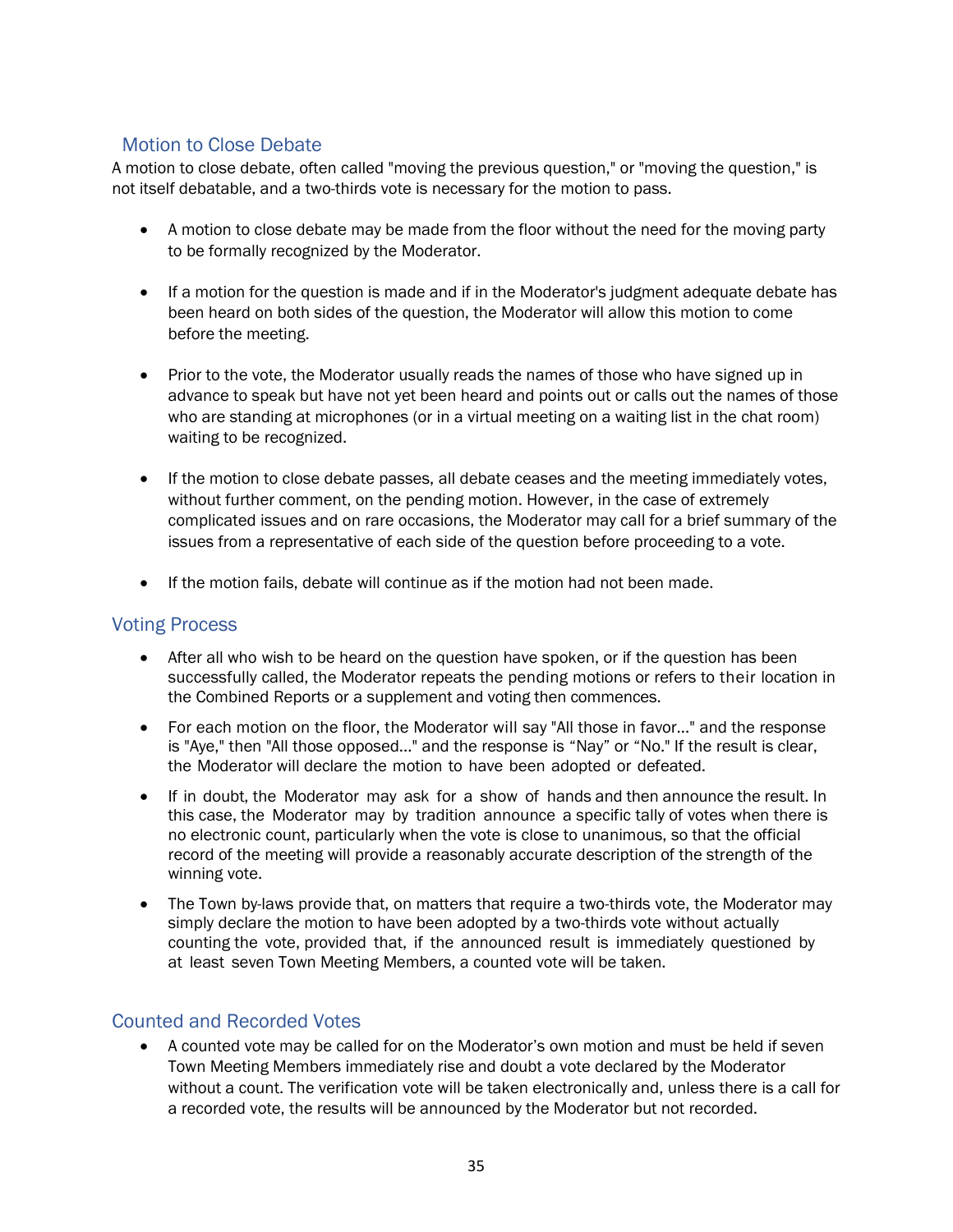## Motion to Close Debate

A motion to close debate, often called "moving the previous question," or "moving the question," is not itself debatable, and a two-thirds vote is necessary for the motion to pass.

- A motion to close debate may be made from the floor without the need for the moving party to be formally recognized by the Moderator.
- If a motion for the question is made and if in the Moderator's judgment adequate debate has been heard on both sides of the question, the Moderator will allow this motion to come before the meeting.
- Prior to the vote, the Moderator usually reads the names of those who have signed up in advance to speak but have not yet been heard and points out or calls out the names of those who are standing at microphones (or in a virtual meeting on a waiting list in the chat room) waiting to be recognized.
- If the motion to close debate passes, all debate ceases and the meeting immediately votes, without further comment, on the pending motion. However, in the case of extremely complicated issues and on rare occasions, the Moderator may call for a brief summary of the issues from a representative of each side of the question before proceeding to a vote.
- If the motion fails, debate will continue as if the motion had not been made.

## Voting Process

- After all who wish to be heard on the question have spoken, or if the question has been successfully called, the Moderator repeats the pending motions or refers to their location in the Combined Reports or a supplement and voting then commences.
- For each motion on the floor, the Moderator will say "All those in favor..." and the response is "Aye," then "All those opposed..." and the response is "Nay" or "No." If the result is clear, the Moderator will declare the motion to have been adopted or defeated.
- If in doubt, the Moderator may ask for a show of hands and then announce the result. In this case, the Moderator may by tradition announce a specific tally of votes when there is no electronic count, particularly when the vote is close to unanimous, so that the official record of the meeting will provide a reasonably accurate description of the strength of the winning vote.
- The Town by-laws provide that, on matters that require a two-thirds vote, the Moderator may simply declare the motion to have been adopted by a two-thirds vote without actually counting the vote, provided that, if the announced result is immediately questioned by at least seven Town Meeting Members, a counted vote will be taken.

## Counted and Recorded Votes

- A counted vote may be called for on the Moderator's own motion and must be held if seven Town Meeting Members immediately rise and doubt a vote declared by the Moderator without a count. The verification vote will be taken electronically and, unless there is a call for a recorded vote, the results will be announced by the Moderator but not recorded.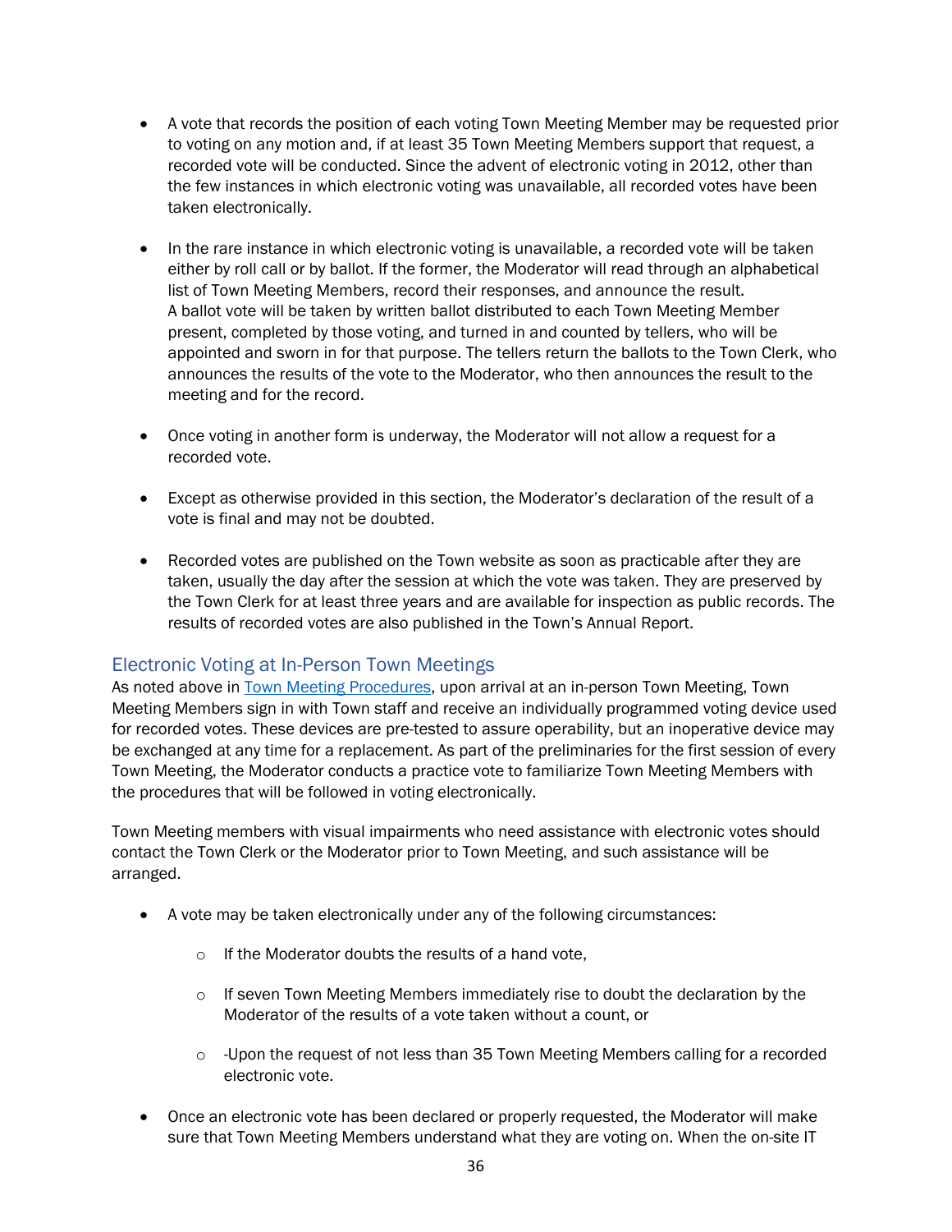- A vote that records the position of each voting Town Meeting Member may be requested prior to voting on any motion and, if at least 35 Town Meeting Members support that request, a recorded vote will be conducted. Since the advent of electronic voting in 2012, other than the few instances in which electronic voting was unavailable, all recorded votes have been taken electronically.

- In the rare instance in which electronic voting is unavailable, a recorded vote will be taken either by roll call or by ballot. If the former, the Moderator will read through an alphabetical list of Town Meeting Members, record their responses, and announce the result. A ballot vote will be taken by written ballot distributed to each Town Meeting Member present, completed by those voting, and turned in and counted by tellers, who will be appointed and sworn in for that purpose. The tellers return the ballots to the Town Clerk, who announces the results of the vote to the Moderator, who then announces the result to the meeting and for the record.

- Once voting in another form is underway, the Moderator will not allow a request for a recorded vote.

- Except as otherwise provided in this section, the Moderator's declaration of the result of a vote is final and may not be doubted.

- Recorded votes are published on the Town website as soon as practicable after they are taken, usually the day after the session at which the vote was taken. They are preserved by the Town Clerk for at least three years and are available for inspection as public records. The results of recorded votes are also published in the Town's Annual Report.

## Electronic Voting at In-Person Town Meetings

As noted above in Town Meeting Procedures, upon arrival at an in-person Town Meeting, Town Meeting Members sign in with Town staff and receive an individually programmed voting device used for recorded votes. These devices are pre-tested to assure operability, but an inoperative device may be exchanged at any time for a replacement. As part of the preliminaries for the first session of every Town Meeting, the Moderator conducts a practice vote to familiarize Town Meeting Members with the procedures that will be followed in voting electronically.

Town Meeting members with visual impairments who need assistance with electronic votes should contact the Town Clerk or the Moderator prior to Town Meeting, and such assistance will be arranged.

- A vote may be taken electronically under any of the following circumstances:
  - If the Moderator doubts the results of a hand vote,
  - If seven Town Meeting Members immediately rise to doubt the declaration by the Moderator of the results of a vote taken without a count, or
  - -Upon the request of not less than 35 Town Meeting Members calling for a recorded electronic vote.

- Once an electronic vote has been declared or properly requested, the Moderator will make sure that Town Meeting Members understand what they are voting on. When the on-site IT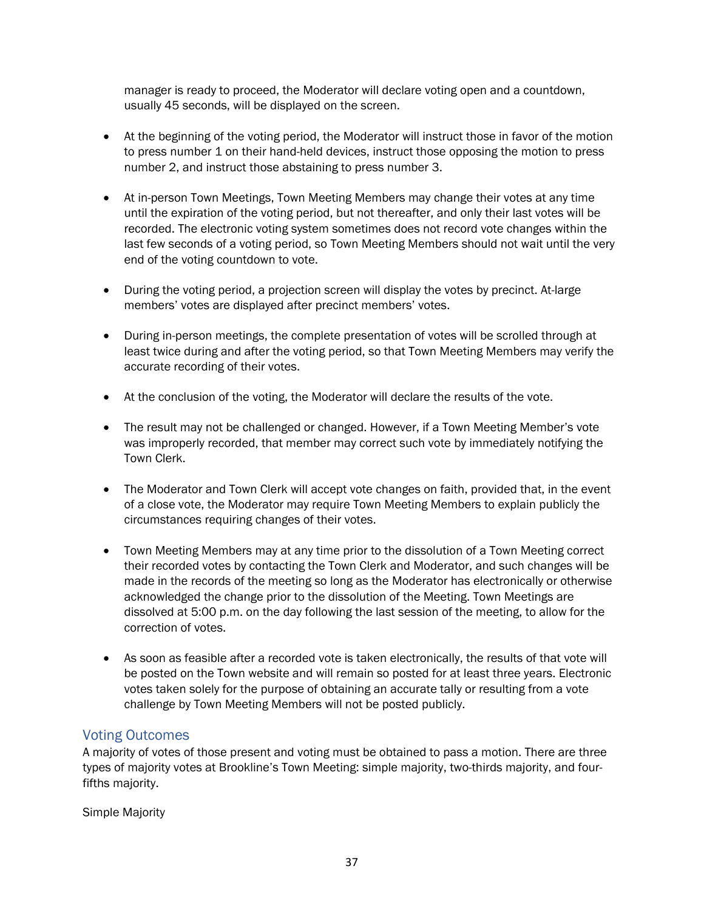manager is ready to proceed, the Moderator will declare voting open and a countdown, usually 45 seconds, will be displayed on the screen.

- At the beginning of the voting period, the Moderator will instruct those in favor of the motion to press number 1 on their hand-held devices, instruct those opposing the motion to press number 2, and instruct those abstaining to press number 3.

- At in-person Town Meetings, Town Meeting Members may change their votes at any time until the expiration of the voting period, but not thereafter, and only their last votes will be recorded. The electronic voting system sometimes does not record vote changes within the last few seconds of a voting period, so Town Meeting Members should not wait until the very end of the voting countdown to vote.

- During the voting period, a projection screen will display the votes by precinct. At-large members' votes are displayed after precinct members' votes.

- During in-person meetings, the complete presentation of votes will be scrolled through at least twice during and after the voting period, so that Town Meeting Members may verify the accurate recording of their votes.

- At the conclusion of the voting, the Moderator will declare the results of the vote.

- The result may not be challenged or changed. However, if a Town Meeting Member's vote was improperly recorded, that member may correct such vote by immediately notifying the Town Clerk.

- The Moderator and Town Clerk will accept vote changes on faith, provided that, in the event of a close vote, the Moderator may require Town Meeting Members to explain publicly the circumstances requiring changes of their votes.

- Town Meeting Members may at any time prior to the dissolution of a Town Meeting correct their recorded votes by contacting the Town Clerk and Moderator, and such changes will be made in the records of the meeting so long as the Moderator has electronically or otherwise acknowledged the change prior to the dissolution of the Meeting. Town Meetings are dissolved at 5:00 p.m. on the day following the last session of the meeting, to allow for the correction of votes.

- As soon as feasible after a recorded vote is taken electronically, the results of that vote will be posted on the Town website and will remain so posted for at least three years. Electronic votes taken solely for the purpose of obtaining an accurate tally or resulting from a vote challenge by Town Meeting Members will not be posted publicly.

## Voting Outcomes

A majority of votes of those present and voting must be obtained to pass a motion. There are three types of majority votes at Brookline's Town Meeting: simple majority, two-thirds majority, and four-fifths majority.

Simple Majority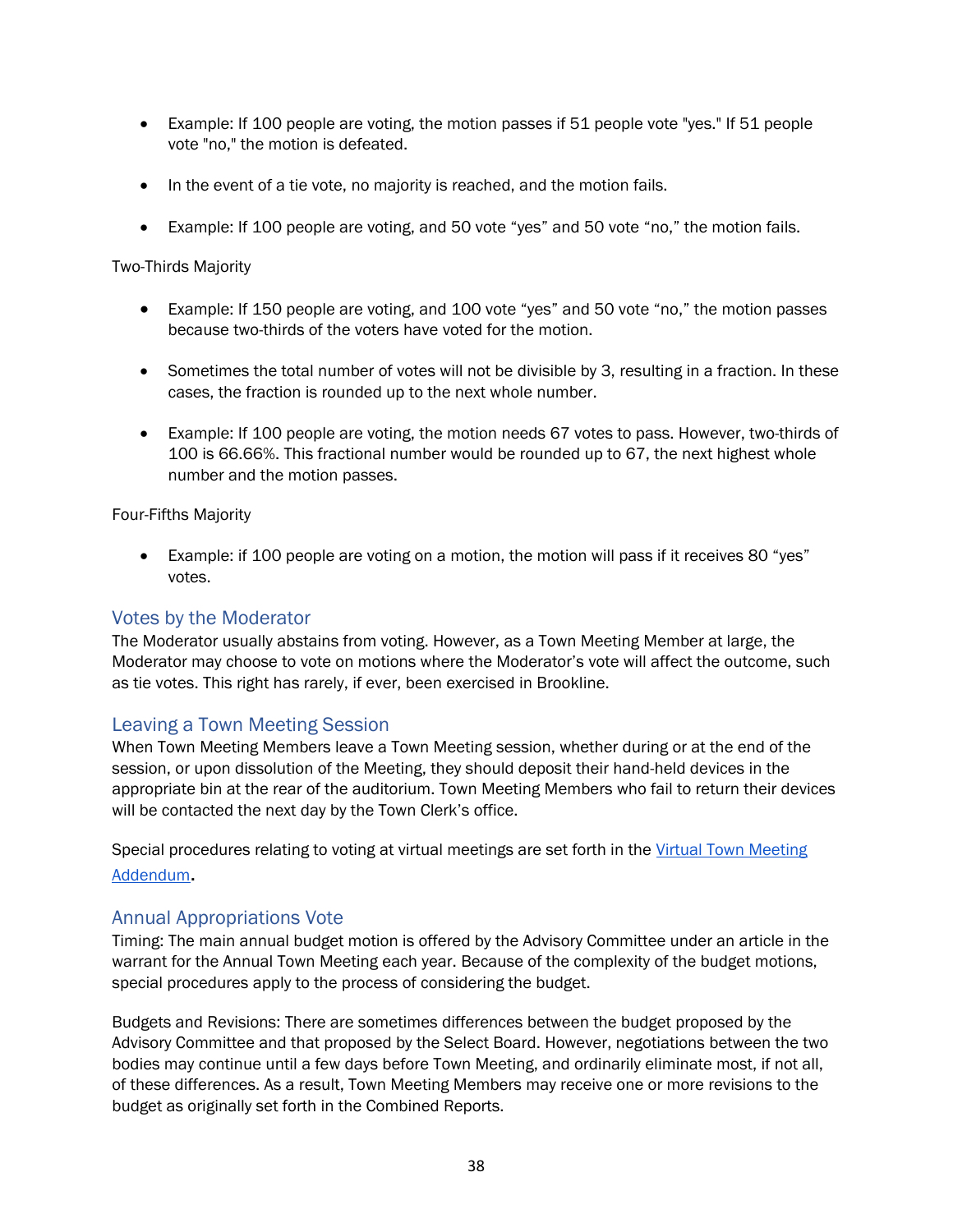- Example: If 100 people are voting, the motion passes if 51 people vote "yes." If 51 people vote "no," the motion is defeated.

- In the event of a tie vote, no majority is reached, and the motion fails.

- Example: If 100 people are voting, and 50 vote “yes” and 50 vote “no,” the motion fails.

Two-Thirds Majority

- Example: If 150 people are voting, and 100 vote “yes” and 50 vote “no,” the motion passes because two-thirds of the voters have voted for the motion.

- Sometimes the total number of votes will not be divisible by 3, resulting in a fraction. In these cases, the fraction is rounded up to the next whole number.

- Example: If 100 people are voting, the motion needs 67 votes to pass. However, two-thirds of 100 is 66.66%. This fractional number would be rounded up to 67, the next highest whole number and the motion passes.

Four-Fifths Majority

- Example: if 100 people are voting on a motion, the motion will pass if it receives 80 “yes” votes.

## Votes by the Moderator

The Moderator usually abstains from voting. However, as a Town Meeting Member at large, the Moderator may choose to vote on motions where the Moderator’s vote will affect the outcome, such as tie votes. This right has rarely, if ever, been exercised in Brookline.

## Leaving a Town Meeting Session

When Town Meeting Members leave a Town Meeting session, whether during or at the end of the session, or upon dissolution of the Meeting, they should deposit their hand-held devices in the appropriate bin at the rear of the auditorium. Town Meeting Members who fail to return their devices will be contacted the next day by the Town Clerk’s office.

Special procedures relating to voting at virtual meetings are set forth in the Virtual Town Meeting Addendum.

## Annual Appropriations Vote

Timing: The main annual budget motion is offered by the Advisory Committee under an article in the warrant for the Annual Town Meeting each year. Because of the complexity of the budget motions, special procedures apply to the process of considering the budget.

Budgets and Revisions: There are sometimes differences between the budget proposed by the Advisory Committee and that proposed by the Select Board. However, negotiations between the two bodies may continue until a few days before Town Meeting, and ordinarily eliminate most, if not all, of these differences. As a result, Town Meeting Members may receive one or more revisions to the budget as originally set forth in the Combined Reports.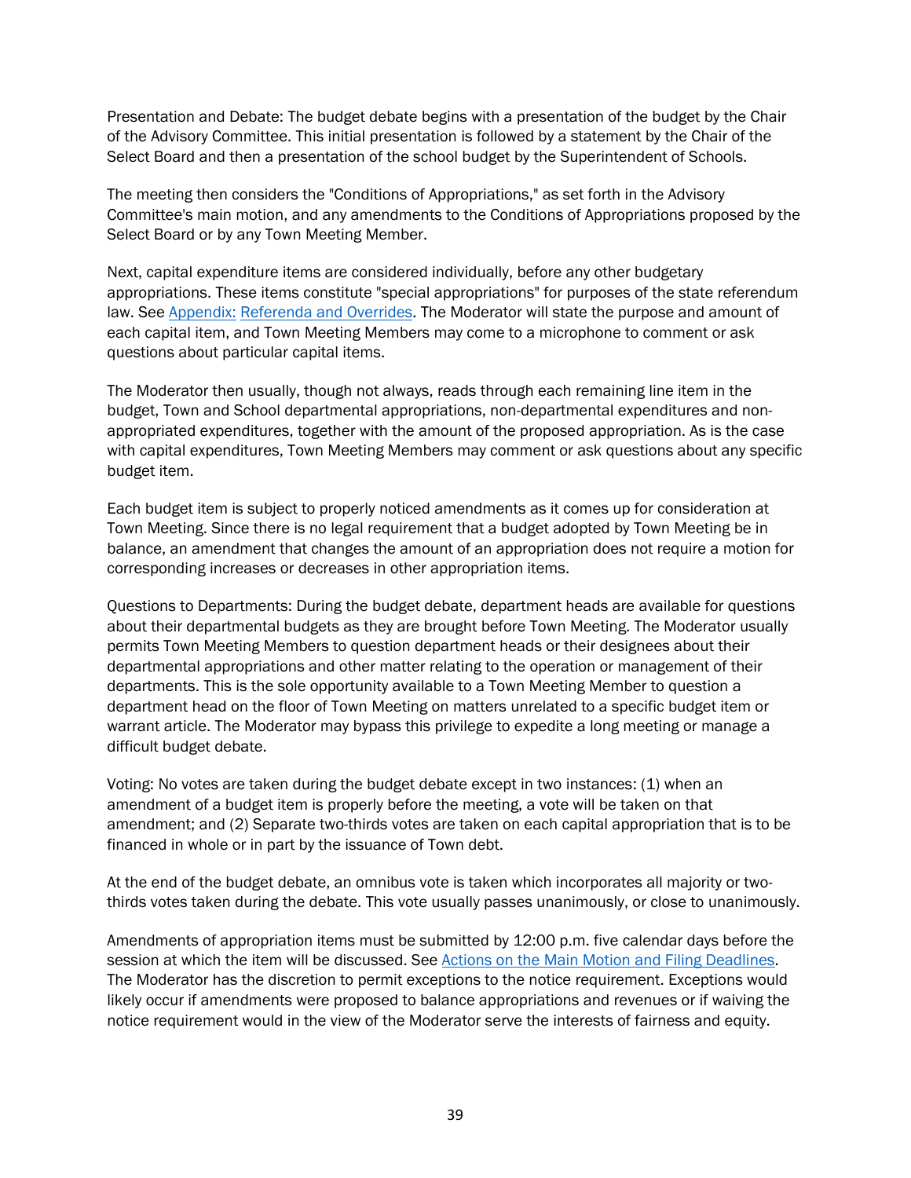Presentation and Debate: The budget debate begins with a presentation of the budget by the Chair of the Advisory Committee. This initial presentation is followed by a statement by the Chair of the Select Board and then a presentation of the school budget by the Superintendent of Schools.

The meeting then considers the "Conditions of Appropriations," as set forth in the Advisory Committee's main motion, and any amendments to the Conditions of Appropriations proposed by the Select Board or by any Town Meeting Member.

Next, capital expenditure items are considered individually, before any other budgetary appropriations. These items constitute "special appropriations" for purposes of the state referendum law. See [Appendix: Referenda and Overrides](). The Moderator will state the purpose and amount of each capital item, and Town Meeting Members may come to a microphone to comment or ask questions about particular capital items.

The Moderator then usually, though not always, reads through each remaining line item in the budget, Town and School departmental appropriations, non-departmental expenditures and non-appropriated expenditures, together with the amount of the proposed appropriation. As is the case with capital expenditures, Town Meeting Members may comment or ask questions about any specific budget item.

Each budget item is subject to properly noticed amendments as it comes up for consideration at Town Meeting. Since there is no legal requirement that a budget adopted by Town Meeting be in balance, an amendment that changes the amount of an appropriation does not require a motion for corresponding increases or decreases in other appropriation items.

Questions to Departments: During the budget debate, department heads are available for questions about their departmental budgets as they are brought before Town Meeting. The Moderator usually permits Town Meeting Members to question department heads or their designees about their departmental appropriations and other matter relating to the operation or management of their departments. This is the sole opportunity available to a Town Meeting Member to question a department head on the floor of Town Meeting on matters unrelated to a specific budget item or warrant article. The Moderator may bypass this privilege to expedite a long meeting or manage a difficult budget debate.

Voting: No votes are taken during the budget debate except in two instances: (1) when an amendment of a budget item is properly before the meeting, a vote will be taken on that amendment; and (2) Separate two-thirds votes are taken on each capital appropriation that is to be financed in whole or in part by the issuance of Town debt.

At the end of the budget debate, an omnibus vote is taken which incorporates all majority or two-thirds votes taken during the debate. This vote usually passes unanimously, or close to unanimously.

Amendments of appropriation items must be submitted by 12:00 p.m. five calendar days before the session at which the item will be discussed. See [Actions on the Main Motion and Filing Deadlines](). The Moderator has the discretion to permit exceptions to the notice requirement. Exceptions would likely occur if amendments were proposed to balance appropriations and revenues or if waiving the notice requirement would in the view of the Moderator serve the interests of fairness and equity.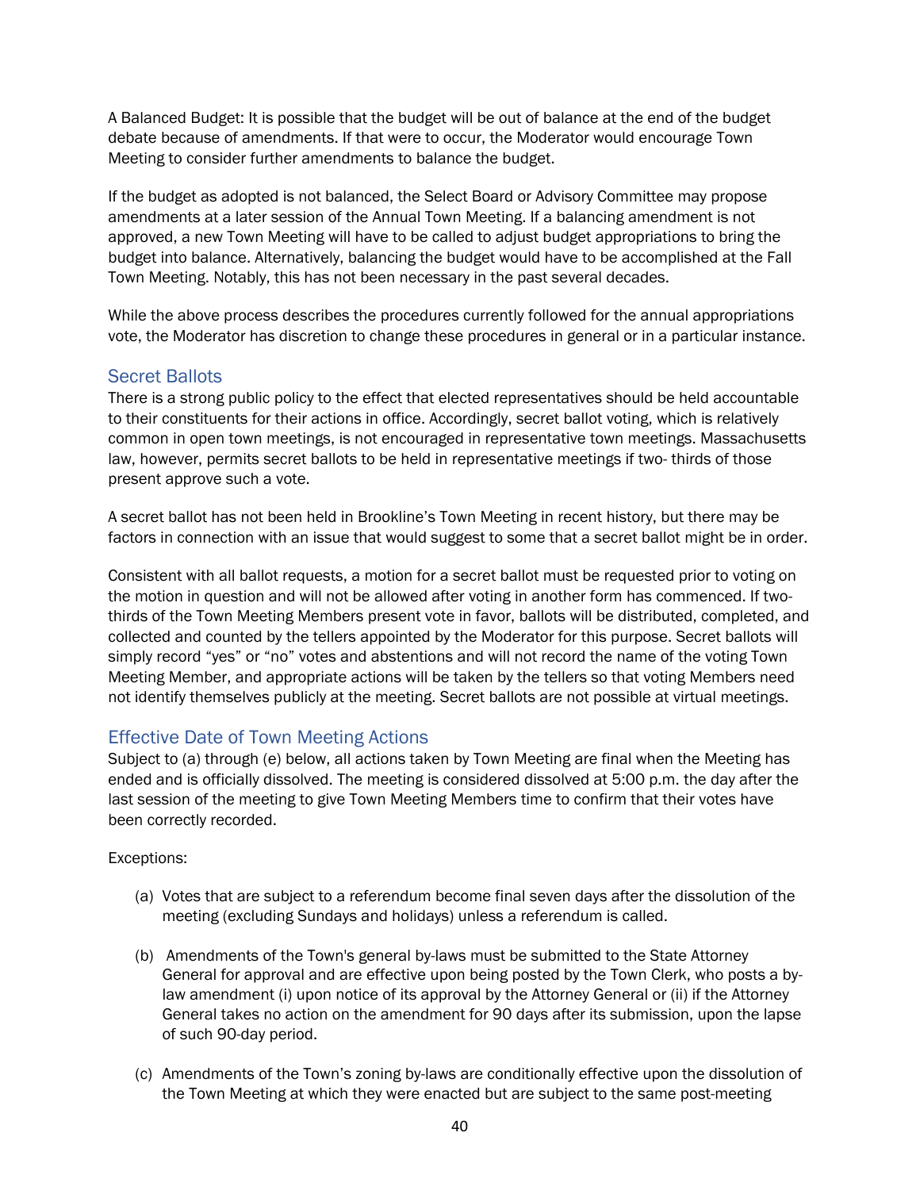A Balanced Budget: It is possible that the budget will be out of balance at the end of the budget debate because of amendments. If that were to occur, the Moderator would encourage Town Meeting to consider further amendments to balance the budget.

If the budget as adopted is not balanced, the Select Board or Advisory Committee may propose amendments at a later session of the Annual Town Meeting. If a balancing amendment is not approved, a new Town Meeting will have to be called to adjust budget appropriations to bring the budget into balance. Alternatively, balancing the budget would have to be accomplished at the Fall Town Meeting. Notably, this has not been necessary in the past several decades.

While the above process describes the procedures currently followed for the annual appropriations vote, the Moderator has discretion to change these procedures in general or in a particular instance.

## Secret Ballots

There is a strong public policy to the effect that elected representatives should be held accountable to their constituents for their actions in office. Accordingly, secret ballot voting, which is relatively common in open town meetings, is not encouraged in representative town meetings. Massachusetts law, however, permits secret ballots to be held in representative meetings if two- thirds of those present approve such a vote.

A secret ballot has not been held in Brookline's Town Meeting in recent history, but there may be factors in connection with an issue that would suggest to some that a secret ballot might be in order.

Consistent with all ballot requests, a motion for a secret ballot must be requested prior to voting on the motion in question and will not be allowed after voting in another form has commenced. If two-thirds of the Town Meeting Members present vote in favor, ballots will be distributed, completed, and collected and counted by the tellers appointed by the Moderator for this purpose. Secret ballots will simply record "yes" or "no" votes and abstentions and will not record the name of the voting Town Meeting Member, and appropriate actions will be taken by the tellers so that voting Members need not identify themselves publicly at the meeting. Secret ballots are not possible at virtual meetings.

## Effective Date of Town Meeting Actions

Subject to (a) through (e) below, all actions taken by Town Meeting are final when the Meeting has ended and is officially dissolved. The meeting is considered dissolved at 5:00 p.m. the day after the last session of the meeting to give Town Meeting Members time to confirm that their votes have been correctly recorded.

Exceptions:

(a) Votes that are subject to a referendum become final seven days after the dissolution of the meeting (excluding Sundays and holidays) unless a referendum is called.

(b) Amendments of the Town's general by-laws must be submitted to the State Attorney General for approval and are effective upon being posted by the Town Clerk, who posts a by-law amendment (i) upon notice of its approval by the Attorney General or (ii) if the Attorney General takes no action on the amendment for 90 days after its submission, upon the lapse of such 90-day period.

(c) Amendments of the Town's zoning by-laws are conditionally effective upon the dissolution of the Town Meeting at which they were enacted but are subject to the same post-meeting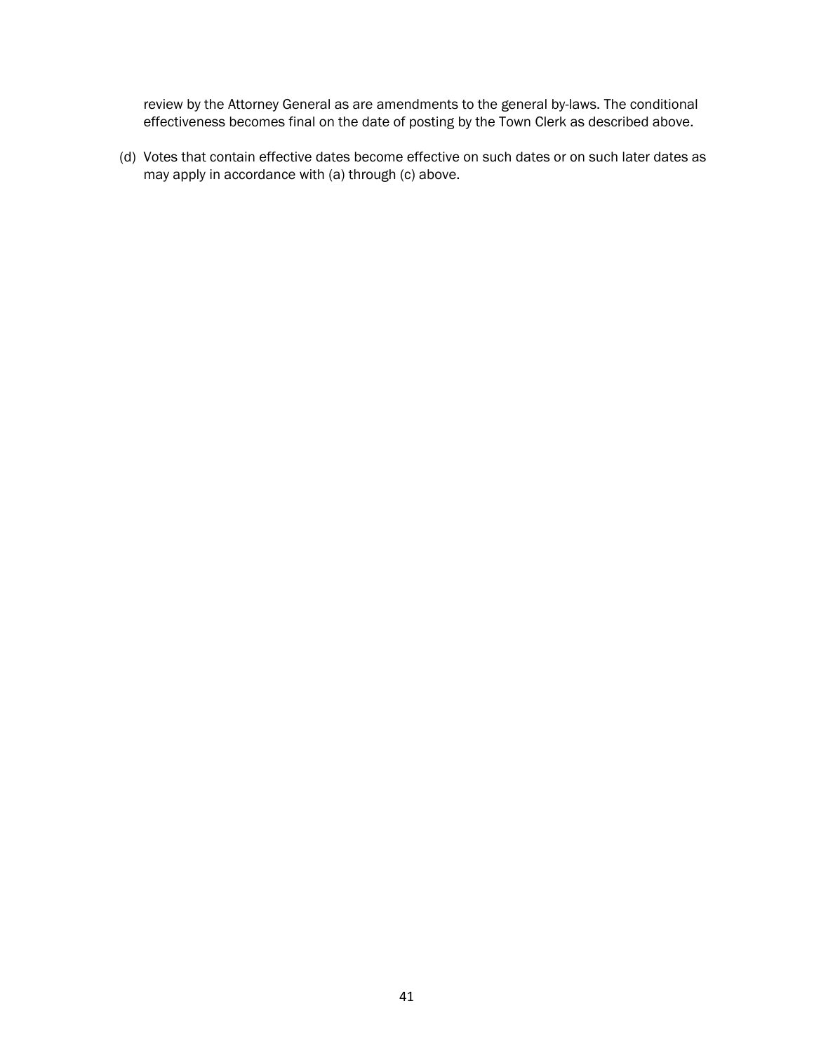review by the Attorney General as are amendments to the general by-laws. The conditional effectiveness becomes final on the date of posting by the Town Clerk as described above.

(d) Votes that contain effective dates become effective on such dates or on such later dates as may apply in accordance with (a) through (c) above.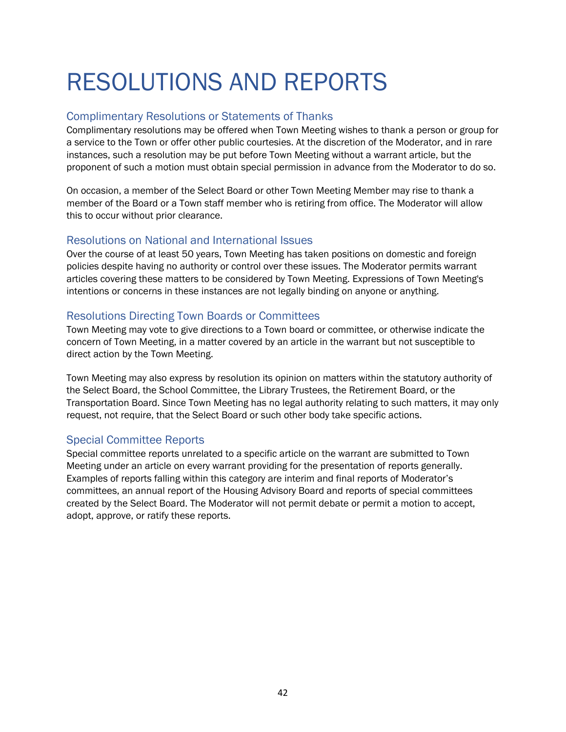# RESOLUTIONS AND REPORTS

## Complimentary Resolutions or Statements of Thanks

Complimentary resolutions may be offered when Town Meeting wishes to thank a person or group for a service to the Town or offer other public courtesies. At the discretion of the Moderator, and in rare instances, such a resolution may be put before Town Meeting without a warrant article, but the proponent of such a motion must obtain special permission in advance from the Moderator to do so.

On occasion, a member of the Select Board or other Town Meeting Member may rise to thank a member of the Board or a Town staff member who is retiring from office. The Moderator will allow this to occur without prior clearance.

## Resolutions on National and International Issues

Over the course of at least 50 years, Town Meeting has taken positions on domestic and foreign policies despite having no authority or control over these issues. The Moderator permits warrant articles covering these matters to be considered by Town Meeting. Expressions of Town Meeting's intentions or concerns in these instances are not legally binding on anyone or anything.

## Resolutions Directing Town Boards or Committees

Town Meeting may vote to give directions to a Town board or committee, or otherwise indicate the concern of Town Meeting, in a matter covered by an article in the warrant but not susceptible to direct action by the Town Meeting.

Town Meeting may also express by resolution its opinion on matters within the statutory authority of the Select Board, the School Committee, the Library Trustees, the Retirement Board, or the Transportation Board. Since Town Meeting has no legal authority relating to such matters, it may only request, not require, that the Select Board or such other body take specific actions.

## Special Committee Reports

Special committee reports unrelated to a specific article on the warrant are submitted to Town Meeting under an article on every warrant providing for the presentation of reports generally. Examples of reports falling within this category are interim and final reports of Moderator's committees, an annual report of the Housing Advisory Board and reports of special committees created by the Select Board. The Moderator will not permit debate or permit a motion to accept, adopt, approve, or ratify these reports.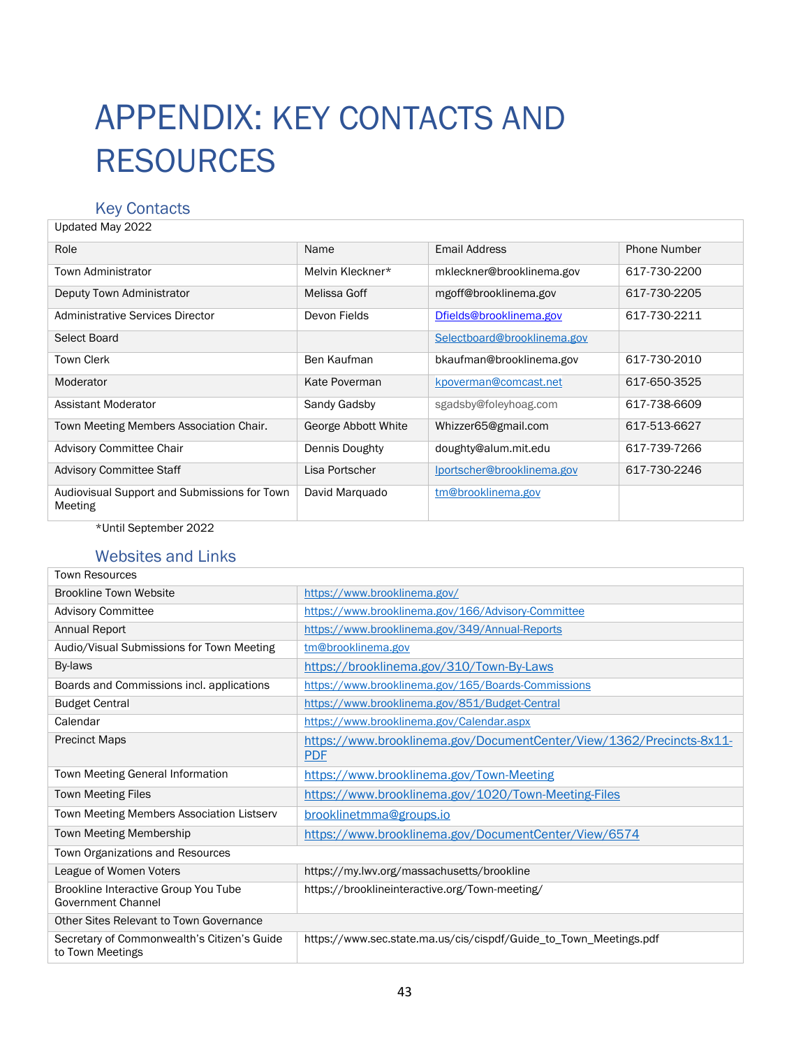# APPENDIX: KEY CONTACTS AND RESOURCES

## Key Contacts

Updated May 2022

| Role | Name | Email Address | Phone Number |
|---|---|---|---|
| Town Administrator | Melvin Kleckner* | mkleckner@brooklinema.gov | 617-730-2200 |
| Deputy Town Administrator | Melissa Goff | mgoff@brooklinema.gov | 617-730-2205 |
| Administrative Services Director | Devon Fields | Dfields@brooklinema.gov | 617-730-2211 |
| Select Board | | Selectboard@brooklinema.gov | |
| Town Clerk | Ben Kaufman | bkaufman@brooklinema.gov | 617-730-2010 |
| Moderator | Kate Poverman | kpoverman@comcast.net | 617-650-3525 |
| Assistant Moderator | Sandy Gadsby | sgadsby@foleyhoag.com | 617-738-6609 |
| Town Meeting Members Association Chair. | George Abbott White | Whizzer65@gmail.com | 617-513-6627 |
| Advisory Committee Chair | Dennis Doughty | doughty@alum.mit.edu | 617-739-7266 |
| Advisory Committee Staff | Lisa Portscher | lportscher@brooklinema.gov | 617-730-2246 |
| Audiovisual Support and Submissions for Town Meeting | David Marquado | tm@brooklinema.gov | |

*Until September 2022

## Websites and Links

| Town Resources | |
|---|---|
| Brookline Town Website | https://www.brooklinema.gov/ |
| Advisory Committee | https://www.brooklinema.gov/166/Advisory-Committee |
| Annual Report | https://www.brooklinema.gov/349/Annual-Reports |
| Audio/Visual Submissions for Town Meeting | tm@brooklinema.gov |
| By-laws | https://brooklinema.gov/310/Town-By-Laws |
| Boards and Commissions incl. applications | https://www.brooklinema.gov/165/Boards-Commissions |
| Budget Central | https://www.brooklinema.gov/851/Budget-Central |
| Calendar | https://www.brooklinema.gov/Calendar.aspx |
| Precinct Maps | https://www.brooklinema.gov/DocumentCenter/View/1362/Precincts-8x11-PDF |
| Town Meeting General Information | https://www.brooklinema.gov/Town-Meeting |
| Town Meeting Files | https://www.brooklinema.gov/1020/Town-Meeting-Files |
| Town Meeting Members Association Listserv | brooklinetmma@groups.io |
| Town Meeting Membership | https://www.brooklinema.gov/DocumentCenter/View/6574 |
| Town Organizations and Resources | |
| League of Women Voters | https://my.lwv.org/massachusetts/brookline |
| Brookline Interactive Group You Tube Government Channel | https://brooklineinteractive.org/Town-meeting/ |
| Other Sites Relevant to Town Governance | |
| Secretary of Commonwealth's Citizen's Guide to Town Meetings | https://www.sec.state.ma.us/cis/cispdf/Guide_to_Town_Meetings.pdf |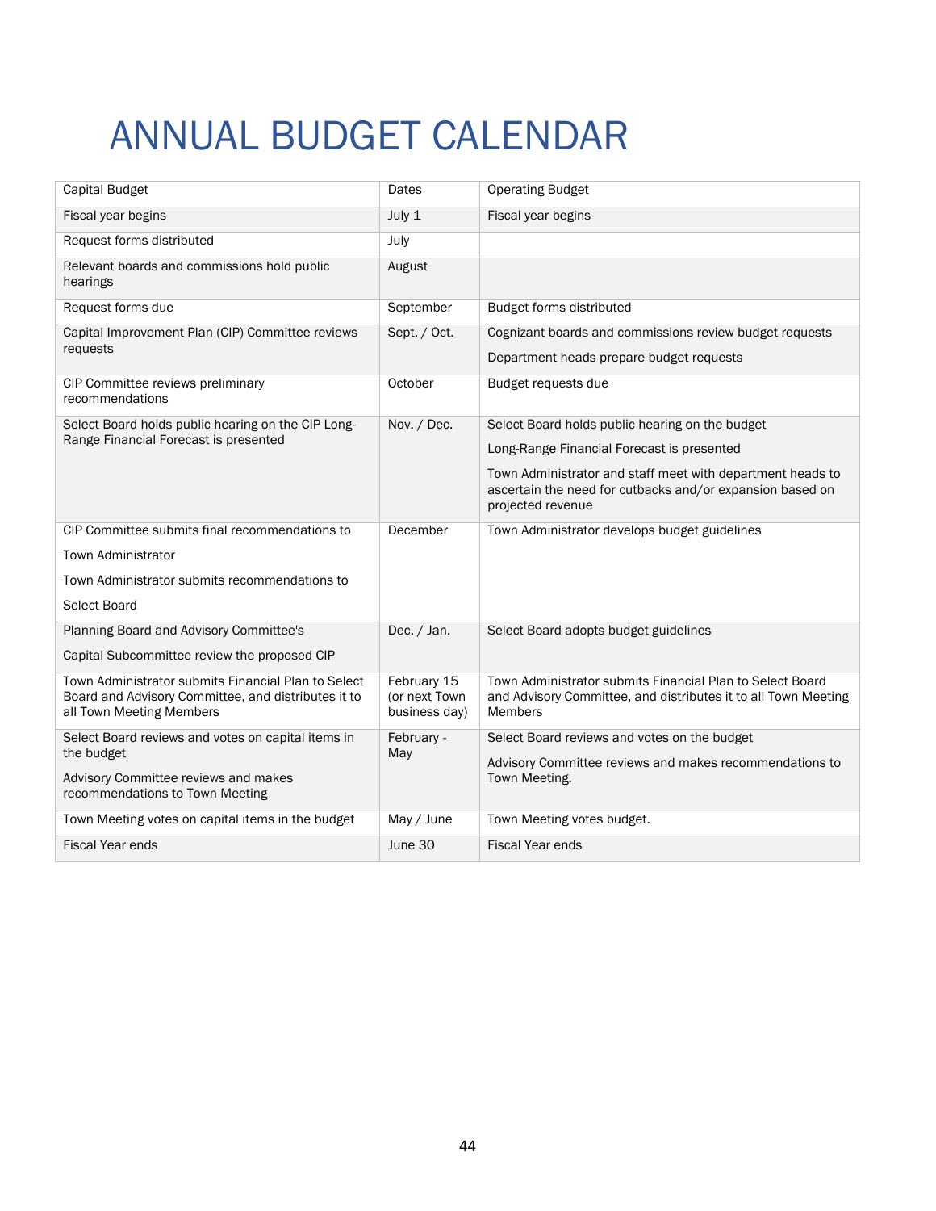# ANNUAL BUDGET CALENDAR

| Capital Budget | Dates | Operating Budget |
|---|---|---|
| Fiscal year begins | July 1 | Fiscal year begins |
| Request forms distributed | July | |
| Relevant boards and commissions hold public hearings | August | |
| Request forms due | September | Budget forms distributed |
| Capital Improvement Plan (CIP) Committee reviews requests | Sept. / Oct. | Cognizant boards and commissions review budget requests<br><br>Department heads prepare budget requests |
| CIP Committee reviews preliminary recommendations | October | Budget requests due |
| Select Board holds public hearing on the CIP Long-Range Financial Forecast is presented | Nov. / Dec. | Select Board holds public hearing on the budget<br><br>Long-Range Financial Forecast is presented<br><br>Town Administrator and staff meet with department heads to ascertain the need for cutbacks and/or expansion based on projected revenue |
| CIP Committee submits final recommendations to<br><br>Town Administrator<br><br>Town Administrator submits recommendations to<br><br>Select Board | December | Town Administrator develops budget guidelines |
| Planning Board and Advisory Committee's<br><br>Capital Subcommittee review the proposed CIP | Dec. / Jan. | Select Board adopts budget guidelines |
| Town Administrator submits Financial Plan to Select Board and Advisory Committee, and distributes it to all Town Meeting Members | February 15 (or next Town business day) | Town Administrator submits Financial Plan to Select Board and Advisory Committee, and distributes it to all Town Meeting Members |
| Select Board reviews and votes on capital items in the budget<br><br>Advisory Committee reviews and makes recommendations to Town Meeting | February - May | Select Board reviews and votes on the budget<br><br>Advisory Committee reviews and makes recommendations to Town Meeting. |
| Town Meeting votes on capital items in the budget | May / June | Town Meeting votes budget. |
| Fiscal Year ends | June 30 | Fiscal Year ends |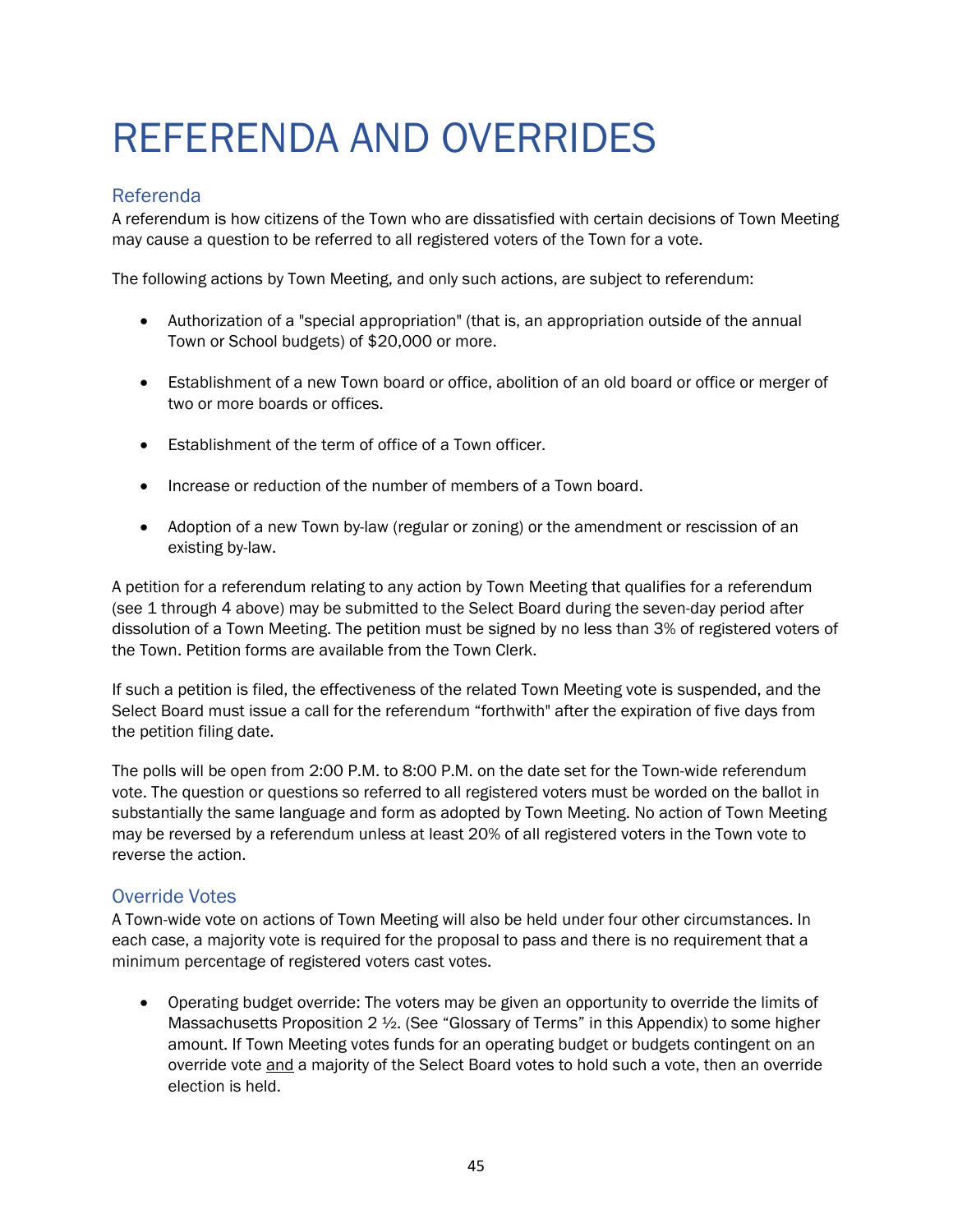# REFERENDA AND OVERRIDES

## Referenda

A referendum is how citizens of the Town who are dissatisfied with certain decisions of Town Meeting may cause a question to be referred to all registered voters of the Town for a vote.

The following actions by Town Meeting, and only such actions, are subject to referendum:

- Authorization of a "special appropriation" (that is, an appropriation outside of the annual Town or School budgets) of $20,000 or more.
- Establishment of a new Town board or office, abolition of an old board or office or merger of two or more boards or offices.
- Establishment of the term of office of a Town officer.
- Increase or reduction of the number of members of a Town board.
- Adoption of a new Town by-law (regular or zoning) or the amendment or rescission of an existing by-law.

A petition for a referendum relating to any action by Town Meeting that qualifies for a referendum (see 1 through 4 above) may be submitted to the Select Board during the seven-day period after dissolution of a Town Meeting. The petition must be signed by no less than 3% of registered voters of the Town. Petition forms are available from the Town Clerk.

If such a petition is filed, the effectiveness of the related Town Meeting vote is suspended, and the Select Board must issue a call for the referendum "forthwith" after the expiration of five days from the petition filing date.

The polls will be open from 2:00 P.M. to 8:00 P.M. on the date set for the Town-wide referendum vote. The question or questions so referred to all registered voters must be worded on the ballot in substantially the same language and form as adopted by Town Meeting. No action of Town Meeting may be reversed by a referendum unless at least 20% of all registered voters in the Town vote to reverse the action.

## Override Votes

A Town-wide vote on actions of Town Meeting will also be held under four other circumstances. In each case, a majority vote is required for the proposal to pass and there is no requirement that a minimum percentage of registered voters cast votes.

- Operating budget override: The voters may be given an opportunity to override the limits of Massachusetts Proposition 2 ½. (See "Glossary of Terms" in this Appendix) to some higher amount. If Town Meeting votes funds for an operating budget or budgets contingent on an override vote <u>and</u> a majority of the Select Board votes to hold such a vote, then an override election is held.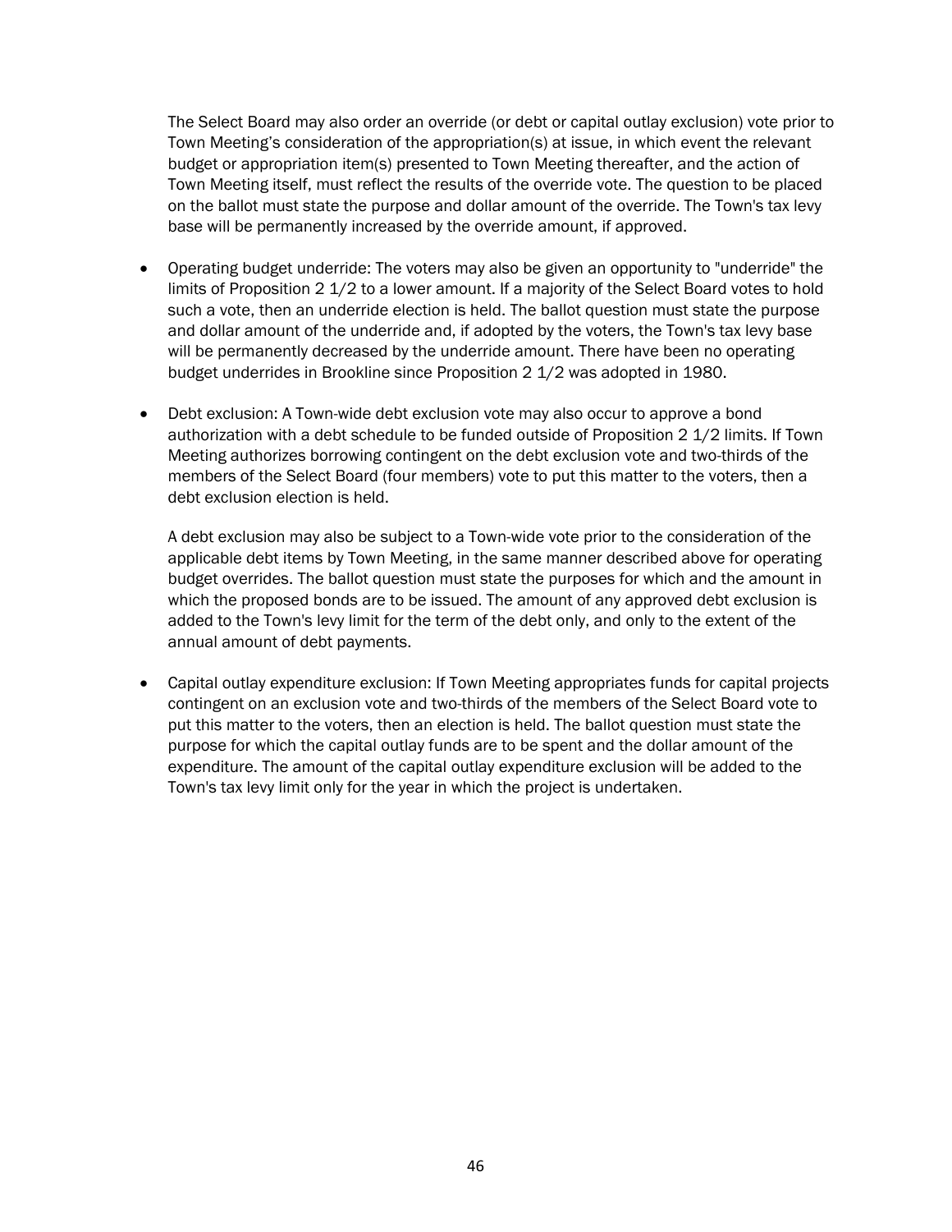The Select Board may also order an override (or debt or capital outlay exclusion) vote prior to Town Meeting's consideration of the appropriation(s) at issue, in which event the relevant budget or appropriation item(s) presented to Town Meeting thereafter, and the action of Town Meeting itself, must reflect the results of the override vote. The question to be placed on the ballot must state the purpose and dollar amount of the override. The Town's tax levy base will be permanently increased by the override amount, if approved.

- Operating budget underride: The voters may also be given an opportunity to "underride" the limits of Proposition 2 1/2 to a lower amount. If a majority of the Select Board votes to hold such a vote, then an underride election is held. The ballot question must state the purpose and dollar amount of the underride and, if adopted by the voters, the Town's tax levy base will be permanently decreased by the underride amount. There have been no operating budget underrides in Brookline since Proposition 2 1/2 was adopted in 1980.

- Debt exclusion: A Town-wide debt exclusion vote may also occur to approve a bond authorization with a debt schedule to be funded outside of Proposition 2 1/2 limits. If Town Meeting authorizes borrowing contingent on the debt exclusion vote and two-thirds of the members of the Select Board (four members) vote to put this matter to the voters, then a debt exclusion election is held.

  A debt exclusion may also be subject to a Town-wide vote prior to the consideration of the applicable debt items by Town Meeting, in the same manner described above for operating budget overrides. The ballot question must state the purposes for which and the amount in which the proposed bonds are to be issued. The amount of any approved debt exclusion is added to the Town's levy limit for the term of the debt only, and only to the extent of the annual amount of debt payments.

- Capital outlay expenditure exclusion: If Town Meeting appropriates funds for capital projects contingent on an exclusion vote and two-thirds of the members of the Select Board vote to put this matter to the voters, then an election is held. The ballot question must state the purpose for which the capital outlay funds are to be spent and the dollar amount of the expenditure. The amount of the capital outlay expenditure exclusion will be added to the Town's tax levy limit only for the year in which the project is undertaken.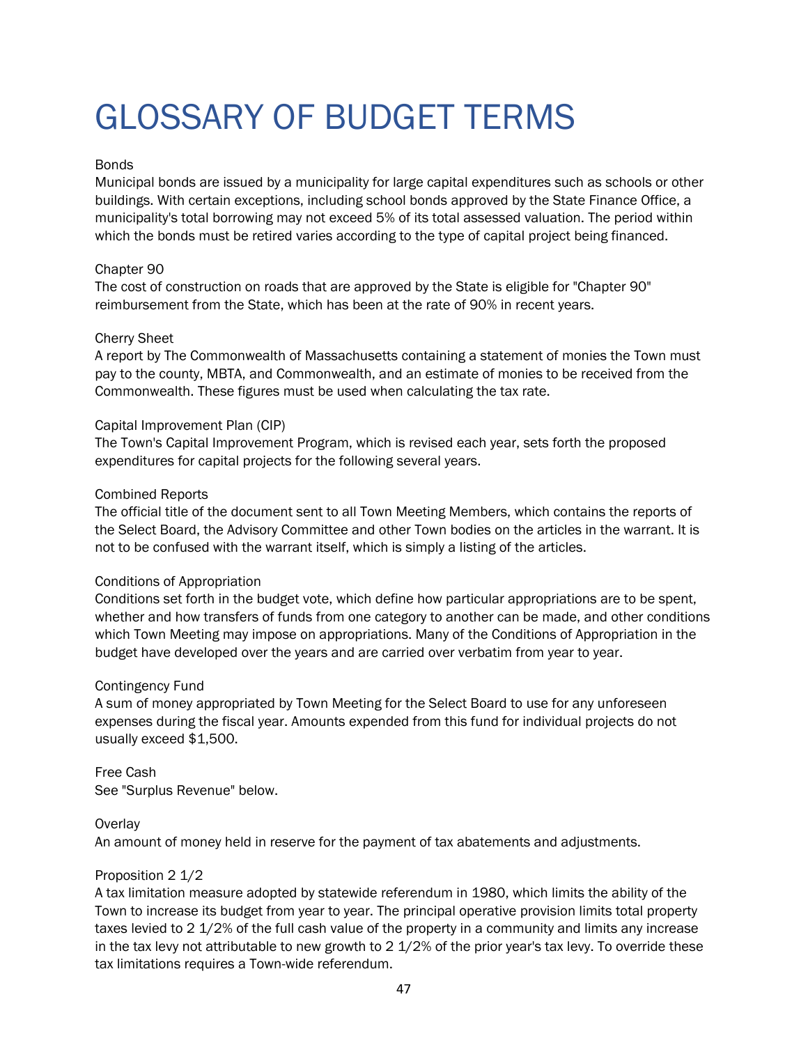# GLOSSARY OF BUDGET TERMS

### Bonds

Municipal bonds are issued by a municipality for large capital expenditures such as schools or other buildings. With certain exceptions, including school bonds approved by the State Finance Office, a municipality's total borrowing may not exceed 5% of its total assessed valuation. The period within which the bonds must be retired varies according to the type of capital project being financed.

### Chapter 90

The cost of construction on roads that are approved by the State is eligible for "Chapter 90" reimbursement from the State, which has been at the rate of 90% in recent years.

### Cherry Sheet

A report by The Commonwealth of Massachusetts containing a statement of monies the Town must pay to the county, MBTA, and Commonwealth, and an estimate of monies to be received from the Commonwealth. These figures must be used when calculating the tax rate.

### Capital Improvement Plan (CIP)

The Town's Capital Improvement Program, which is revised each year, sets forth the proposed expenditures for capital projects for the following several years.

### Combined Reports

The official title of the document sent to all Town Meeting Members, which contains the reports of the Select Board, the Advisory Committee and other Town bodies on the articles in the warrant. It is not to be confused with the warrant itself, which is simply a listing of the articles.

### Conditions of Appropriation

Conditions set forth in the budget vote, which define how particular appropriations are to be spent, whether and how transfers of funds from one category to another can be made, and other conditions which Town Meeting may impose on appropriations. Many of the Conditions of Appropriation in the budget have developed over the years and are carried over verbatim from year to year.

### Contingency Fund

A sum of money appropriated by Town Meeting for the Select Board to use for any unforeseen expenses during the fiscal year. Amounts expended from this fund for individual projects do not usually exceed $1,500.

### Free Cash

See "Surplus Revenue" below.

### Overlay

An amount of money held in reserve for the payment of tax abatements and adjustments.

### Proposition 2 1/2

A tax limitation measure adopted by statewide referendum in 1980, which limits the ability of the Town to increase its budget from year to year. The principal operative provision limits total property taxes levied to 2 1/2% of the full cash value of the property in a community and limits any increase in the tax levy not attributable to new growth to 2 1/2% of the prior year's tax levy. To override these tax limitations requires a Town-wide referendum.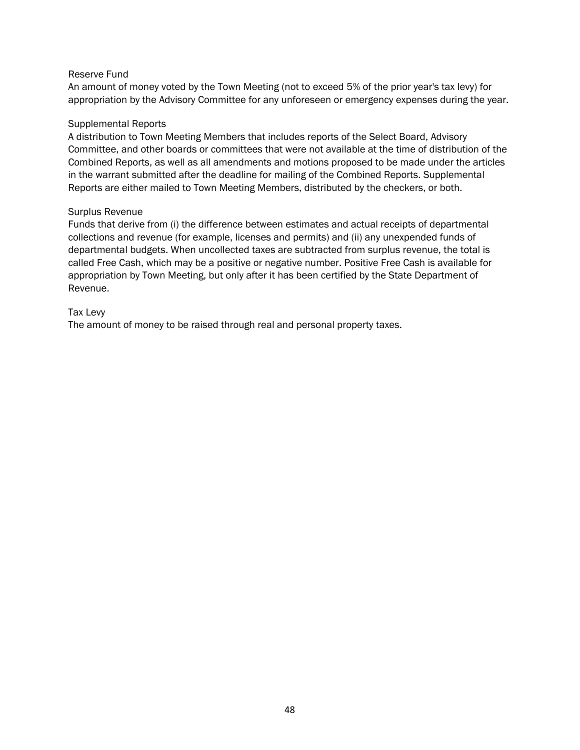### Reserve Fund

An amount of money voted by the Town Meeting (not to exceed 5% of the prior year's tax levy) for appropriation by the Advisory Committee for any unforeseen or emergency expenses during the year.

### Supplemental Reports

A distribution to Town Meeting Members that includes reports of the Select Board, Advisory Committee, and other boards or committees that were not available at the time of distribution of the Combined Reports, as well as all amendments and motions proposed to be made under the articles in the warrant submitted after the deadline for mailing of the Combined Reports. Supplemental Reports are either mailed to Town Meeting Members, distributed by the checkers, or both.

### Surplus Revenue

Funds that derive from (i) the difference between estimates and actual receipts of departmental collections and revenue (for example, licenses and permits) and (ii) any unexpended funds of departmental budgets. When uncollected taxes are subtracted from surplus revenue, the total is called Free Cash, which may be a positive or negative number. Positive Free Cash is available for appropriation by Town Meeting, but only after it has been certified by the State Department of Revenue.

### Tax Levy

The amount of money to be raised through real and personal property taxes.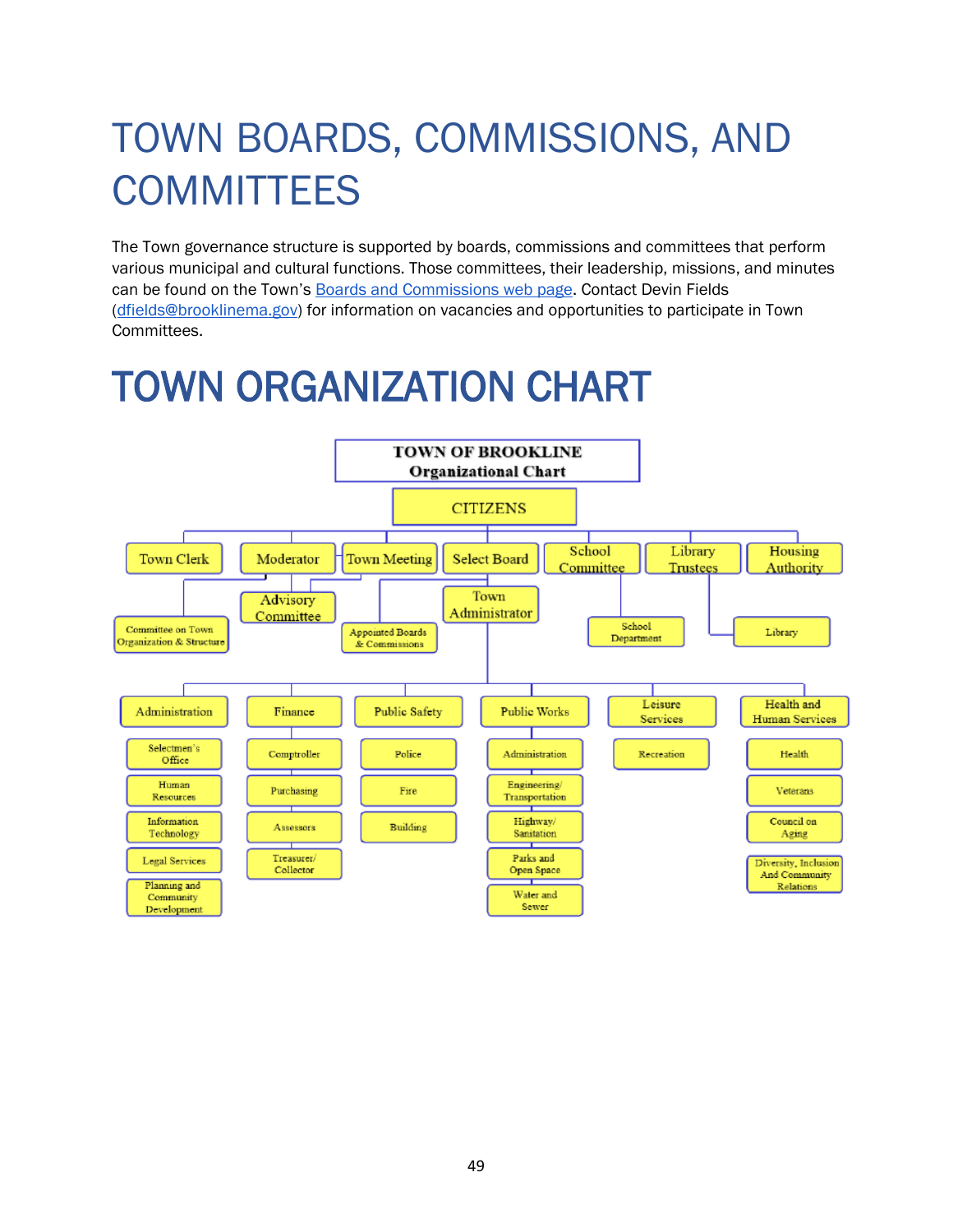# TOWN BOARDS, COMMISSIONS, AND COMMITTEES

The Town governance structure is supported by boards, commissions and committees that perform various municipal and cultural functions. Those committees, their leadership, missions, and minutes can be found on the Town's [Boards and Commissions web page](). Contact Devin Fields ([dfields@brooklinema.gov](mailto:dfields@brooklinema.gov)) for information on vacancies and opportunities to participate in Town Committees.

# TOWN ORGANIZATION CHART

**TOWN OF BROOKLINE**
**Organizational Chart**

- CITIZENS
  - Town Clerk
    - Committee on Town Organization & Structure
  - Moderator
    - Advisory Committee
  - Town Meeting
  - Select Board
    - Appointed Boards & Commissions
    - Town Administrator
      - Administration
        - Selectmen's Office
        - Human Resources
        - Information Technology
        - Legal Services
        - Planning and Community Development
      - Finance
        - Comptroller
        - Purchasing
        - Assessors
        - Treasurer/ Collector
      - Public Safety
        - Police
        - Fire
        - Building
      - Public Works
        - Administration
        - Engineering/ Transportation
        - Highway/ Sanitation
        - Parks and Open Space
        - Water and Sewer
      - Leisure Services
        - Recreation
      - Health and Human Services
        - Health
        - Veterans
        - Council on Aging
        - Diversity, Inclusion And Community Relations
  - School Committee
    - School Department
  - Library Trustees
    - Library
  - Housing Authority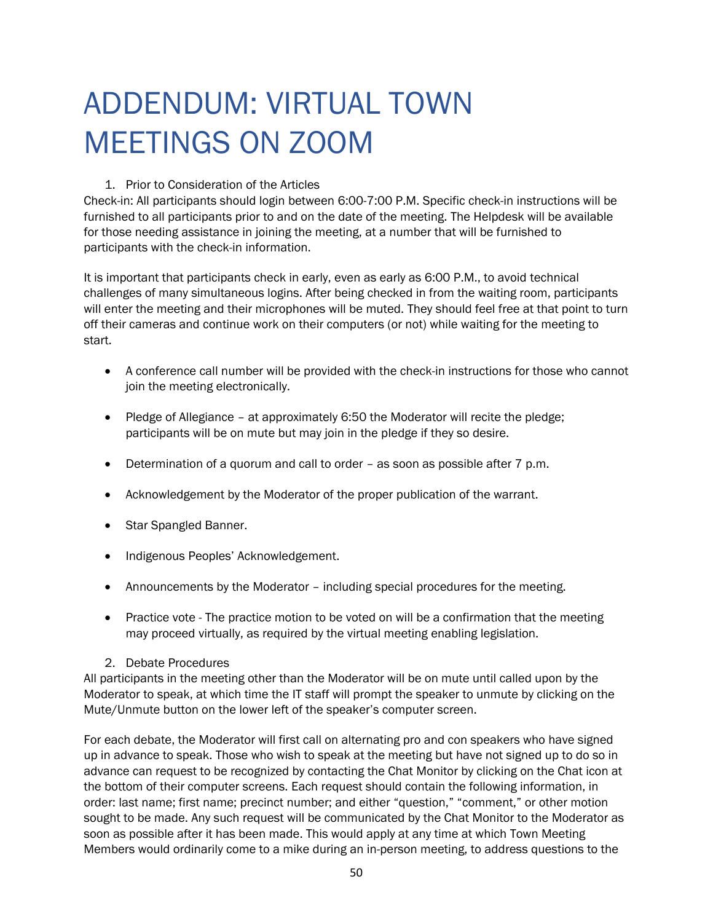# ADDENDUM: VIRTUAL TOWN MEETINGS ON ZOOM

1. Prior to Consideration of the Articles

Check-in: All participants should login between 6:00-7:00 P.M. Specific check-in instructions will be furnished to all participants prior to and on the date of the meeting. The Helpdesk will be available for those needing assistance in joining the meeting, at a number that will be furnished to participants with the check-in information.

It is important that participants check in early, even as early as 6:00 P.M., to avoid technical challenges of many simultaneous logins. After being checked in from the waiting room, participants will enter the meeting and their microphones will be muted. They should feel free at that point to turn off their cameras and continue work on their computers (or not) while waiting for the meeting to start.

- A conference call number will be provided with the check-in instructions for those who cannot join the meeting electronically.
- Pledge of Allegiance – at approximately 6:50 the Moderator will recite the pledge; participants will be on mute but may join in the pledge if they so desire.
- Determination of a quorum and call to order – as soon as possible after 7 p.m.
- Acknowledgement by the Moderator of the proper publication of the warrant.
- Star Spangled Banner.
- Indigenous Peoples' Acknowledgement.
- Announcements by the Moderator – including special procedures for the meeting.
- Practice vote - The practice motion to be voted on will be a confirmation that the meeting may proceed virtually, as required by the virtual meeting enabling legislation.

2. Debate Procedures

All participants in the meeting other than the Moderator will be on mute until called upon by the Moderator to speak, at which time the IT staff will prompt the speaker to unmute by clicking on the Mute/Unmute button on the lower left of the speaker's computer screen.

For each debate, the Moderator will first call on alternating pro and con speakers who have signed up in advance to speak. Those who wish to speak at the meeting but have not signed up to do so in advance can request to be recognized by contacting the Chat Monitor by clicking on the Chat icon at the bottom of their computer screens. Each request should contain the following information, in order: last name; first name; precinct number; and either "question," "comment," or other motion sought to be made. Any such request will be communicated by the Chat Monitor to the Moderator as soon as possible after it has been made. This would apply at any time at which Town Meeting Members would ordinarily come to a mike during an in-person meeting, to address questions to the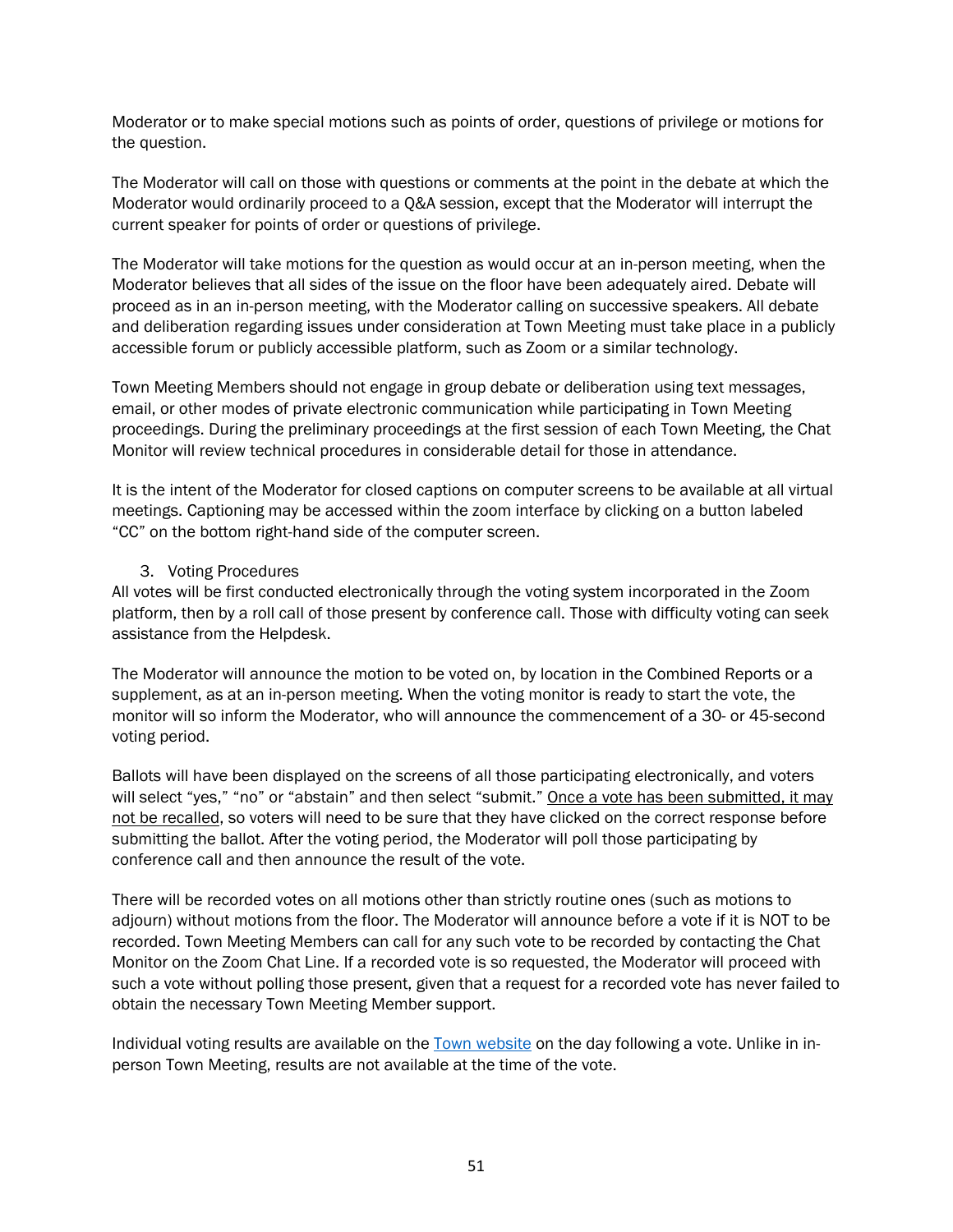Moderator or to make special motions such as points of order, questions of privilege or motions for the question.

The Moderator will call on those with questions or comments at the point in the debate at which the Moderator would ordinarily proceed to a Q&A session, except that the Moderator will interrupt the current speaker for points of order or questions of privilege.

The Moderator will take motions for the question as would occur at an in-person meeting, when the Moderator believes that all sides of the issue on the floor have been adequately aired. Debate will proceed as in an in-person meeting, with the Moderator calling on successive speakers. All debate and deliberation regarding issues under consideration at Town Meeting must take place in a publicly accessible forum or publicly accessible platform, such as Zoom or a similar technology.

Town Meeting Members should not engage in group debate or deliberation using text messages, email, or other modes of private electronic communication while participating in Town Meeting proceedings. During the preliminary proceedings at the first session of each Town Meeting, the Chat Monitor will review technical procedures in considerable detail for those in attendance.

It is the intent of the Moderator for closed captions on computer screens to be available at all virtual meetings. Captioning may be accessed within the zoom interface by clicking on a button labeled "CC" on the bottom right-hand side of the computer screen.

3. Voting Procedures

All votes will be first conducted electronically through the voting system incorporated in the Zoom platform, then by a roll call of those present by conference call. Those with difficulty voting can seek assistance from the Helpdesk.

The Moderator will announce the motion to be voted on, by location in the Combined Reports or a supplement, as at an in-person meeting. When the voting monitor is ready to start the vote, the monitor will so inform the Moderator, who will announce the commencement of a 30- or 45-second voting period.

Ballots will have been displayed on the screens of all those participating electronically, and voters will select "yes," "no" or "abstain" and then select "submit." Once a vote has been submitted, it may not be recalled, so voters will need to be sure that they have clicked on the correct response before submitting the ballot. After the voting period, the Moderator will poll those participating by conference call and then announce the result of the vote.

There will be recorded votes on all motions other than strictly routine ones (such as motions to adjourn) without motions from the floor. The Moderator will announce before a vote if it is NOT to be recorded. Town Meeting Members can call for any such vote to be recorded by contacting the Chat Monitor on the Zoom Chat Line. If a recorded vote is so requested, the Moderator will proceed with such a vote without polling those present, given that a request for a recorded vote has never failed to obtain the necessary Town Meeting Member support.

Individual voting results are available on the Town website on the day following a vote. Unlike in-person Town Meeting, results are not available at the time of the vote.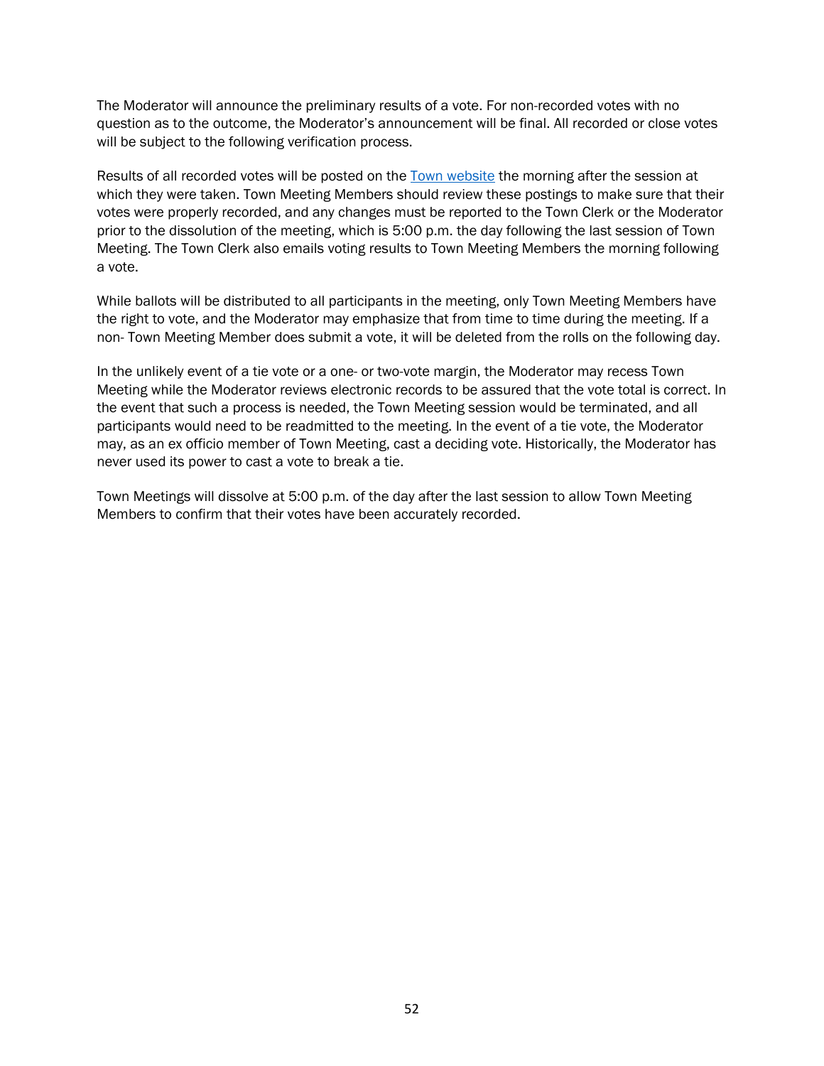The Moderator will announce the preliminary results of a vote. For non-recorded votes with no question as to the outcome, the Moderator's announcement will be final. All recorded or close votes will be subject to the following verification process.

Results of all recorded votes will be posted on the [Town website](#) the morning after the session at which they were taken. Town Meeting Members should review these postings to make sure that their votes were properly recorded, and any changes must be reported to the Town Clerk or the Moderator prior to the dissolution of the meeting, which is 5:00 p.m. the day following the last session of Town Meeting. The Town Clerk also emails voting results to Town Meeting Members the morning following a vote.

While ballots will be distributed to all participants in the meeting, only Town Meeting Members have the right to vote, and the Moderator may emphasize that from time to time during the meeting. If a non- Town Meeting Member does submit a vote, it will be deleted from the rolls on the following day.

In the unlikely event of a tie vote or a one- or two-vote margin, the Moderator may recess Town Meeting while the Moderator reviews electronic records to be assured that the vote total is correct. In the event that such a process is needed, the Town Meeting session would be terminated, and all participants would need to be readmitted to the meeting. In the event of a tie vote, the Moderator may, as an ex officio member of Town Meeting, cast a deciding vote. Historically, the Moderator has never used its power to cast a vote to break a tie.

Town Meetings will dissolve at 5:00 p.m. of the day after the last session to allow Town Meeting Members to confirm that their votes have been accurately recorded.